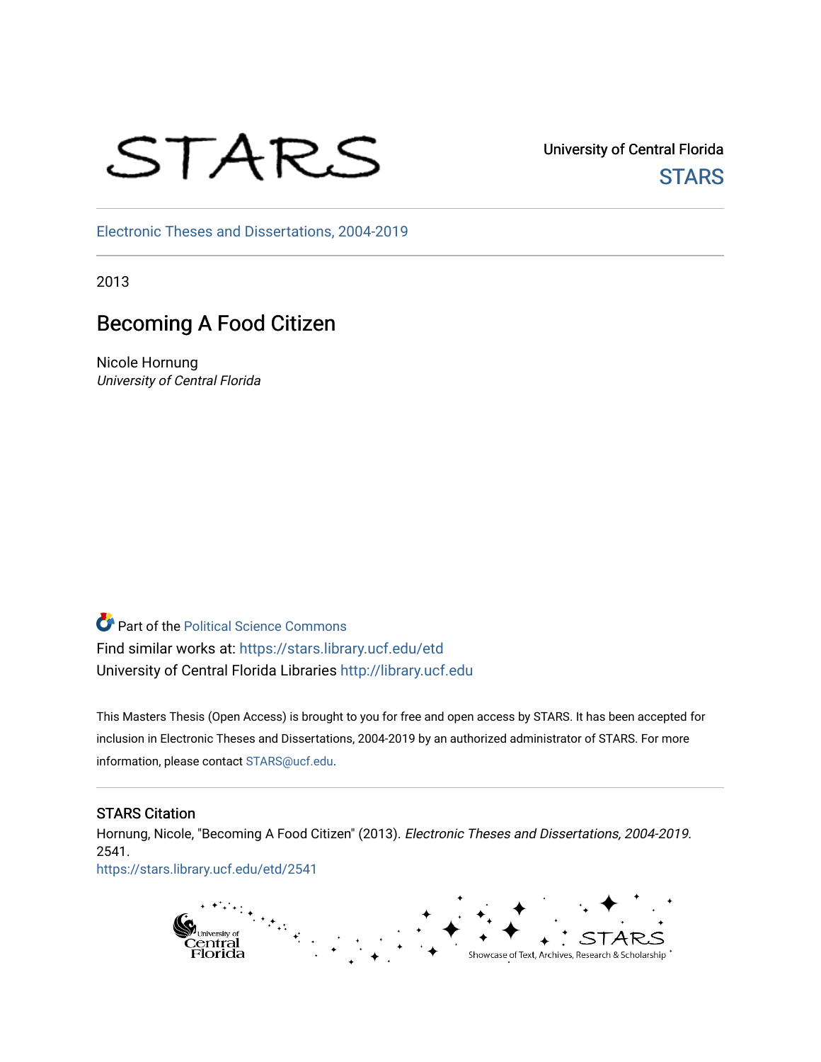STARS

University of Central Florida
STARS

Electronic Theses and Dissertations, 2004-2019

2013

# Becoming A Food Citizen

Nicole Hornung
*University of Central Florida*

Part of the Political Science Commons
Find similar works at: https://stars.library.ucf.edu/etd
University of Central Florida Libraries http://library.ucf.edu

This Masters Thesis (Open Access) is brought to you for free and open access by STARS. It has been accepted for inclusion in Electronic Theses and Dissertations, 2004-2019 by an authorized administrator of STARS. For more information, please contact STARS@ucf.edu.

## STARS Citation

Hornung, Nicole, "Becoming A Food Citizen" (2013). *Electronic Theses and Dissertations, 2004-2019*. 2541.
https://stars.library.ucf.edu/etd/2541

University of Central Florida

STARS
Showcase of Text, Archives, Research & Scholarship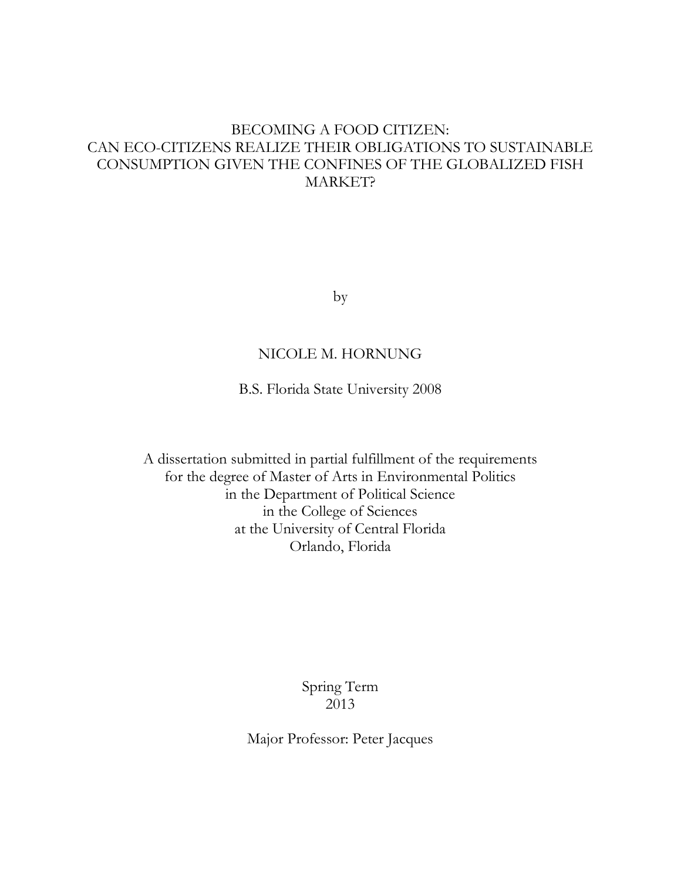# BECOMING A FOOD CITIZEN: CAN ECO-CITIZENS REALIZE THEIR OBLIGATIONS TO SUSTAINABLE CONSUMPTION GIVEN THE CONFINES OF THE GLOBALIZED FISH MARKET?

by

NICOLE M. HORNUNG

B.S. Florida State University 2008

A dissertation submitted in partial fulfillment of the requirements
for the degree of Master of Arts in Environmental Politics
in the Department of Political Science
in the College of Sciences
at the University of Central Florida
Orlando, Florida

Spring Term
2013

Major Professor: Peter Jacques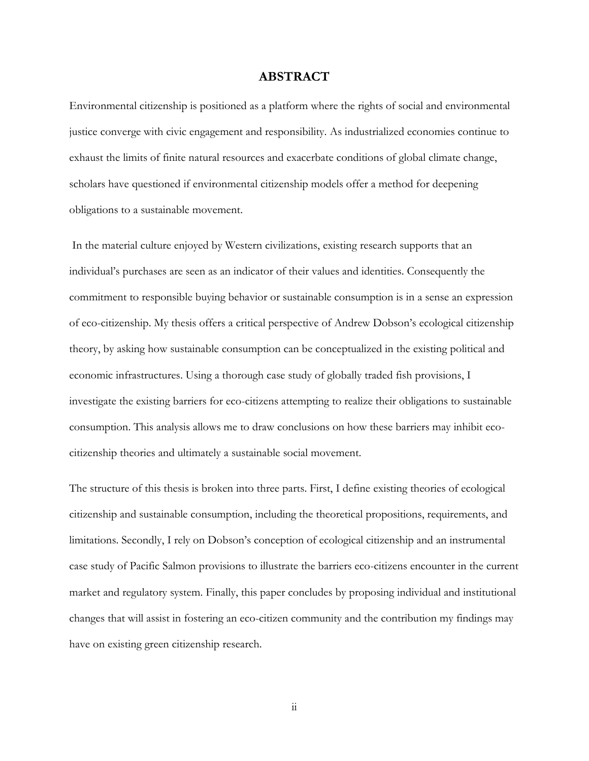# ABSTRACT

Environmental citizenship is positioned as a platform where the rights of social and environmental justice converge with civic engagement and responsibility. As industrialized economies continue to exhaust the limits of finite natural resources and exacerbate conditions of global climate change, scholars have questioned if environmental citizenship models offer a method for deepening obligations to a sustainable movement.

In the material culture enjoyed by Western civilizations, existing research supports that an individual's purchases are seen as an indicator of their values and identities. Consequently the commitment to responsible buying behavior or sustainable consumption is in a sense an expression of eco-citizenship. My thesis offers a critical perspective of Andrew Dobson's ecological citizenship theory, by asking how sustainable consumption can be conceptualized in the existing political and economic infrastructures. Using a thorough case study of globally traded fish provisions, I investigate the existing barriers for eco-citizens attempting to realize their obligations to sustainable consumption. This analysis allows me to draw conclusions on how these barriers may inhibit eco-citizenship theories and ultimately a sustainable social movement.

The structure of this thesis is broken into three parts. First, I define existing theories of ecological citizenship and sustainable consumption, including the theoretical propositions, requirements, and limitations. Secondly, I rely on Dobson's conception of ecological citizenship and an instrumental case study of Pacific Salmon provisions to illustrate the barriers eco-citizens encounter in the current market and regulatory system. Finally, this paper concludes by proposing individual and institutional changes that will assist in fostering an eco-citizen community and the contribution my findings may have on existing green citizenship research.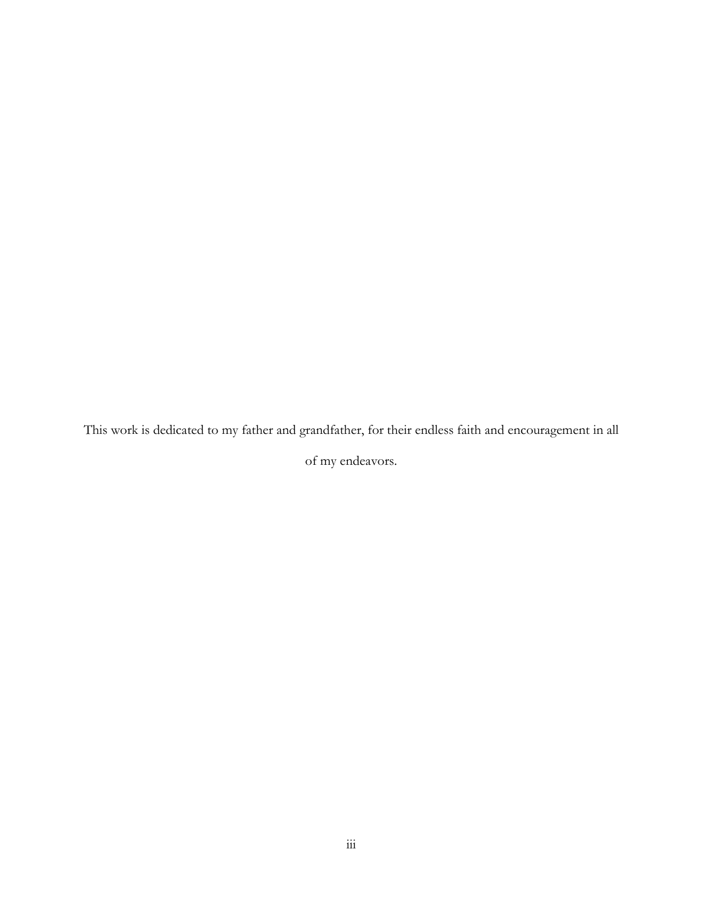This work is dedicated to my father and grandfather, for their endless faith and encouragement in all of my endeavors.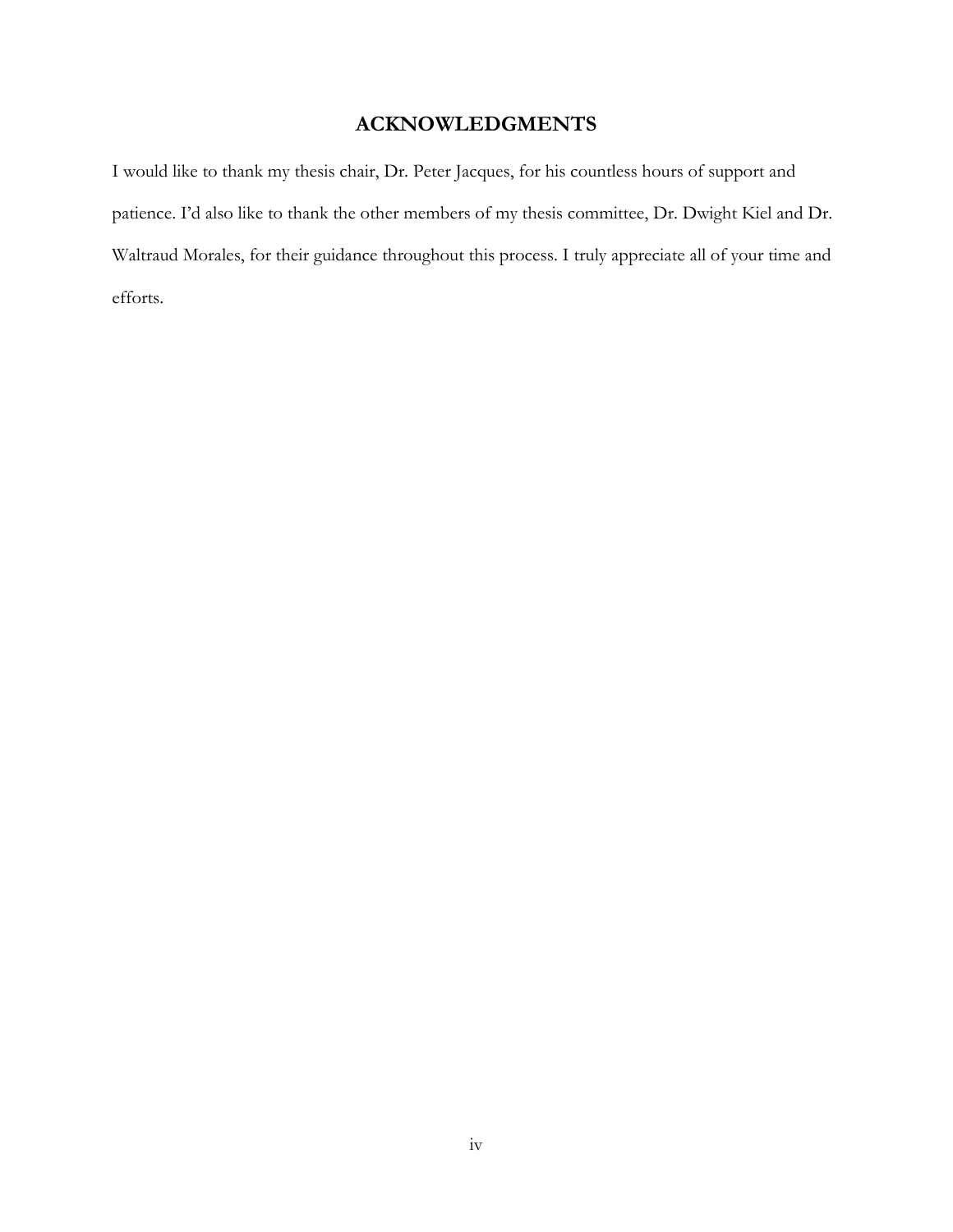# ACKNOWLEDGMENTS

I would like to thank my thesis chair, Dr. Peter Jacques, for his countless hours of support and patience. I'd also like to thank the other members of my thesis committee, Dr. Dwight Kiel and Dr. Waltraud Morales, for their guidance throughout this process. I truly appreciate all of your time and efforts.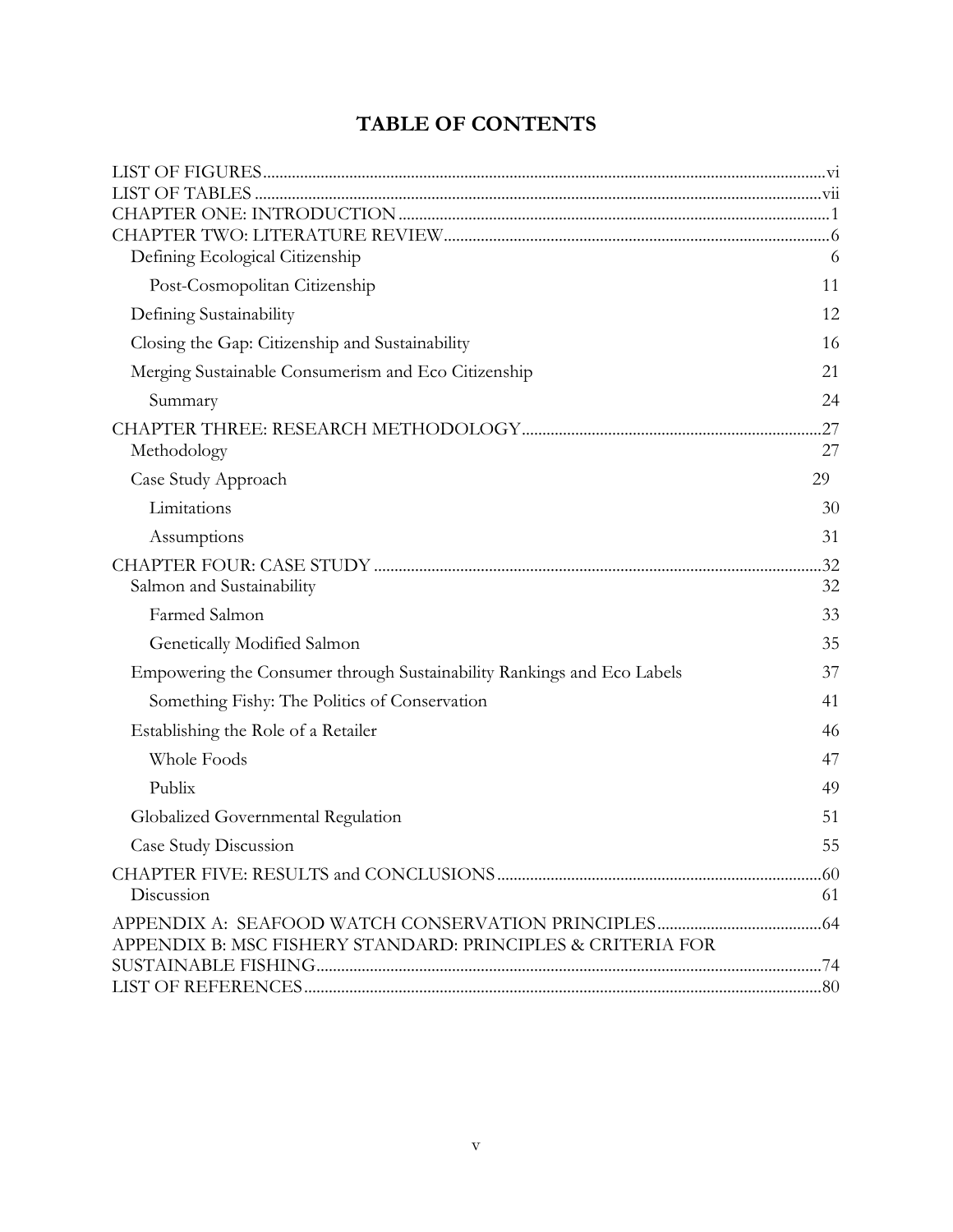## TABLE OF CONTENTS

LIST OF FIGURES ..... vi
LIST OF TABLES ..... vii
CHAPTER ONE: INTRODUCTION ..... 1
CHAPTER TWO: LITERATURE REVIEW ..... 6
- Defining Ecological Citizenship ..... 6
  - Post-Cosmopolitan Citizenship ..... 11
- Defining Sustainability ..... 12
- Closing the Gap: Citizenship and Sustainability ..... 16
- Merging Sustainable Consumerism and Eco Citizenship ..... 21
  - Summary ..... 24

CHAPTER THREE: RESEARCH METHODOLOGY ..... 27
- Methodology ..... 27
- Case Study Approach ..... 29
  - Limitations ..... 30
  - Assumptions ..... 31

CHAPTER FOUR: CASE STUDY ..... 32
- Salmon and Sustainability ..... 32
  - Farmed Salmon ..... 33
  - Genetically Modified Salmon ..... 35
- Empowering the Consumer through Sustainability Rankings and Eco Labels ..... 37
  - Something Fishy: The Politics of Conservation ..... 41
- Establishing the Role of a Retailer ..... 46
  - Whole Foods ..... 47
  - Publix ..... 49
- Globalized Governmental Regulation ..... 51
- Case Study Discussion ..... 55

CHAPTER FIVE: RESULTS and CONCLUSIONS ..... 60
- Discussion ..... 61

APPENDIX A: SEAFOOD WATCH CONSERVATION PRINCIPLES ..... 64
APPENDIX B: MSC FISHERY STANDARD: PRINCIPLES & CRITERIA FOR SUSTAINABLE FISHING ..... 74
LIST OF REFERENCES ..... 80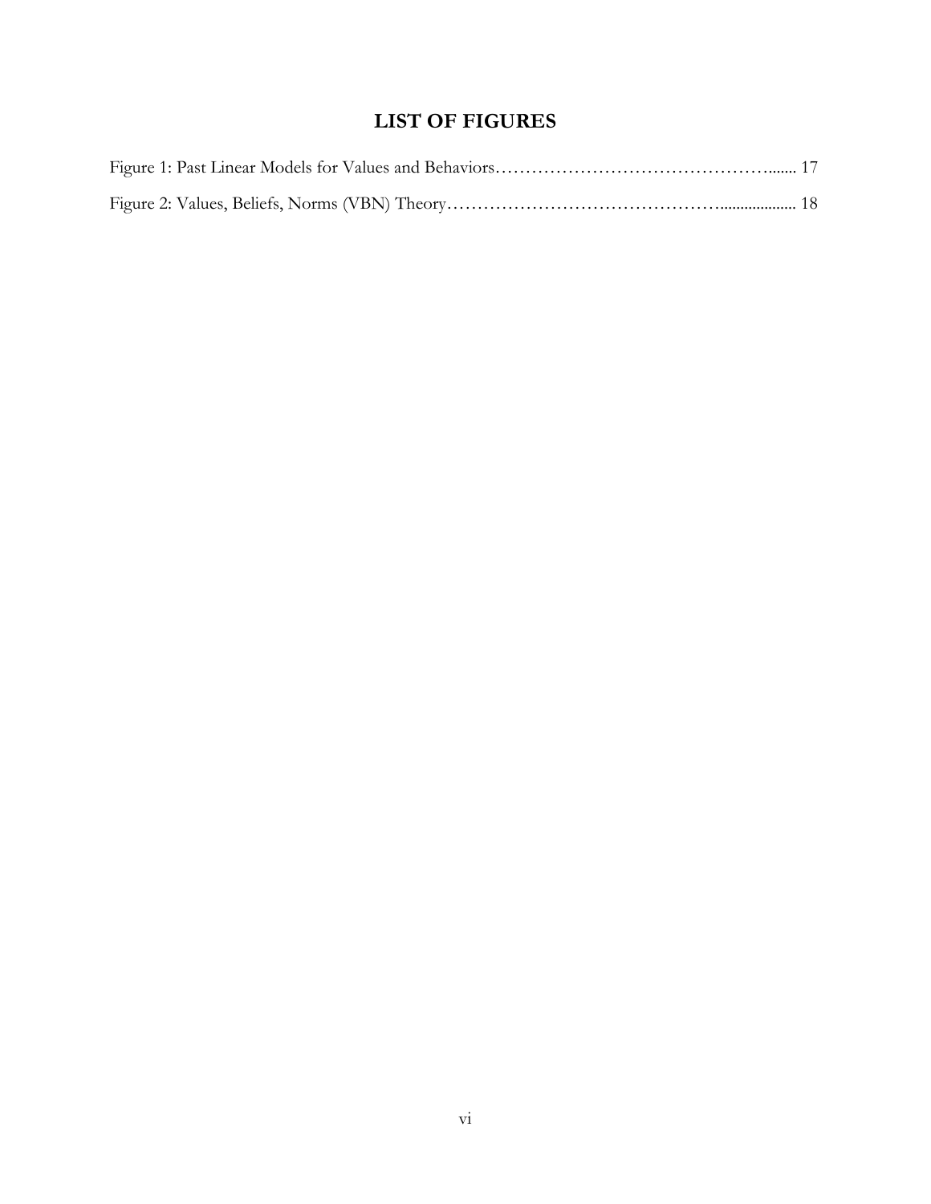# LIST OF FIGURES

Figure 1: Past Linear Models for Values and Behaviors………………………………………....... 17

Figure 2: Values, Beliefs, Norms (VBN) Theory……………………………………................... 18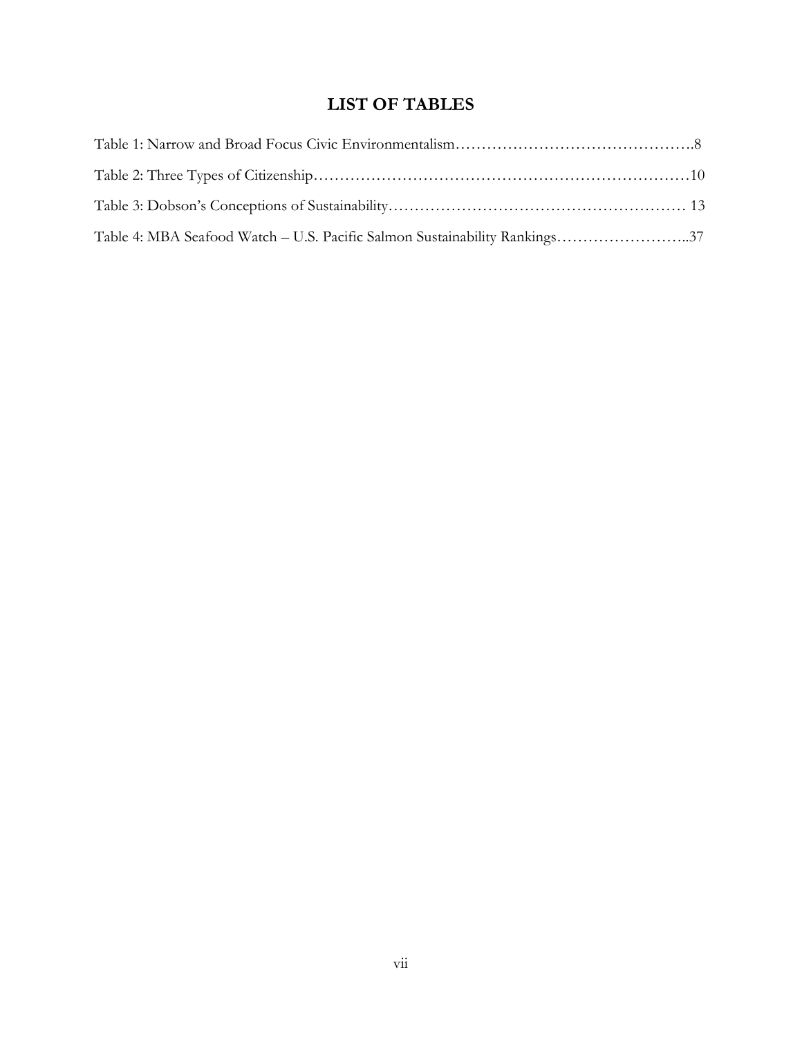# LIST OF TABLES

Table 1: Narrow and Broad Focus Civic Environmentalism……………………………………….8

Table 2: Three Types of Citizenship……………………………………………………………10

Table 3: Dobson's Conceptions of Sustainability………………………………………………… 13

Table 4: MBA Seafood Watch – U.S. Pacific Salmon Sustainability Rankings……………………..37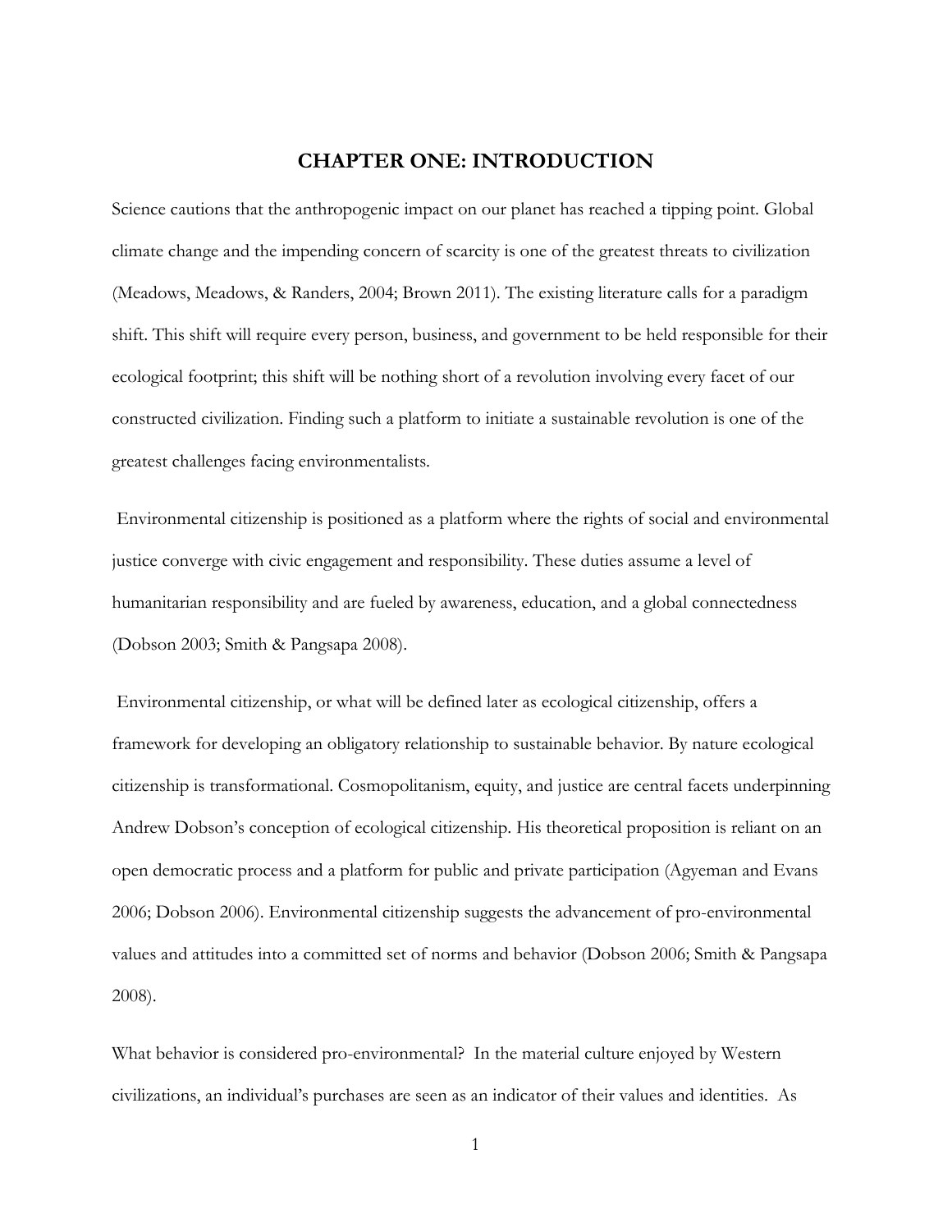# CHAPTER ONE: INTRODUCTION

Science cautions that the anthropogenic impact on our planet has reached a tipping point. Global climate change and the impending concern of scarcity is one of the greatest threats to civilization (Meadows, Meadows, & Randers, 2004; Brown 2011). The existing literature calls for a paradigm shift. This shift will require every person, business, and government to be held responsible for their ecological footprint; this shift will be nothing short of a revolution involving every facet of our constructed civilization. Finding such a platform to initiate a sustainable revolution is one of the greatest challenges facing environmentalists.

Environmental citizenship is positioned as a platform where the rights of social and environmental justice converge with civic engagement and responsibility. These duties assume a level of humanitarian responsibility and are fueled by awareness, education, and a global connectedness (Dobson 2003; Smith & Pangsapa 2008).

Environmental citizenship, or what will be defined later as ecological citizenship, offers a framework for developing an obligatory relationship to sustainable behavior. By nature ecological citizenship is transformational. Cosmopolitanism, equity, and justice are central facets underpinning Andrew Dobson's conception of ecological citizenship. His theoretical proposition is reliant on an open democratic process and a platform for public and private participation (Agyeman and Evans 2006; Dobson 2006). Environmental citizenship suggests the advancement of pro-environmental values and attitudes into a committed set of norms and behavior (Dobson 2006; Smith & Pangsapa 2008).

What behavior is considered pro-environmental? In the material culture enjoyed by Western civilizations, an individual's purchases are seen as an indicator of their values and identities. As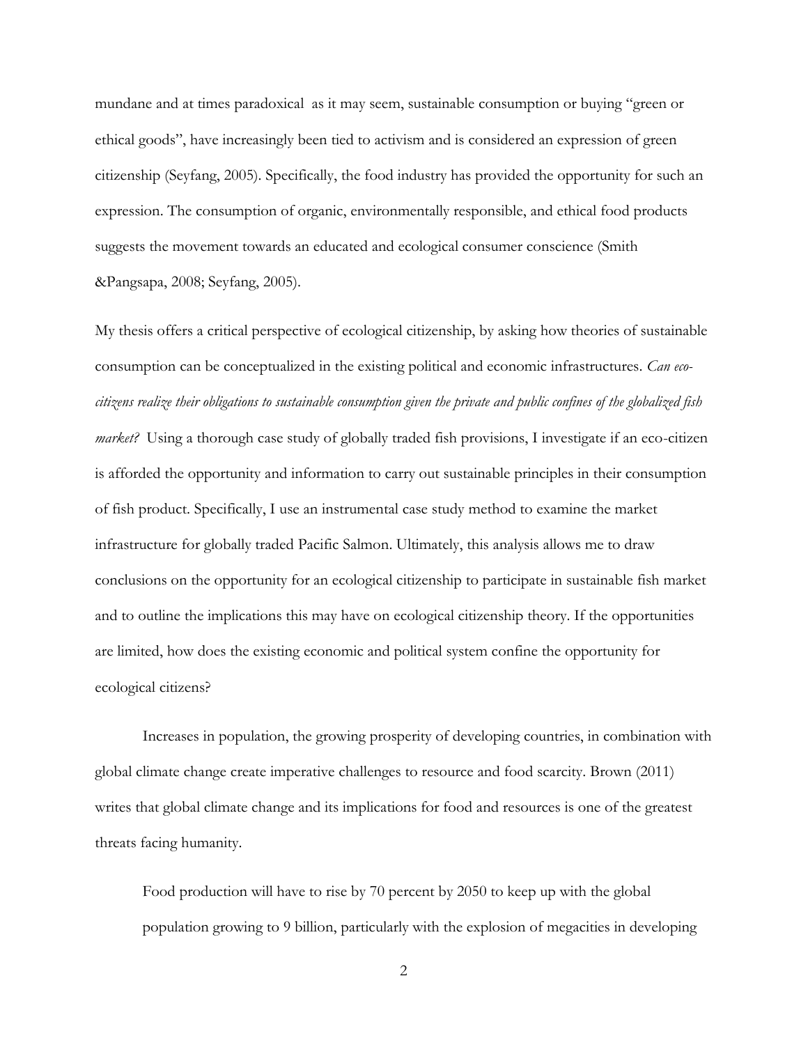mundane and at times paradoxical as it may seem, sustainable consumption or buying "green or ethical goods", have increasingly been tied to activism and is considered an expression of green citizenship (Seyfang, 2005). Specifically, the food industry has provided the opportunity for such an expression. The consumption of organic, environmentally responsible, and ethical food products suggests the movement towards an educated and ecological consumer conscience (Smith &Pangsapa, 2008; Seyfang, 2005).

My thesis offers a critical perspective of ecological citizenship, by asking how theories of sustainable consumption can be conceptualized in the existing political and economic infrastructures. *Can eco-citizens realize their obligations to sustainable consumption given the private and public confines of the globalized fish market?* Using a thorough case study of globally traded fish provisions, I investigate if an eco-citizen is afforded the opportunity and information to carry out sustainable principles in their consumption of fish product. Specifically, I use an instrumental case study method to examine the market infrastructure for globally traded Pacific Salmon. Ultimately, this analysis allows me to draw conclusions on the opportunity for an ecological citizenship to participate in sustainable fish market and to outline the implications this may have on ecological citizenship theory. If the opportunities are limited, how does the existing economic and political system confine the opportunity for ecological citizens?

Increases in population, the growing prosperity of developing countries, in combination with global climate change create imperative challenges to resource and food scarcity. Brown (2011) writes that global climate change and its implications for food and resources is one of the greatest threats facing humanity.

> Food production will have to rise by 70 percent by 2050 to keep up with the global population growing to 9 billion, particularly with the explosion of megacities in developing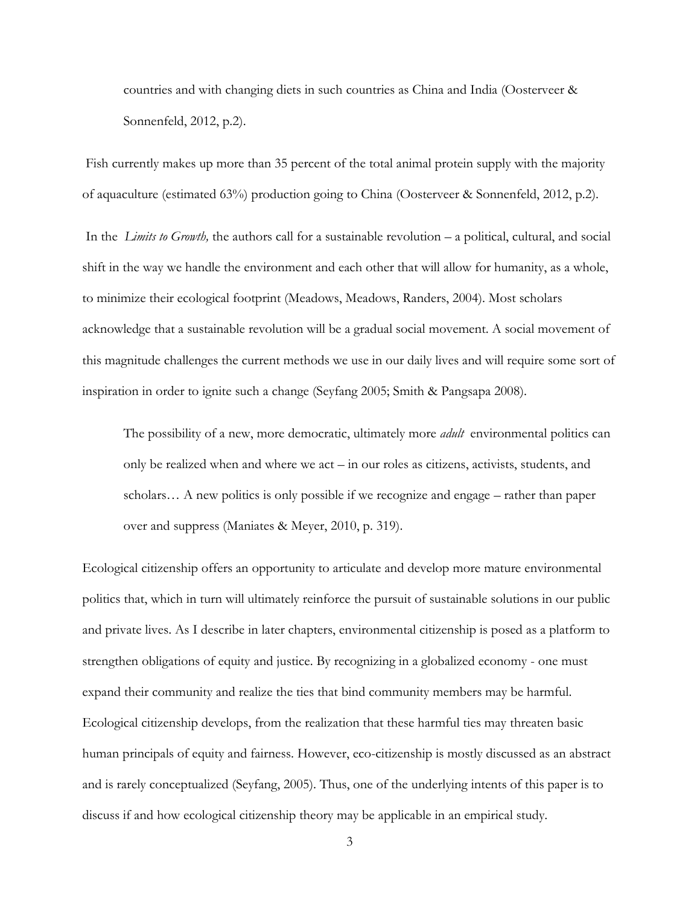countries and with changing diets in such countries as China and India (Oosterveer & Sonnenfeld, 2012, p.2).

Fish currently makes up more than 35 percent of the total animal protein supply with the majority of aquaculture (estimated 63%) production going to China (Oosterveer & Sonnenfeld, 2012, p.2).

In the *Limits to Growth,* the authors call for a sustainable revolution – a political, cultural, and social shift in the way we handle the environment and each other that will allow for humanity, as a whole, to minimize their ecological footprint (Meadows, Meadows, Randers, 2004). Most scholars acknowledge that a sustainable revolution will be a gradual social movement. A social movement of this magnitude challenges the current methods we use in our daily lives and will require some sort of inspiration in order to ignite such a change (Seyfang 2005; Smith & Pangsapa 2008).

> The possibility of a new, more democratic, ultimately more *adult* environmental politics can only be realized when and where we act – in our roles as citizens, activists, students, and scholars… A new politics is only possible if we recognize and engage – rather than paper over and suppress (Maniates & Meyer, 2010, p. 319).

Ecological citizenship offers an opportunity to articulate and develop more mature environmental politics that, which in turn will ultimately reinforce the pursuit of sustainable solutions in our public and private lives. As I describe in later chapters, environmental citizenship is posed as a platform to strengthen obligations of equity and justice. By recognizing in a globalized economy - one must expand their community and realize the ties that bind community members may be harmful. Ecological citizenship develops, from the realization that these harmful ties may threaten basic human principals of equity and fairness. However, eco-citizenship is mostly discussed as an abstract and is rarely conceptualized (Seyfang, 2005). Thus, one of the underlying intents of this paper is to discuss if and how ecological citizenship theory may be applicable in an empirical study.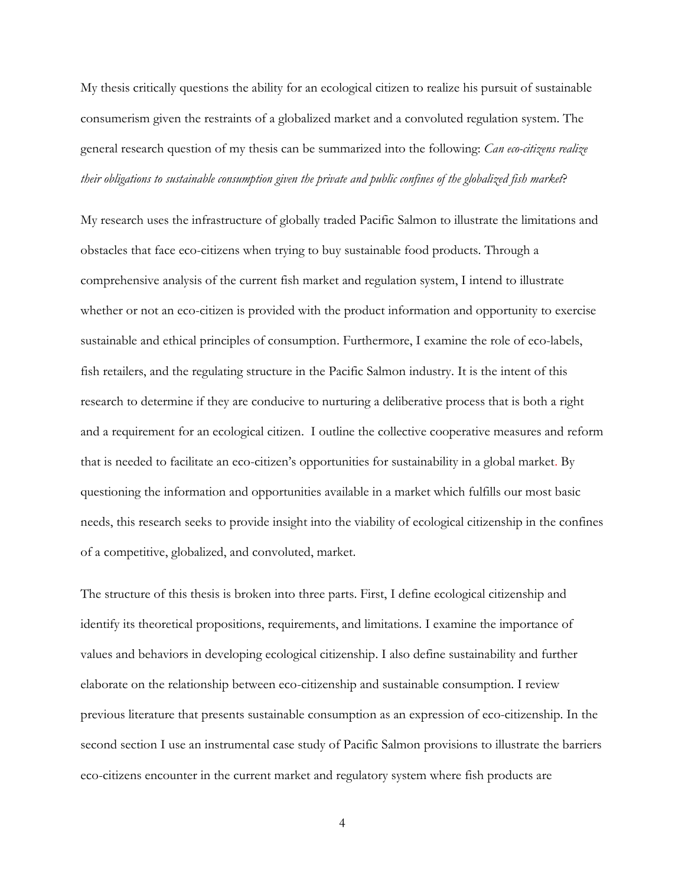My thesis critically questions the ability for an ecological citizen to realize his pursuit of sustainable consumerism given the restraints of a globalized market and a convoluted regulation system. The general research question of my thesis can be summarized into the following: *Can eco-citizens realize their obligations to sustainable consumption given the private and public confines of the globalized fish market*?

My research uses the infrastructure of globally traded Pacific Salmon to illustrate the limitations and obstacles that face eco-citizens when trying to buy sustainable food products. Through a comprehensive analysis of the current fish market and regulation system, I intend to illustrate whether or not an eco-citizen is provided with the product information and opportunity to exercise sustainable and ethical principles of consumption. Furthermore, I examine the role of eco-labels, fish retailers, and the regulating structure in the Pacific Salmon industry. It is the intent of this research to determine if they are conducive to nurturing a deliberative process that is both a right and a requirement for an ecological citizen. I outline the collective cooperative measures and reform that is needed to facilitate an eco-citizen's opportunities for sustainability in a global market. By questioning the information and opportunities available in a market which fulfills our most basic needs, this research seeks to provide insight into the viability of ecological citizenship in the confines of a competitive, globalized, and convoluted, market.

The structure of this thesis is broken into three parts. First, I define ecological citizenship and identify its theoretical propositions, requirements, and limitations. I examine the importance of values and behaviors in developing ecological citizenship. I also define sustainability and further elaborate on the relationship between eco-citizenship and sustainable consumption. I review previous literature that presents sustainable consumption as an expression of eco-citizenship. In the second section I use an instrumental case study of Pacific Salmon provisions to illustrate the barriers eco-citizens encounter in the current market and regulatory system where fish products are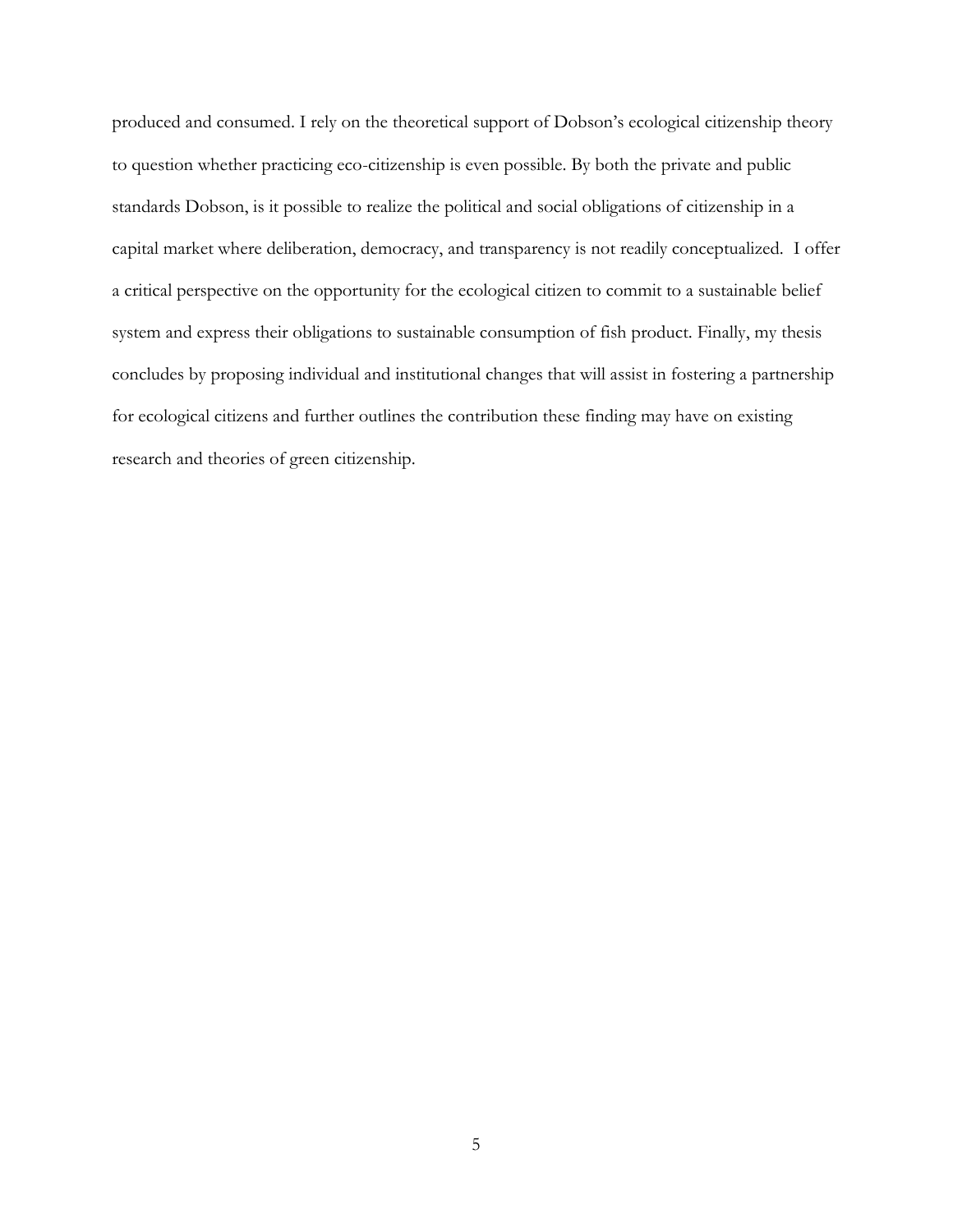produced and consumed. I rely on the theoretical support of Dobson's ecological citizenship theory to question whether practicing eco-citizenship is even possible. By both the private and public standards Dobson, is it possible to realize the political and social obligations of citizenship in a capital market where deliberation, democracy, and transparency is not readily conceptualized. I offer a critical perspective on the opportunity for the ecological citizen to commit to a sustainable belief system and express their obligations to sustainable consumption of fish product. Finally, my thesis concludes by proposing individual and institutional changes that will assist in fostering a partnership for ecological citizens and further outlines the contribution these finding may have on existing research and theories of green citizenship.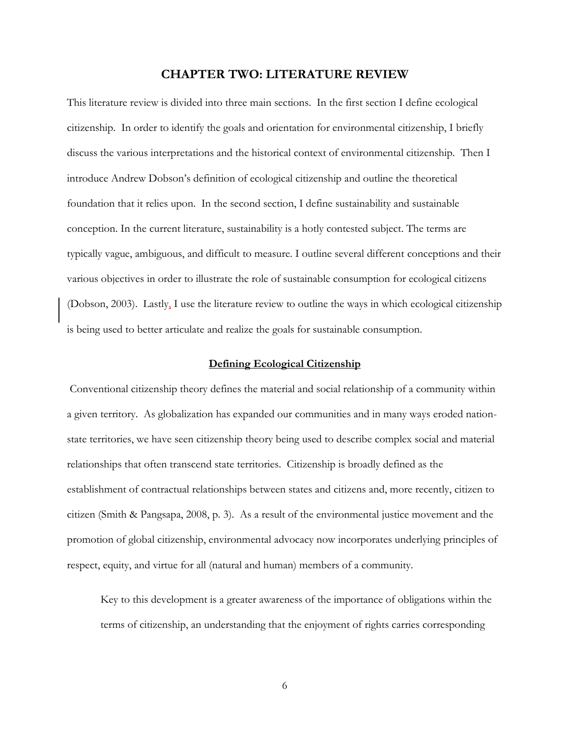# CHAPTER TWO: LITERATURE REVIEW

This literature review is divided into three main sections. In the first section I define ecological citizenship. In order to identify the goals and orientation for environmental citizenship, I briefly discuss the various interpretations and the historical context of environmental citizenship. Then I introduce Andrew Dobson's definition of ecological citizenship and outline the theoretical foundation that it relies upon. In the second section, I define sustainability and sustainable conception. In the current literature, sustainability is a hotly contested subject. The terms are typically vague, ambiguous, and difficult to measure. I outline several different conceptions and their various objectives in order to illustrate the role of sustainable consumption for ecological citizens (Dobson, 2003). Lastly, I use the literature review to outline the ways in which ecological citizenship is being used to better articulate and realize the goals for sustainable consumption.

## Defining Ecological Citizenship

Conventional citizenship theory defines the material and social relationship of a community within a given territory. As globalization has expanded our communities and in many ways eroded nation-state territories, we have seen citizenship theory being used to describe complex social and material relationships that often transcend state territories. Citizenship is broadly defined as the establishment of contractual relationships between states and citizens and, more recently, citizen to citizen (Smith & Pangsapa, 2008, p. 3). As a result of the environmental justice movement and the promotion of global citizenship, environmental advocacy now incorporates underlying principles of respect, equity, and virtue for all (natural and human) members of a community.

> Key to this development is a greater awareness of the importance of obligations within the terms of citizenship, an understanding that the enjoyment of rights carries corresponding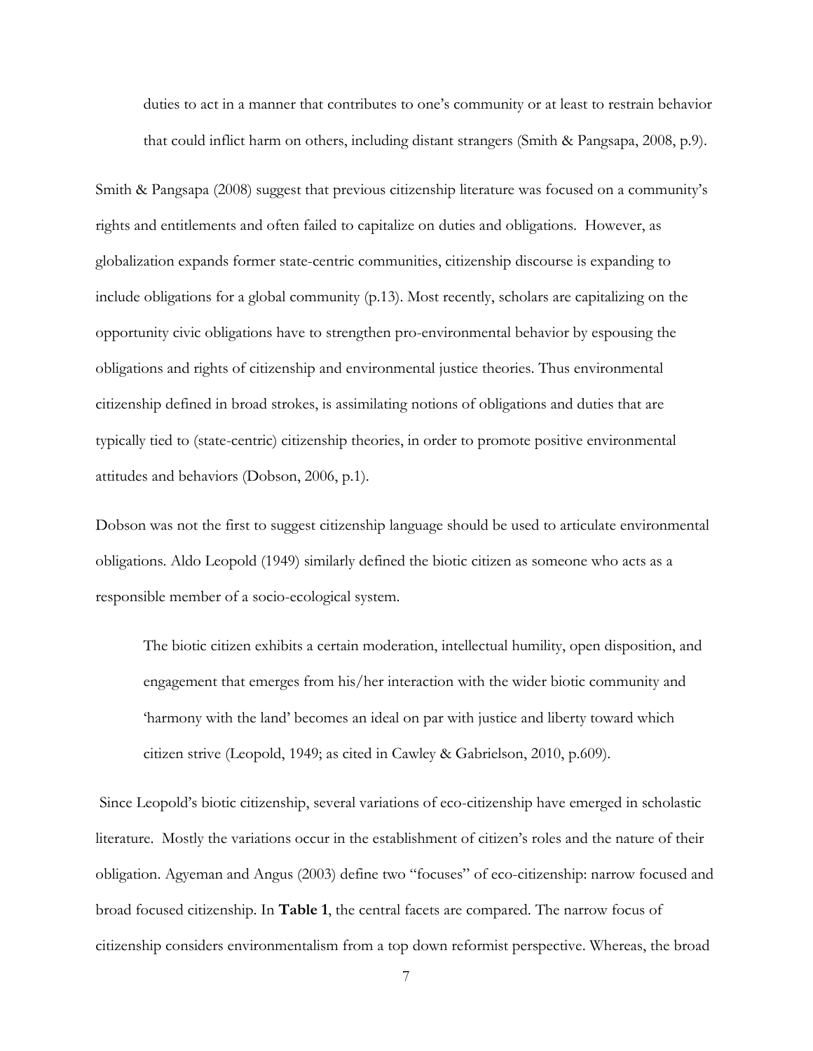> duties to act in a manner that contributes to one's community or at least to restrain behavior that could inflict harm on others, including distant strangers (Smith & Pangsapa, 2008, p.9).

Smith & Pangsapa (2008) suggest that previous citizenship literature was focused on a community's rights and entitlements and often failed to capitalize on duties and obligations. However, as globalization expands former state-centric communities, citizenship discourse is expanding to include obligations for a global community (p.13). Most recently, scholars are capitalizing on the opportunity civic obligations have to strengthen pro-environmental behavior by espousing the obligations and rights of citizenship and environmental justice theories. Thus environmental citizenship defined in broad strokes, is assimilating notions of obligations and duties that are typically tied to (state-centric) citizenship theories, in order to promote positive environmental attitudes and behaviors (Dobson, 2006, p.1).

Dobson was not the first to suggest citizenship language should be used to articulate environmental obligations. Aldo Leopold (1949) similarly defined the biotic citizen as someone who acts as a responsible member of a socio-ecological system.

> The biotic citizen exhibits a certain moderation, intellectual humility, open disposition, and engagement that emerges from his/her interaction with the wider biotic community and 'harmony with the land' becomes an ideal on par with justice and liberty toward which citizen strive (Leopold, 1949; as cited in Cawley & Gabrielson, 2010, p.609).

Since Leopold's biotic citizenship, several variations of eco-citizenship have emerged in scholastic literature. Mostly the variations occur in the establishment of citizen's roles and the nature of their obligation. Agyeman and Angus (2003) define two "focuses" of eco-citizenship: narrow focused and broad focused citizenship. In **Table 1**, the central facets are compared. The narrow focus of citizenship considers environmentalism from a top down reformist perspective. Whereas, the broad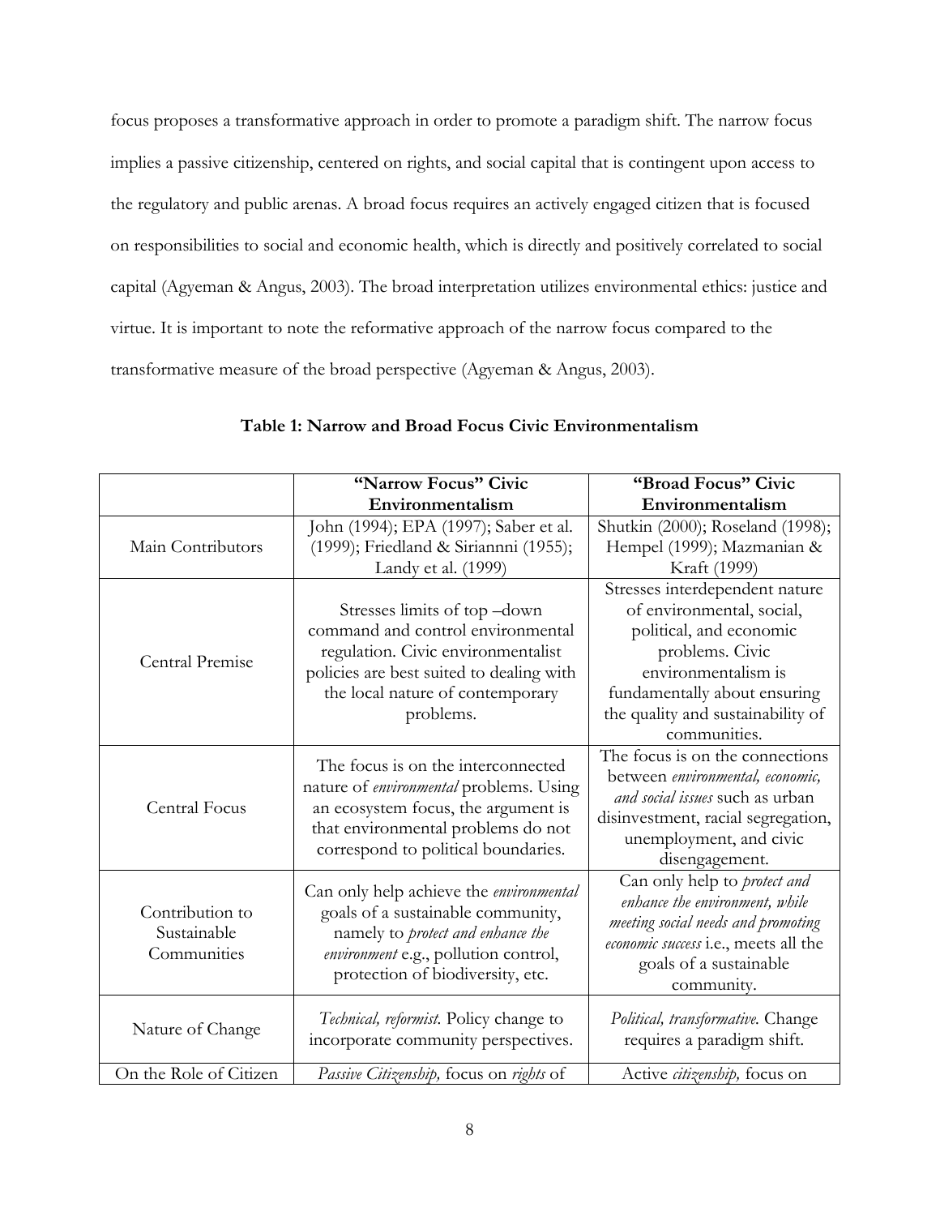focus proposes a transformative approach in order to promote a paradigm shift. The narrow focus implies a passive citizenship, centered on rights, and social capital that is contingent upon access to the regulatory and public arenas. A broad focus requires an actively engaged citizen that is focused on responsibilities to social and economic health, which is directly and positively correlated to social capital (Agyeman & Angus, 2003). The broad interpretation utilizes environmental ethics: justice and virtue. It is important to note the reformative approach of the narrow focus compared to the transformative measure of the broad perspective (Agyeman & Angus, 2003).

**Table 1: Narrow and Broad Focus Civic Environmentalism**

| | **"Narrow Focus" Civic Environmentalism** | **"Broad Focus" Civic Environmentalism** |
|---|---|---|
| Main Contributors | John (1994); EPA (1997); Saber et al. (1999); Friedland & Siriannni (1955); Landy et al. (1999) | Shutkin (2000); Roseland (1998); Hempel (1999); Mazmanian & Kraft (1999) |
| Central Premise | Stresses limits of top –down command and control environmental regulation. Civic environmentalist policies are best suited to dealing with the local nature of contemporary problems. | Stresses interdependent nature of environmental, social, political, and economic problems. Civic environmentalism is fundamentally about ensuring the quality and sustainability of communities. |
| Central Focus | The focus is on the interconnected nature of *environmental* problems. Using an ecosystem focus, the argument is that environmental problems do not correspond to political boundaries. | The focus is on the connections between *environmental, economic, and social issues* such as urban disinvestment, racial segregation, unemployment, and civic disengagement. |
| Contribution to Sustainable Communities | Can only help achieve the *environmental* goals of a sustainable community, namely to *protect and enhance the environment* e.g., pollution control, protection of biodiversity, etc. | Can only help to *protect and enhance the environment, while meeting social needs and promoting economic success* i.e., meets all the goals of a sustainable community. |
| Nature of Change | *Technical, reformist.* Policy change to incorporate community perspectives. | *Political, transformative.* Change requires a paradigm shift. |
| On the Role of Citizen | *Passive Citizenship,* focus on *rights* of | Active *citizenship,* focus on |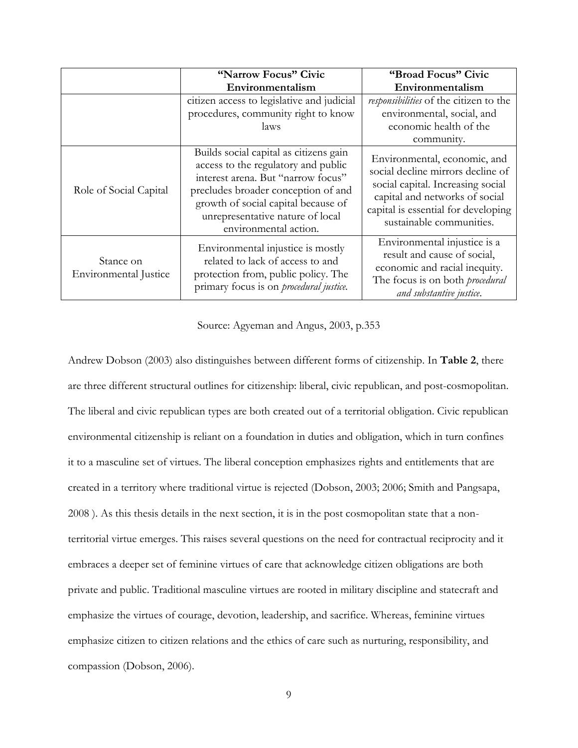| | "Narrow Focus" Civic Environmentalism | "Broad Focus" Civic Environmentalism |
|---|---|---|
| | citizen access to legislative and judicial procedures, community right to know laws | *responsibilities* of the citizen to the environmental, social, and economic health of the community. |
| Role of Social Capital | Builds social capital as citizens gain access to the regulatory and public interest arena. But "narrow focus" precludes broader conception of and growth of social capital because of unrepresentative nature of local environmental action. | Environmental, economic, and social decline mirrors decline of social capital. Increasing social capital and networks of social capital is essential for developing sustainable communities. |
| Stance on Environmental Justice | Environmental injustice is mostly related to lack of access to and protection from, public policy. The primary focus is on *procedural justice.* | Environmental injustice is a result and cause of social, economic and racial inequity. The focus is on both *procedural and substantive justice*. |

Source: Agyeman and Angus, 2003, p.353

Andrew Dobson (2003) also distinguishes between different forms of citizenship. In **Table 2**, there are three different structural outlines for citizenship: liberal, civic republican, and post-cosmopolitan. The liberal and civic republican types are both created out of a territorial obligation. Civic republican environmental citizenship is reliant on a foundation in duties and obligation, which in turn confines it to a masculine set of virtues. The liberal conception emphasizes rights and entitlements that are created in a territory where traditional virtue is rejected (Dobson, 2003; 2006; Smith and Pangsapa, 2008 ). As this thesis details in the next section, it is in the post cosmopolitan state that a non-territorial virtue emerges. This raises several questions on the need for contractual reciprocity and it embraces a deeper set of feminine virtues of care that acknowledge citizen obligations are both private and public. Traditional masculine virtues are rooted in military discipline and statecraft and emphasize the virtues of courage, devotion, leadership, and sacrifice. Whereas, feminine virtues emphasize citizen to citizen relations and the ethics of care such as nurturing, responsibility, and compassion (Dobson, 2006).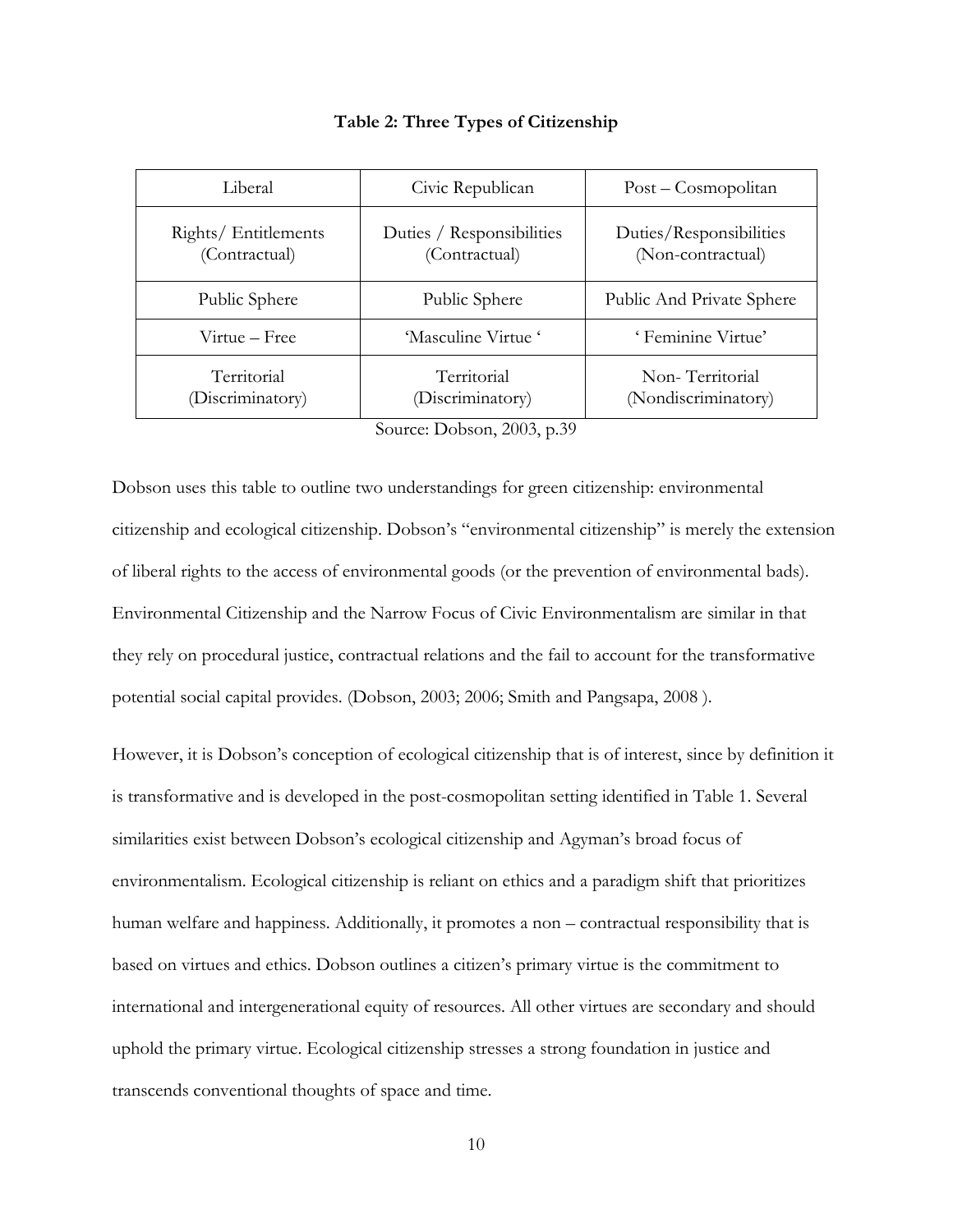**Table 2: Three Types of Citizenship**

| Liberal | Civic Republican | Post – Cosmopolitan |
|---|---|---|
| Rights/ Entitlements (Contractual) | Duties / Responsibilities (Contractual) | Duties/Responsibilities (Non-contractual) |
| Public Sphere | Public Sphere | Public And Private Sphere |
| Virtue – Free | 'Masculine Virtue ' | ' Feminine Virtue' |
| Territorial (Discriminatory) | Territorial (Discriminatory) | Non- Territorial (Nondiscriminatory) |

Source: Dobson, 2003, p.39

Dobson uses this table to outline two understandings for green citizenship: environmental citizenship and ecological citizenship. Dobson's "environmental citizenship" is merely the extension of liberal rights to the access of environmental goods (or the prevention of environmental bads). Environmental Citizenship and the Narrow Focus of Civic Environmentalism are similar in that they rely on procedural justice, contractual relations and the fail to account for the transformative potential social capital provides. (Dobson, 2003; 2006; Smith and Pangsapa, 2008 ).

However, it is Dobson's conception of ecological citizenship that is of interest, since by definition it is transformative and is developed in the post-cosmopolitan setting identified in Table 1. Several similarities exist between Dobson's ecological citizenship and Agyman's broad focus of environmentalism. Ecological citizenship is reliant on ethics and a paradigm shift that prioritizes human welfare and happiness. Additionally, it promotes a non – contractual responsibility that is based on virtues and ethics. Dobson outlines a citizen's primary virtue is the commitment to international and intergenerational equity of resources. All other virtues are secondary and should uphold the primary virtue. Ecological citizenship stresses a strong foundation in justice and transcends conventional thoughts of space and time.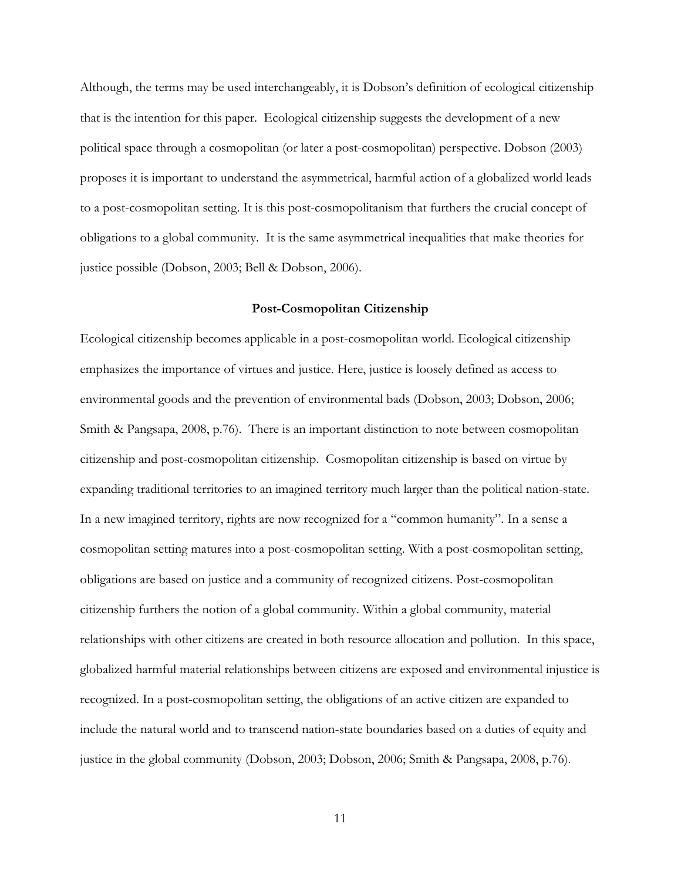Although, the terms may be used interchangeably, it is Dobson's definition of ecological citizenship that is the intention for this paper. Ecological citizenship suggests the development of a new political space through a cosmopolitan (or later a post-cosmopolitan) perspective. Dobson (2003) proposes it is important to understand the asymmetrical, harmful action of a globalized world leads to a post-cosmopolitan setting. It is this post-cosmopolitanism that furthers the crucial concept of obligations to a global community. It is the same asymmetrical inequalities that make theories for justice possible (Dobson, 2003; Bell & Dobson, 2006).

### Post-Cosmopolitan Citizenship

Ecological citizenship becomes applicable in a post-cosmopolitan world. Ecological citizenship emphasizes the importance of virtues and justice. Here, justice is loosely defined as access to environmental goods and the prevention of environmental bads (Dobson, 2003; Dobson, 2006; Smith & Pangsapa, 2008, p.76). There is an important distinction to note between cosmopolitan citizenship and post-cosmopolitan citizenship. Cosmopolitan citizenship is based on virtue by expanding traditional territories to an imagined territory much larger than the political nation-state. In a new imagined territory, rights are now recognized for a "common humanity". In a sense a cosmopolitan setting matures into a post-cosmopolitan setting. With a post-cosmopolitan setting, obligations are based on justice and a community of recognized citizens. Post-cosmopolitan citizenship furthers the notion of a global community. Within a global community, material relationships with other citizens are created in both resource allocation and pollution. In this space, globalized harmful material relationships between citizens are exposed and environmental injustice is recognized. In a post-cosmopolitan setting, the obligations of an active citizen are expanded to include the natural world and to transcend nation-state boundaries based on a duties of equity and justice in the global community (Dobson, 2003; Dobson, 2006; Smith & Pangsapa, 2008, p.76).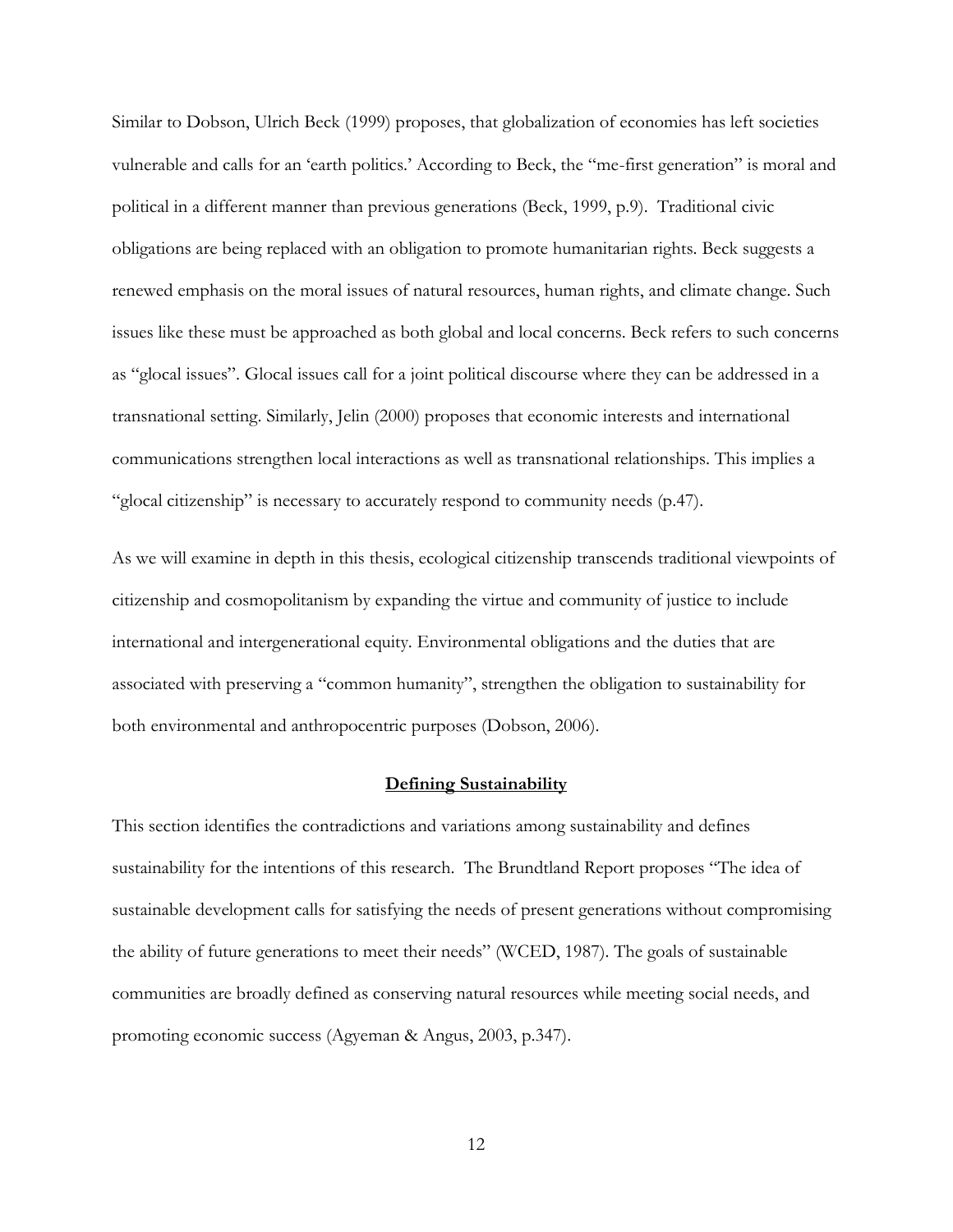Similar to Dobson, Ulrich Beck (1999) proposes, that globalization of economies has left societies vulnerable and calls for an 'earth politics.' According to Beck, the "me-first generation" is moral and political in a different manner than previous generations (Beck, 1999, p.9). Traditional civic obligations are being replaced with an obligation to promote humanitarian rights. Beck suggests a renewed emphasis on the moral issues of natural resources, human rights, and climate change. Such issues like these must be approached as both global and local concerns. Beck refers to such concerns as "glocal issues". Glocal issues call for a joint political discourse where they can be addressed in a transnational setting. Similarly, Jelin (2000) proposes that economic interests and international communications strengthen local interactions as well as transnational relationships. This implies a "glocal citizenship" is necessary to accurately respond to community needs (p.47).

As we will examine in depth in this thesis, ecological citizenship transcends traditional viewpoints of citizenship and cosmopolitanism by expanding the virtue and community of justice to include international and intergenerational equity. Environmental obligations and the duties that are associated with preserving a "common humanity", strengthen the obligation to sustainability for both environmental and anthropocentric purposes (Dobson, 2006).

## Defining Sustainability

This section identifies the contradictions and variations among sustainability and defines sustainability for the intentions of this research. The Brundtland Report proposes "The idea of sustainable development calls for satisfying the needs of present generations without compromising the ability of future generations to meet their needs" (WCED, 1987). The goals of sustainable communities are broadly defined as conserving natural resources while meeting social needs, and promoting economic success (Agyeman & Angus, 2003, p.347).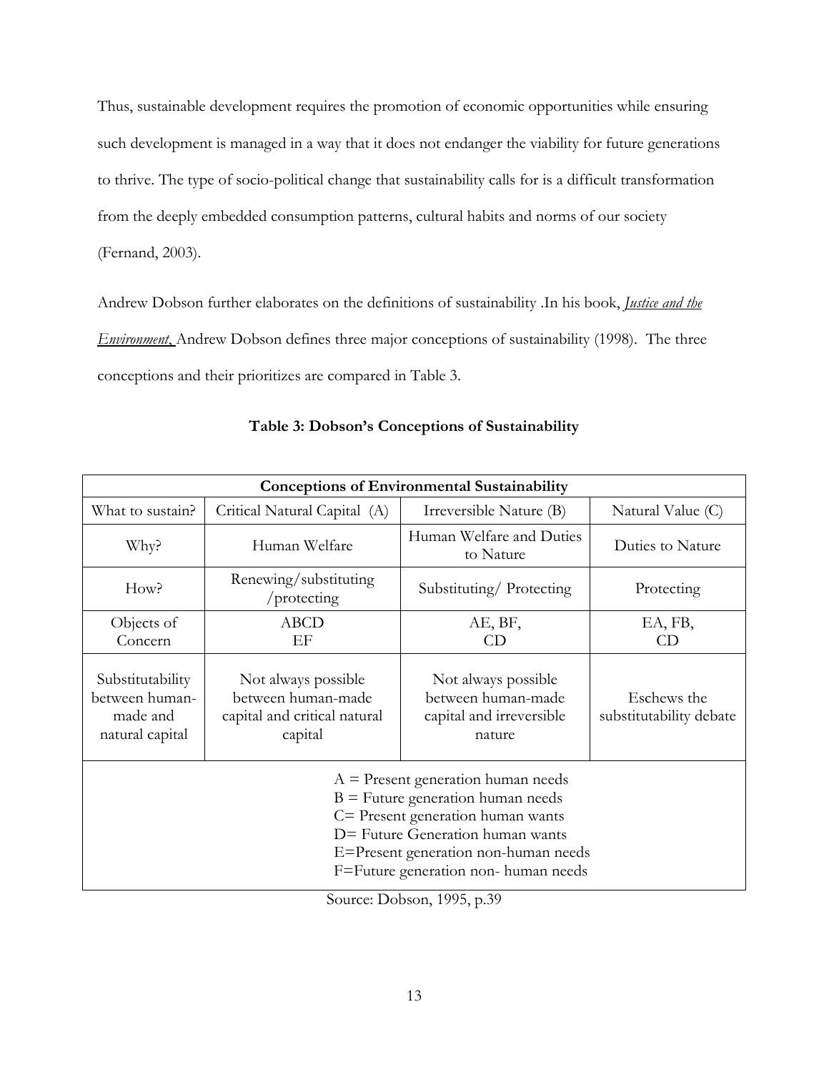Thus, sustainable development requires the promotion of economic opportunities while ensuring such development is managed in a way that it does not endanger the viability for future generations to thrive. The type of socio-political change that sustainability calls for is a difficult transformation from the deeply embedded consumption patterns, cultural habits and norms of our society (Fernand, 2003).

Andrew Dobson further elaborates on the definitions of sustainability .In his book, ***Justice and the Environment***, Andrew Dobson defines three major conceptions of sustainability (1998). The three conceptions and their prioritizes are compared in Table 3.

**Table 3: Dobson's Conceptions of Sustainability**

| **Conceptions of Environmental Sustainability** | | | |
|---|---|---|---|
| What to sustain? | Critical Natural Capital (A) | Irreversible Nature (B) | Natural Value (C) |
| Why? | Human Welfare | Human Welfare and Duties to Nature | Duties to Nature |
| How? | Renewing/substituting /protecting | Substituting/ Protecting | Protecting |
| Objects of Concern | ABCD EF | AE, BF, CD | EA, FB, CD |
| Substitutability between human-made and natural capital | Not always possible between human-made capital and critical natural capital | Not always possible between human-made capital and irreversible nature | Eschews the substitutability debate |
| A = Present generation human needs<br>B = Future generation human needs<br>C= Present generation human wants<br>D= Future Generation human wants<br>E=Present generation non-human needs<br>F=Future generation non- human needs | | | |

Source: Dobson, 1995, p.39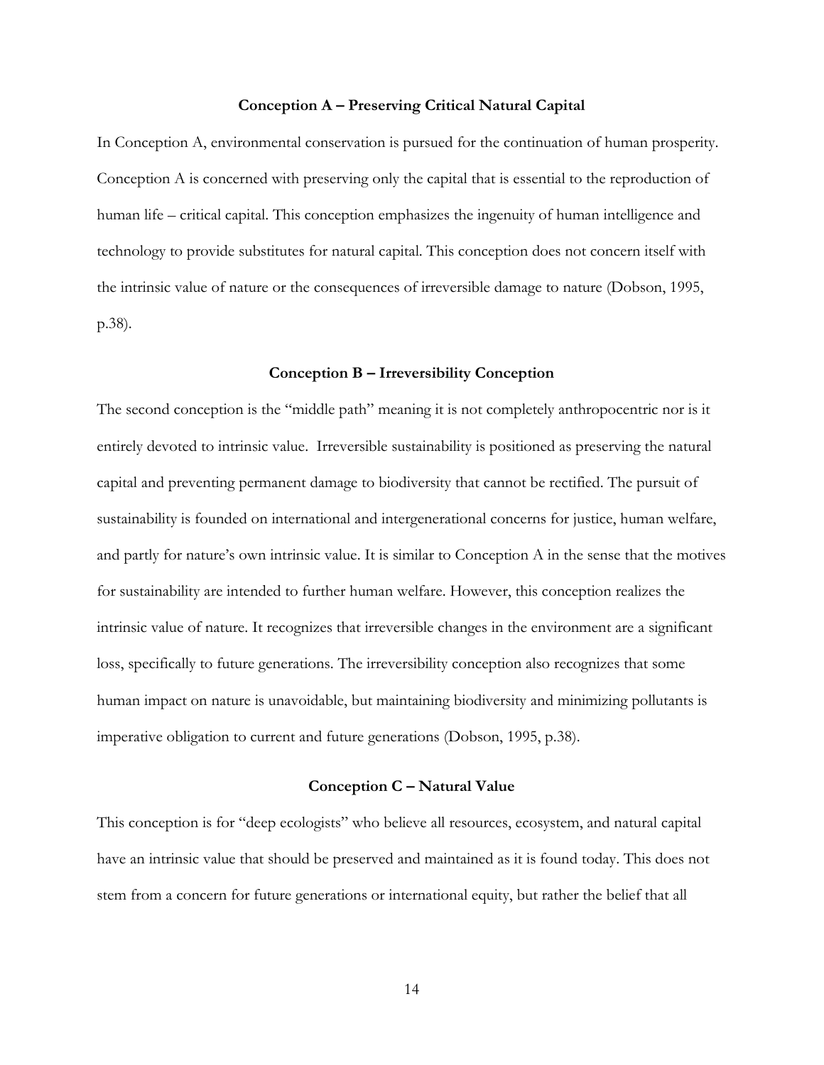### Conception A – Preserving Critical Natural Capital

In Conception A, environmental conservation is pursued for the continuation of human prosperity. Conception A is concerned with preserving only the capital that is essential to the reproduction of human life – critical capital. This conception emphasizes the ingenuity of human intelligence and technology to provide substitutes for natural capital. This conception does not concern itself with the intrinsic value of nature or the consequences of irreversible damage to nature (Dobson, 1995, p.38).

### Conception B – Irreversibility Conception

The second conception is the "middle path" meaning it is not completely anthropocentric nor is it entirely devoted to intrinsic value. Irreversible sustainability is positioned as preserving the natural capital and preventing permanent damage to biodiversity that cannot be rectified. The pursuit of sustainability is founded on international and intergenerational concerns for justice, human welfare, and partly for nature's own intrinsic value. It is similar to Conception A in the sense that the motives for sustainability are intended to further human welfare. However, this conception realizes the intrinsic value of nature. It recognizes that irreversible changes in the environment are a significant loss, specifically to future generations. The irreversibility conception also recognizes that some human impact on nature is unavoidable, but maintaining biodiversity and minimizing pollutants is imperative obligation to current and future generations (Dobson, 1995, p.38).

### Conception C – Natural Value

This conception is for "deep ecologists" who believe all resources, ecosystem, and natural capital have an intrinsic value that should be preserved and maintained as it is found today. This does not stem from a concern for future generations or international equity, but rather the belief that all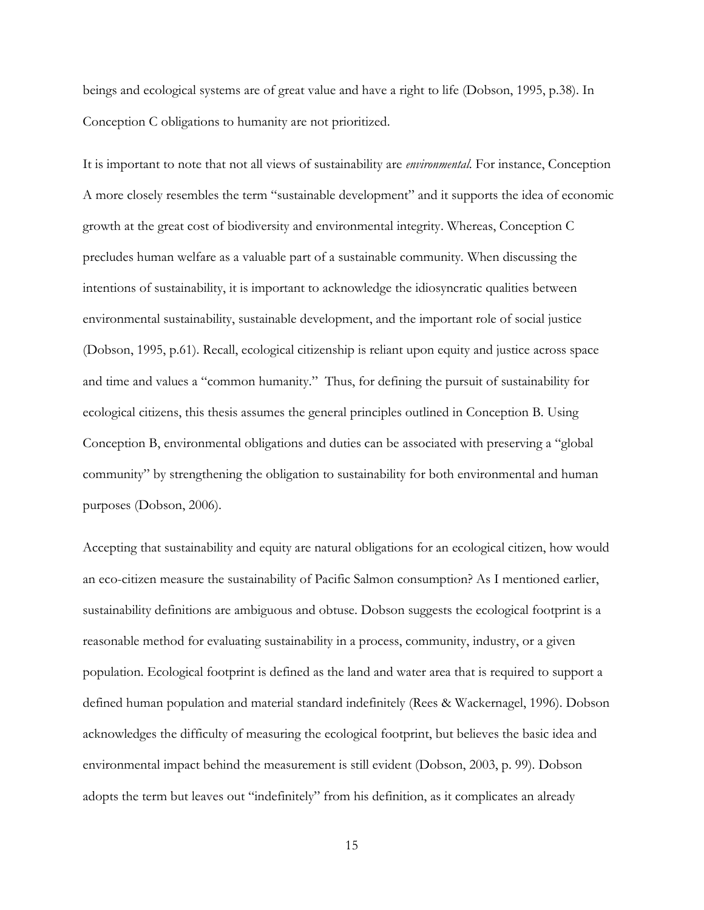beings and ecological systems are of great value and have a right to life (Dobson, 1995, p.38). In Conception C obligations to humanity are not prioritized.

It is important to note that not all views of sustainability are *environmental*. For instance, Conception A more closely resembles the term "sustainable development" and it supports the idea of economic growth at the great cost of biodiversity and environmental integrity. Whereas, Conception C precludes human welfare as a valuable part of a sustainable community. When discussing the intentions of sustainability, it is important to acknowledge the idiosyncratic qualities between environmental sustainability, sustainable development, and the important role of social justice (Dobson, 1995, p.61). Recall, ecological citizenship is reliant upon equity and justice across space and time and values a "common humanity." Thus, for defining the pursuit of sustainability for ecological citizens, this thesis assumes the general principles outlined in Conception B. Using Conception B, environmental obligations and duties can be associated with preserving a "global community" by strengthening the obligation to sustainability for both environmental and human purposes (Dobson, 2006).

Accepting that sustainability and equity are natural obligations for an ecological citizen, how would an eco-citizen measure the sustainability of Pacific Salmon consumption? As I mentioned earlier, sustainability definitions are ambiguous and obtuse. Dobson suggests the ecological footprint is a reasonable method for evaluating sustainability in a process, community, industry, or a given population. Ecological footprint is defined as the land and water area that is required to support a defined human population and material standard indefinitely (Rees & Wackernagel, 1996). Dobson acknowledges the difficulty of measuring the ecological footprint, but believes the basic idea and environmental impact behind the measurement is still evident (Dobson, 2003, p. 99). Dobson adopts the term but leaves out "indefinitely" from his definition, as it complicates an already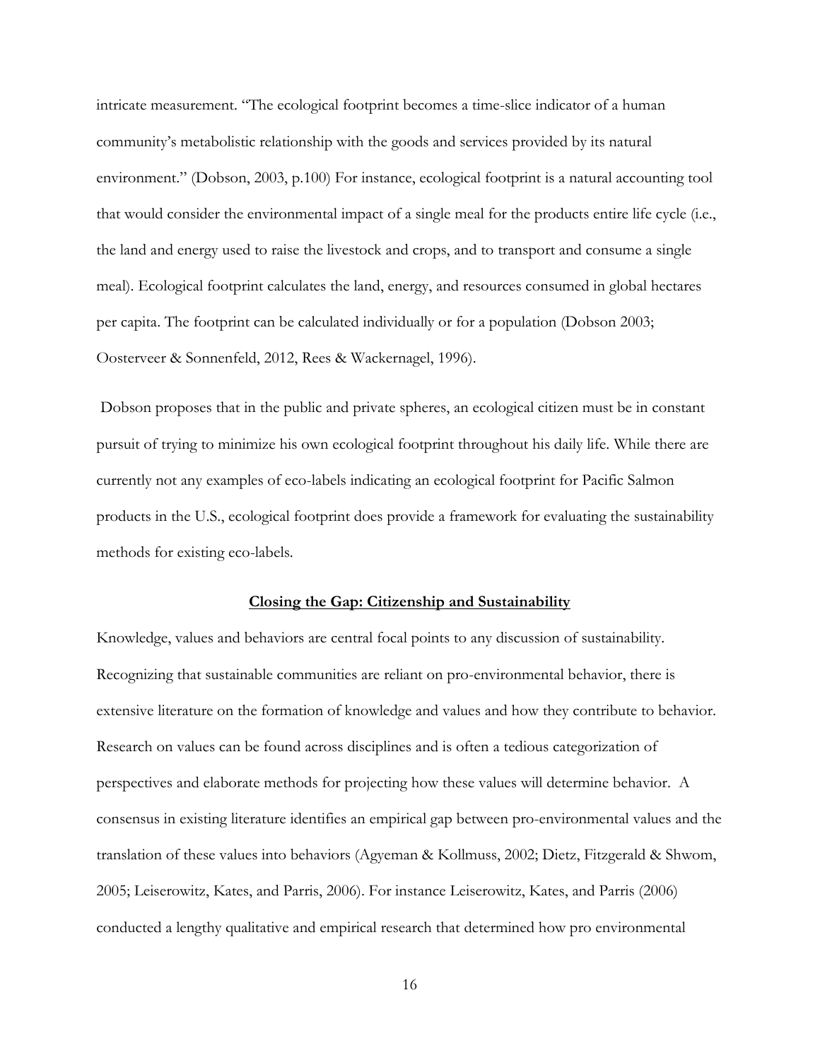intricate measurement. "The ecological footprint becomes a time-slice indicator of a human community's metabolistic relationship with the goods and services provided by its natural environment." (Dobson, 2003, p.100) For instance, ecological footprint is a natural accounting tool that would consider the environmental impact of a single meal for the products entire life cycle (i.e., the land and energy used to raise the livestock and crops, and to transport and consume a single meal). Ecological footprint calculates the land, energy, and resources consumed in global hectares per capita. The footprint can be calculated individually or for a population (Dobson 2003; Oosterveer & Sonnenfeld, 2012, Rees & Wackernagel, 1996).

Dobson proposes that in the public and private spheres, an ecological citizen must be in constant pursuit of trying to minimize his own ecological footprint throughout his daily life. While there are currently not any examples of eco-labels indicating an ecological footprint for Pacific Salmon products in the U.S., ecological footprint does provide a framework for evaluating the sustainability methods for existing eco-labels.

## Closing the Gap: Citizenship and Sustainability

Knowledge, values and behaviors are central focal points to any discussion of sustainability. Recognizing that sustainable communities are reliant on pro-environmental behavior, there is extensive literature on the formation of knowledge and values and how they contribute to behavior. Research on values can be found across disciplines and is often a tedious categorization of perspectives and elaborate methods for projecting how these values will determine behavior. A consensus in existing literature identifies an empirical gap between pro-environmental values and the translation of these values into behaviors (Agyeman & Kollmuss, 2002; Dietz, Fitzgerald & Shwom, 2005; Leiserowitz, Kates, and Parris, 2006). For instance Leiserowitz, Kates, and Parris (2006) conducted a lengthy qualitative and empirical research that determined how pro environmental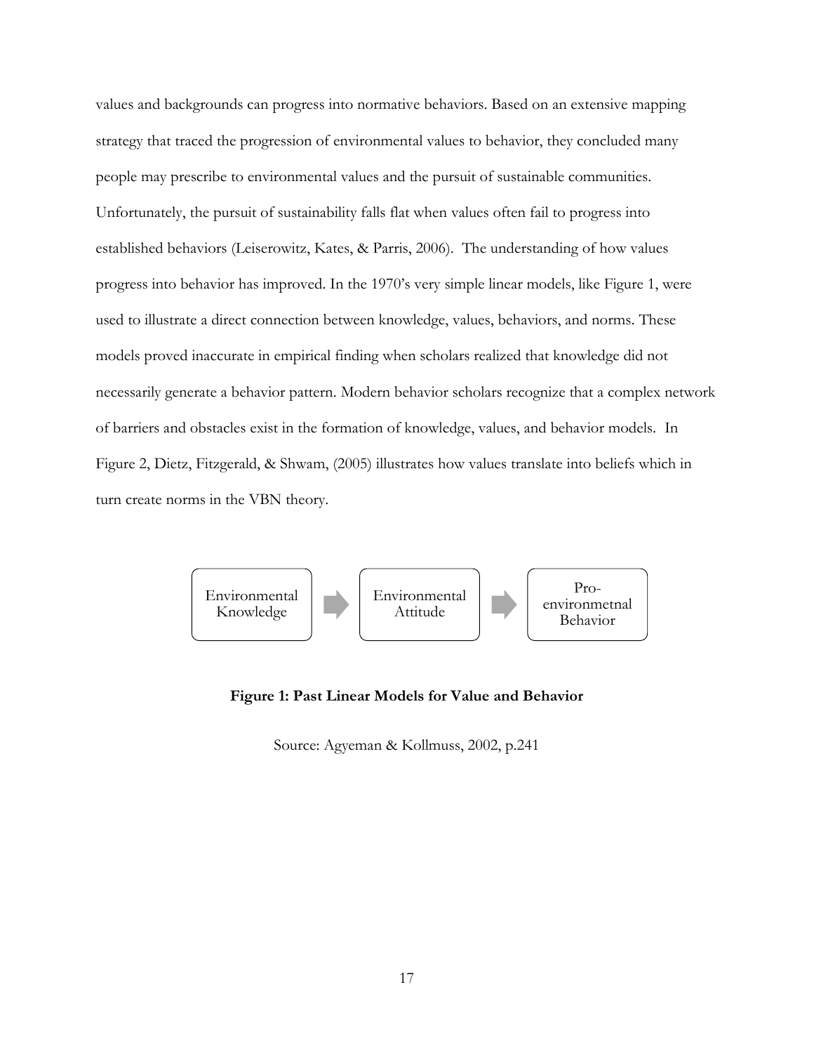values and backgrounds can progress into normative behaviors. Based on an extensive mapping strategy that traced the progression of environmental values to behavior, they concluded many people may prescribe to environmental values and the pursuit of sustainable communities. Unfortunately, the pursuit of sustainability falls flat when values often fail to progress into established behaviors (Leiserowitz, Kates, & Parris, 2006). The understanding of how values progress into behavior has improved. In the 1970's very simple linear models, like Figure 1, were used to illustrate a direct connection between knowledge, values, behaviors, and norms. These models proved inaccurate in empirical finding when scholars realized that knowledge did not necessarily generate a behavior pattern. Modern behavior scholars recognize that a complex network of barriers and obstacles exist in the formation of knowledge, values, and behavior models. In Figure 2, Dietz, Fitzgerald, & Shwam, (2005) illustrates how values translate into beliefs which in turn create norms in the VBN theory.

Environmental Knowledge → Environmental Attitude → Pro-environmetnal Behavior

**Figure 1: Past Linear Models for Value and Behavior**

Source: Agyeman & Kollmuss, 2002, p.241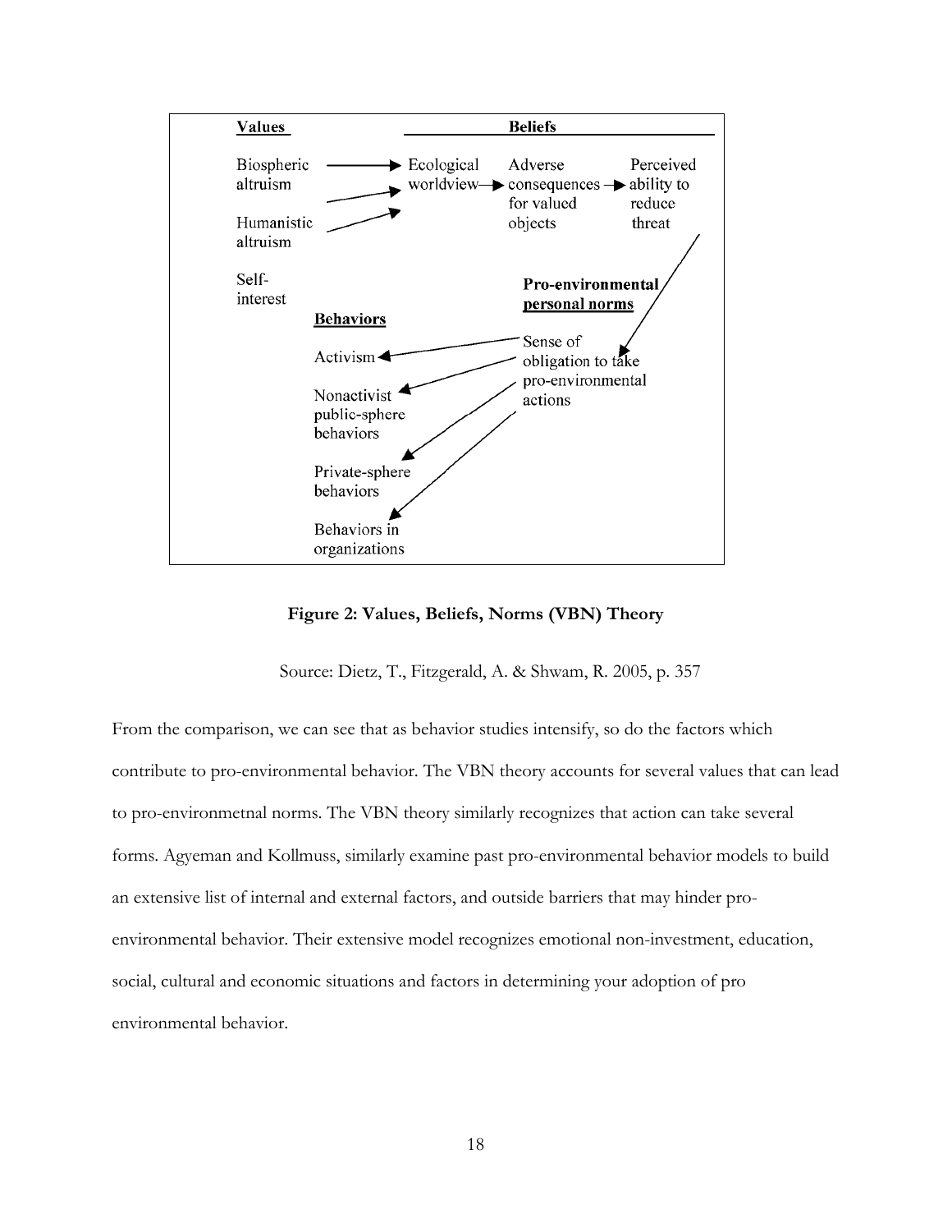**Values** — **Beliefs**

Biospheric altruism → Ecological worldview → Adverse consequences for valued objects → Perceived ability to reduce threat

Humanistic altruism → Ecological worldview

Self-interest

**Pro-environmental personal norms**

Sense of obligation to take pro-environmental actions

**Behaviors**

- Activism
- Nonactivist public-sphere behaviors
- Private-sphere behaviors
- Behaviors in organizations

**Figure 2: Values, Beliefs, Norms (VBN) Theory**

Source: Dietz, T., Fitzgerald, A. & Shwam, R. 2005, p. 357

From the comparison, we can see that as behavior studies intensify, so do the factors which contribute to pro-environmental behavior. The VBN theory accounts for several values that can lead to pro-environmetnal norms. The VBN theory similarly recognizes that action can take several forms. Agyeman and Kollmuss, similarly examine past pro-environmental behavior models to build an extensive list of internal and external factors, and outside barriers that may hinder pro-environmental behavior. Their extensive model recognizes emotional non-investment, education, social, cultural and economic situations and factors in determining your adoption of pro environmental behavior.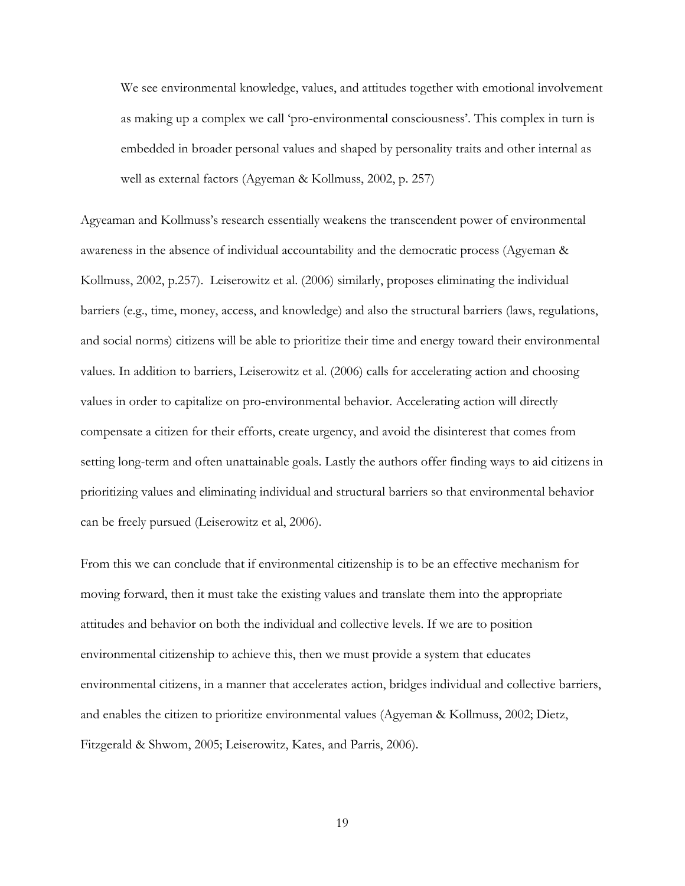> We see environmental knowledge, values, and attitudes together with emotional involvement as making up a complex we call 'pro-environmental consciousness'. This complex in turn is embedded in broader personal values and shaped by personality traits and other internal as well as external factors (Agyeman & Kollmuss, 2002, p. 257)

Agyeaman and Kollmuss's research essentially weakens the transcendent power of environmental awareness in the absence of individual accountability and the democratic process (Agyeman & Kollmuss, 2002, p.257). Leiserowitz et al. (2006) similarly, proposes eliminating the individual barriers (e.g., time, money, access, and knowledge) and also the structural barriers (laws, regulations, and social norms) citizens will be able to prioritize their time and energy toward their environmental values. In addition to barriers, Leiserowitz et al. (2006) calls for accelerating action and choosing values in order to capitalize on pro-environmental behavior. Accelerating action will directly compensate a citizen for their efforts, create urgency, and avoid the disinterest that comes from setting long-term and often unattainable goals. Lastly the authors offer finding ways to aid citizens in prioritizing values and eliminating individual and structural barriers so that environmental behavior can be freely pursued (Leiserowitz et al, 2006).

From this we can conclude that if environmental citizenship is to be an effective mechanism for moving forward, then it must take the existing values and translate them into the appropriate attitudes and behavior on both the individual and collective levels. If we are to position environmental citizenship to achieve this, then we must provide a system that educates environmental citizens, in a manner that accelerates action, bridges individual and collective barriers, and enables the citizen to prioritize environmental values (Agyeman & Kollmuss, 2002; Dietz, Fitzgerald & Shwom, 2005; Leiserowitz, Kates, and Parris, 2006).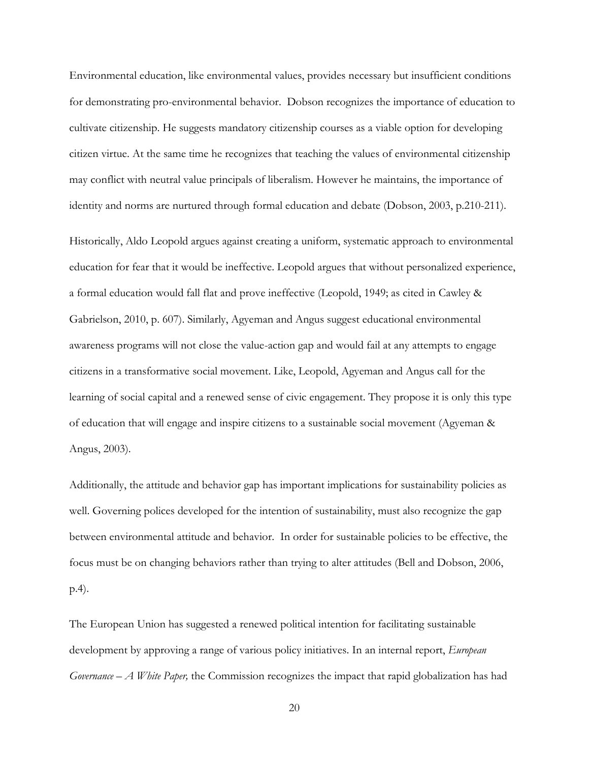Environmental education, like environmental values, provides necessary but insufficient conditions for demonstrating pro-environmental behavior. Dobson recognizes the importance of education to cultivate citizenship. He suggests mandatory citizenship courses as a viable option for developing citizen virtue. At the same time he recognizes that teaching the values of environmental citizenship may conflict with neutral value principals of liberalism. However he maintains, the importance of identity and norms are nurtured through formal education and debate (Dobson, 2003, p.210-211).

Historically, Aldo Leopold argues against creating a uniform, systematic approach to environmental education for fear that it would be ineffective. Leopold argues that without personalized experience, a formal education would fall flat and prove ineffective (Leopold, 1949; as cited in Cawley & Gabrielson, 2010, p. 607). Similarly, Agyeman and Angus suggest educational environmental awareness programs will not close the value-action gap and would fail at any attempts to engage citizens in a transformative social movement. Like, Leopold, Agyeman and Angus call for the learning of social capital and a renewed sense of civic engagement. They propose it is only this type of education that will engage and inspire citizens to a sustainable social movement (Agyeman & Angus, 2003).

Additionally, the attitude and behavior gap has important implications for sustainability policies as well. Governing polices developed for the intention of sustainability, must also recognize the gap between environmental attitude and behavior. In order for sustainable policies to be effective, the focus must be on changing behaviors rather than trying to alter attitudes (Bell and Dobson, 2006, p.4).

The European Union has suggested a renewed political intention for facilitating sustainable development by approving a range of various policy initiatives. In an internal report, *European Governance – A White Paper,* the Commission recognizes the impact that rapid globalization has had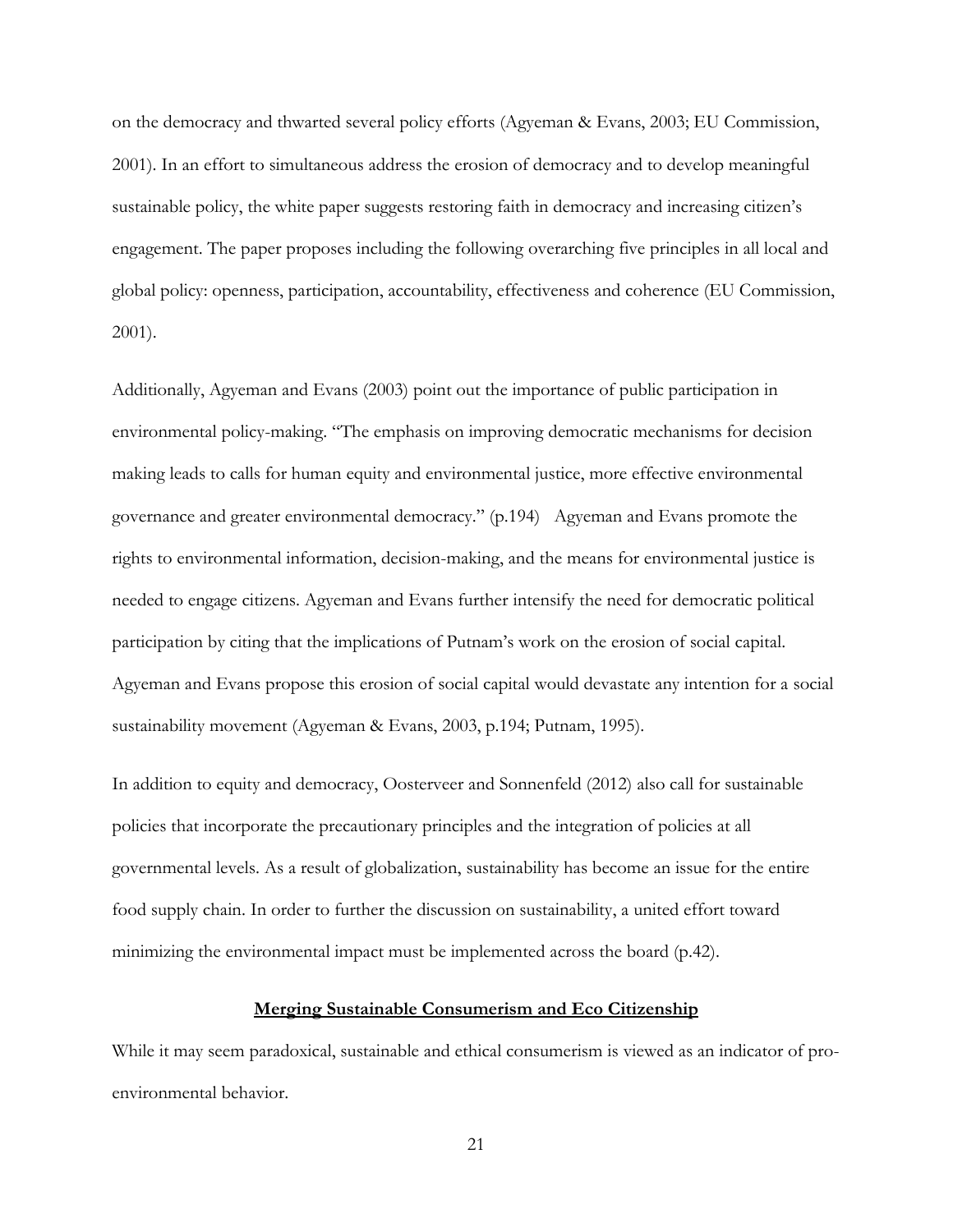on the democracy and thwarted several policy efforts (Agyeman & Evans, 2003; EU Commission, 2001). In an effort to simultaneous address the erosion of democracy and to develop meaningful sustainable policy, the white paper suggests restoring faith in democracy and increasing citizen's engagement. The paper proposes including the following overarching five principles in all local and global policy: openness, participation, accountability, effectiveness and coherence (EU Commission, 2001).

Additionally, Agyeman and Evans (2003) point out the importance of public participation in environmental policy-making. "The emphasis on improving democratic mechanisms for decision making leads to calls for human equity and environmental justice, more effective environmental governance and greater environmental democracy." (p.194)  Agyeman and Evans promote the rights to environmental information, decision-making, and the means for environmental justice is needed to engage citizens. Agyeman and Evans further intensify the need for democratic political participation by citing that the implications of Putnam's work on the erosion of social capital. Agyeman and Evans propose this erosion of social capital would devastate any intention for a social sustainability movement (Agyeman & Evans, 2003, p.194; Putnam, 1995).

In addition to equity and democracy, Oosterveer and Sonnenfeld (2012) also call for sustainable policies that incorporate the precautionary principles and the integration of policies at all governmental levels. As a result of globalization, sustainability has become an issue for the entire food supply chain. In order to further the discussion on sustainability, a united effort toward minimizing the environmental impact must be implemented across the board (p.42).

## Merging Sustainable Consumerism and Eco Citizenship

While it may seem paradoxical, sustainable and ethical consumerism is viewed as an indicator of pro-environmental behavior.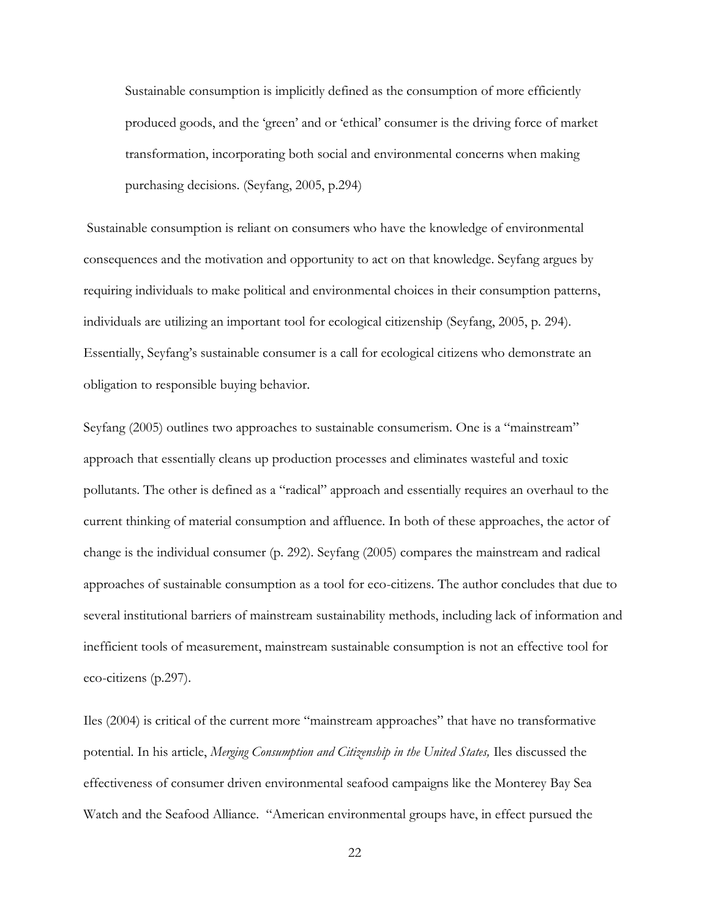> Sustainable consumption is implicitly defined as the consumption of more efficiently produced goods, and the 'green' and or 'ethical' consumer is the driving force of market transformation, incorporating both social and environmental concerns when making purchasing decisions. (Seyfang, 2005, p.294)

Sustainable consumption is reliant on consumers who have the knowledge of environmental consequences and the motivation and opportunity to act on that knowledge. Seyfang argues by requiring individuals to make political and environmental choices in their consumption patterns, individuals are utilizing an important tool for ecological citizenship (Seyfang, 2005, p. 294). Essentially, Seyfang's sustainable consumer is a call for ecological citizens who demonstrate an obligation to responsible buying behavior.

Seyfang (2005) outlines two approaches to sustainable consumerism. One is a "mainstream" approach that essentially cleans up production processes and eliminates wasteful and toxic pollutants. The other is defined as a "radical" approach and essentially requires an overhaul to the current thinking of material consumption and affluence. In both of these approaches, the actor of change is the individual consumer (p. 292). Seyfang (2005) compares the mainstream and radical approaches of sustainable consumption as a tool for eco-citizens. The author concludes that due to several institutional barriers of mainstream sustainability methods, including lack of information and inefficient tools of measurement, mainstream sustainable consumption is not an effective tool for eco-citizens (p.297).

Iles (2004) is critical of the current more "mainstream approaches" that have no transformative potential. In his article, *Merging Consumption and Citizenship in the United States,* Iles discussed the effectiveness of consumer driven environmental seafood campaigns like the Monterey Bay Sea Watch and the Seafood Alliance. "American environmental groups have, in effect pursued the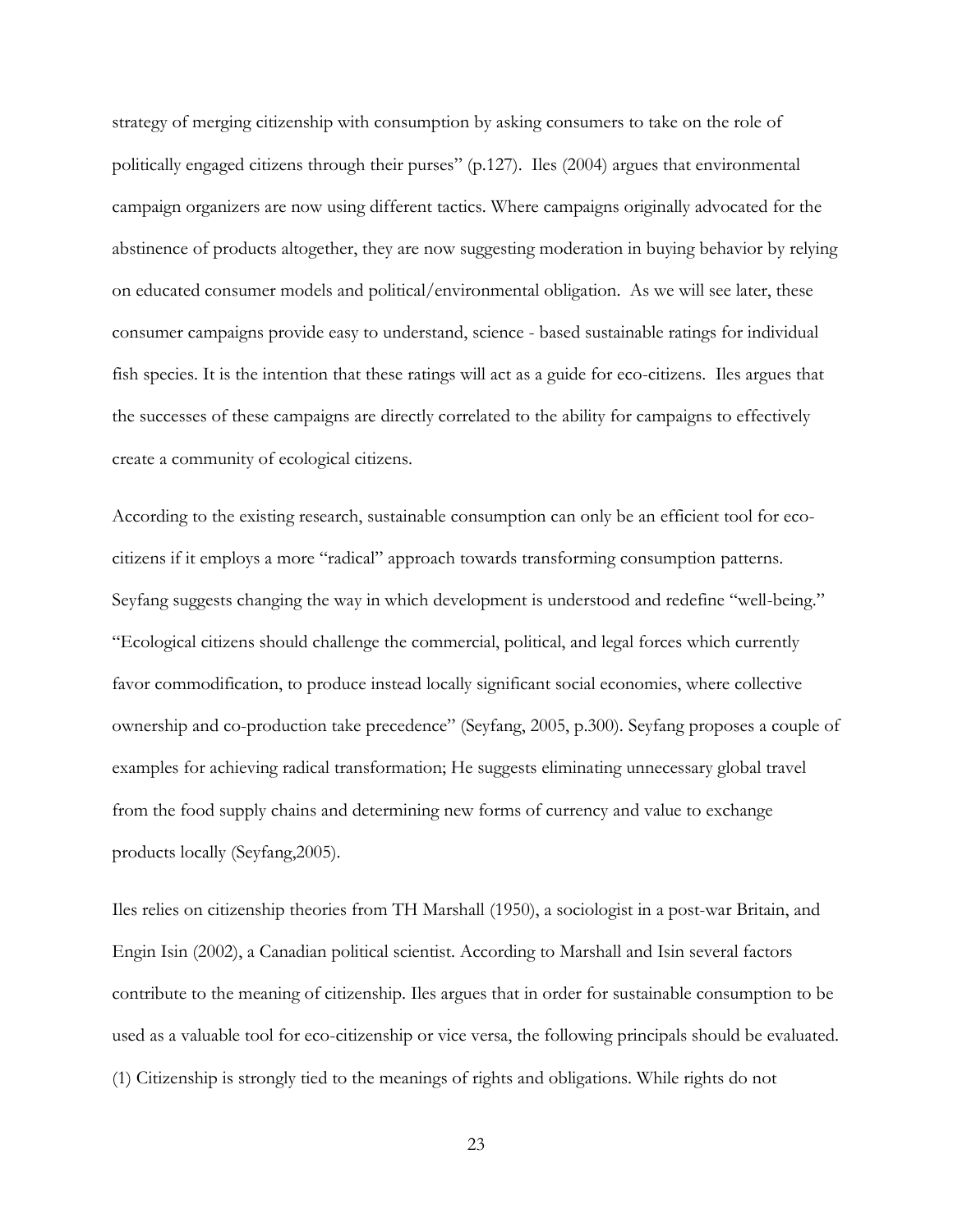strategy of merging citizenship with consumption by asking consumers to take on the role of politically engaged citizens through their purses" (p.127). Iles (2004) argues that environmental campaign organizers are now using different tactics. Where campaigns originally advocated for the abstinence of products altogether, they are now suggesting moderation in buying behavior by relying on educated consumer models and political/environmental obligation. As we will see later, these consumer campaigns provide easy to understand, science - based sustainable ratings for individual fish species. It is the intention that these ratings will act as a guide for eco-citizens. Iles argues that the successes of these campaigns are directly correlated to the ability for campaigns to effectively create a community of ecological citizens.

According to the existing research, sustainable consumption can only be an efficient tool for eco-citizens if it employs a more "radical" approach towards transforming consumption patterns. Seyfang suggests changing the way in which development is understood and redefine "well-being." "Ecological citizens should challenge the commercial, political, and legal forces which currently favor commodification, to produce instead locally significant social economies, where collective ownership and co-production take precedence" (Seyfang, 2005, p.300). Seyfang proposes a couple of examples for achieving radical transformation; He suggests eliminating unnecessary global travel from the food supply chains and determining new forms of currency and value to exchange products locally (Seyfang,2005).

Iles relies on citizenship theories from TH Marshall (1950), a sociologist in a post-war Britain, and Engin Isin (2002), a Canadian political scientist. According to Marshall and Isin several factors contribute to the meaning of citizenship. Iles argues that in order for sustainable consumption to be used as a valuable tool for eco-citizenship or vice versa, the following principals should be evaluated. (1) Citizenship is strongly tied to the meanings of rights and obligations. While rights do not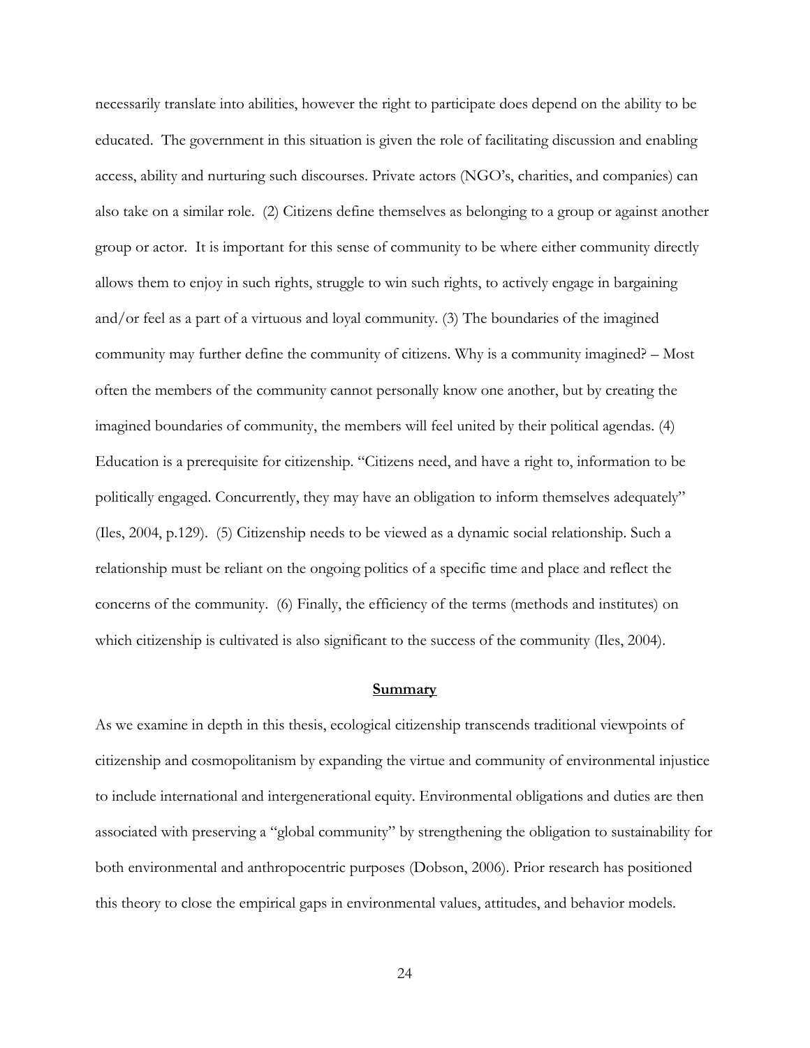necessarily translate into abilities, however the right to participate does depend on the ability to be educated. The government in this situation is given the role of facilitating discussion and enabling access, ability and nurturing such discourses. Private actors (NGO's, charities, and companies) can also take on a similar role. (2) Citizens define themselves as belonging to a group or against another group or actor. It is important for this sense of community to be where either community directly allows them to enjoy in such rights, struggle to win such rights, to actively engage in bargaining and/or feel as a part of a virtuous and loyal community. (3) The boundaries of the imagined community may further define the community of citizens. Why is a community imagined? – Most often the members of the community cannot personally know one another, but by creating the imagined boundaries of community, the members will feel united by their political agendas. (4) Education is a prerequisite for citizenship. "Citizens need, and have a right to, information to be politically engaged. Concurrently, they may have an obligation to inform themselves adequately" (Iles, 2004, p.129). (5) Citizenship needs to be viewed as a dynamic social relationship. Such a relationship must be reliant on the ongoing politics of a specific time and place and reflect the concerns of the community. (6) Finally, the efficiency of the terms (methods and institutes) on which citizenship is cultivated is also significant to the success of the community (Iles, 2004).

## Summary

As we examine in depth in this thesis, ecological citizenship transcends traditional viewpoints of citizenship and cosmopolitanism by expanding the virtue and community of environmental injustice to include international and intergenerational equity. Environmental obligations and duties are then associated with preserving a "global community" by strengthening the obligation to sustainability for both environmental and anthropocentric purposes (Dobson, 2006). Prior research has positioned this theory to close the empirical gaps in environmental values, attitudes, and behavior models.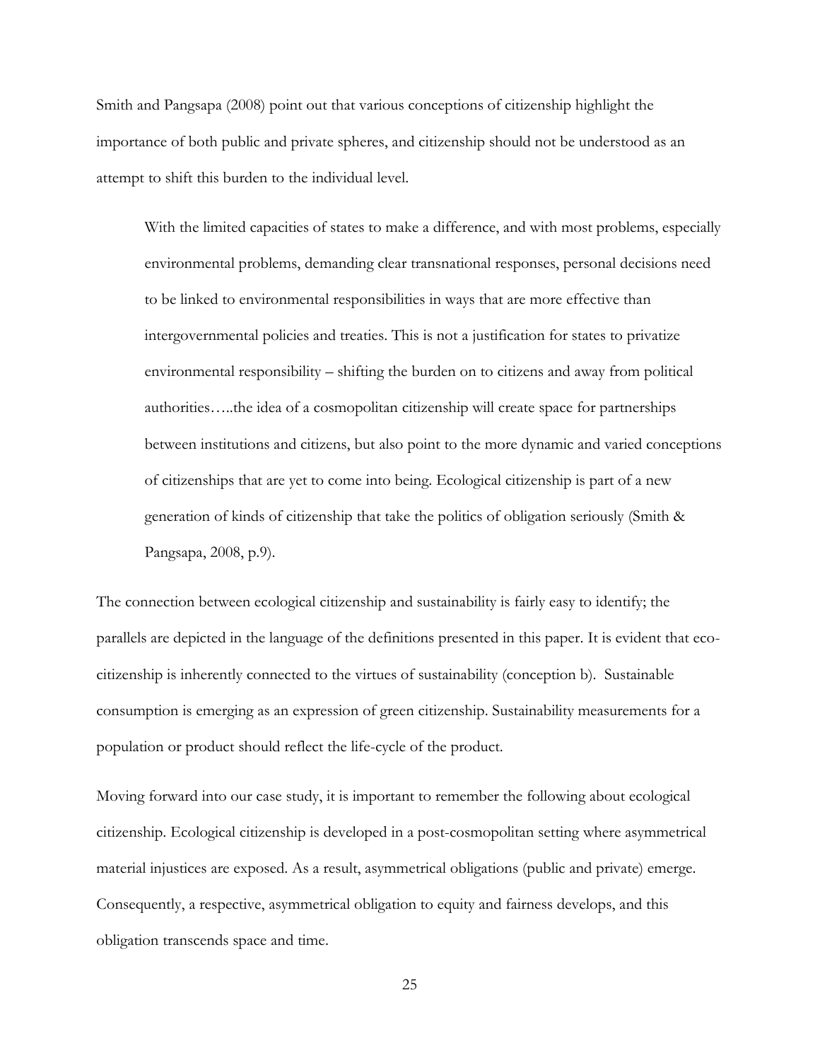Smith and Pangsapa (2008) point out that various conceptions of citizenship highlight the importance of both public and private spheres, and citizenship should not be understood as an attempt to shift this burden to the individual level.

> With the limited capacities of states to make a difference, and with most problems, especially environmental problems, demanding clear transnational responses, personal decisions need to be linked to environmental responsibilities in ways that are more effective than intergovernmental policies and treaties. This is not a justification for states to privatize environmental responsibility – shifting the burden on to citizens and away from political authorities…..the idea of a cosmopolitan citizenship will create space for partnerships between institutions and citizens, but also point to the more dynamic and varied conceptions of citizenships that are yet to come into being. Ecological citizenship is part of a new generation of kinds of citizenship that take the politics of obligation seriously (Smith & Pangsapa, 2008, p.9).

The connection between ecological citizenship and sustainability is fairly easy to identify; the parallels are depicted in the language of the definitions presented in this paper. It is evident that eco-citizenship is inherently connected to the virtues of sustainability (conception b). Sustainable consumption is emerging as an expression of green citizenship. Sustainability measurements for a population or product should reflect the life-cycle of the product.

Moving forward into our case study, it is important to remember the following about ecological citizenship. Ecological citizenship is developed in a post-cosmopolitan setting where asymmetrical material injustices are exposed. As a result, asymmetrical obligations (public and private) emerge. Consequently, a respective, asymmetrical obligation to equity and fairness develops, and this obligation transcends space and time.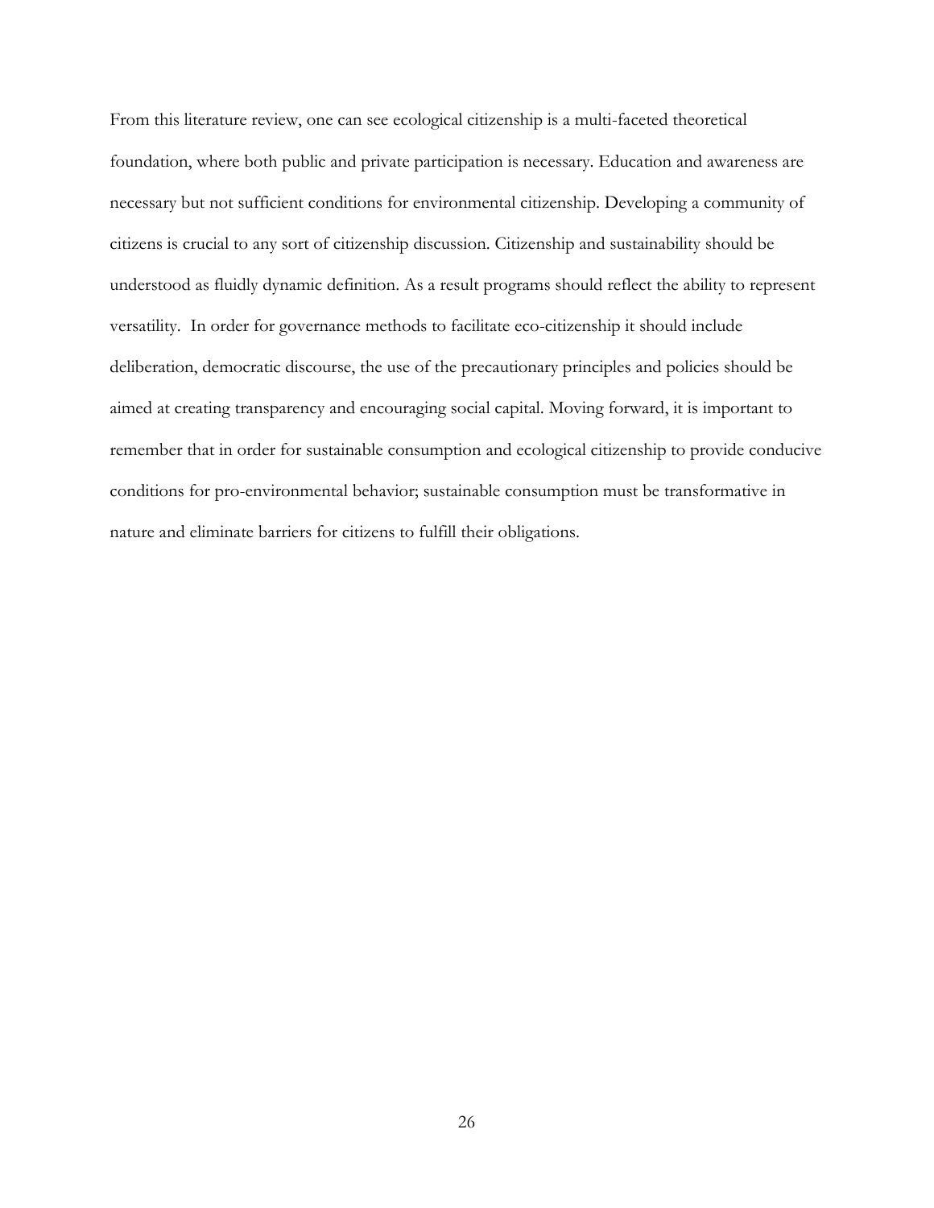From this literature review, one can see ecological citizenship is a multi-faceted theoretical foundation, where both public and private participation is necessary. Education and awareness are necessary but not sufficient conditions for environmental citizenship. Developing a community of citizens is crucial to any sort of citizenship discussion. Citizenship and sustainability should be understood as fluidly dynamic definition. As a result programs should reflect the ability to represent versatility. In order for governance methods to facilitate eco-citizenship it should include deliberation, democratic discourse, the use of the precautionary principles and policies should be aimed at creating transparency and encouraging social capital. Moving forward, it is important to remember that in order for sustainable consumption and ecological citizenship to provide conducive conditions for pro-environmental behavior; sustainable consumption must be transformative in nature and eliminate barriers for citizens to fulfill their obligations.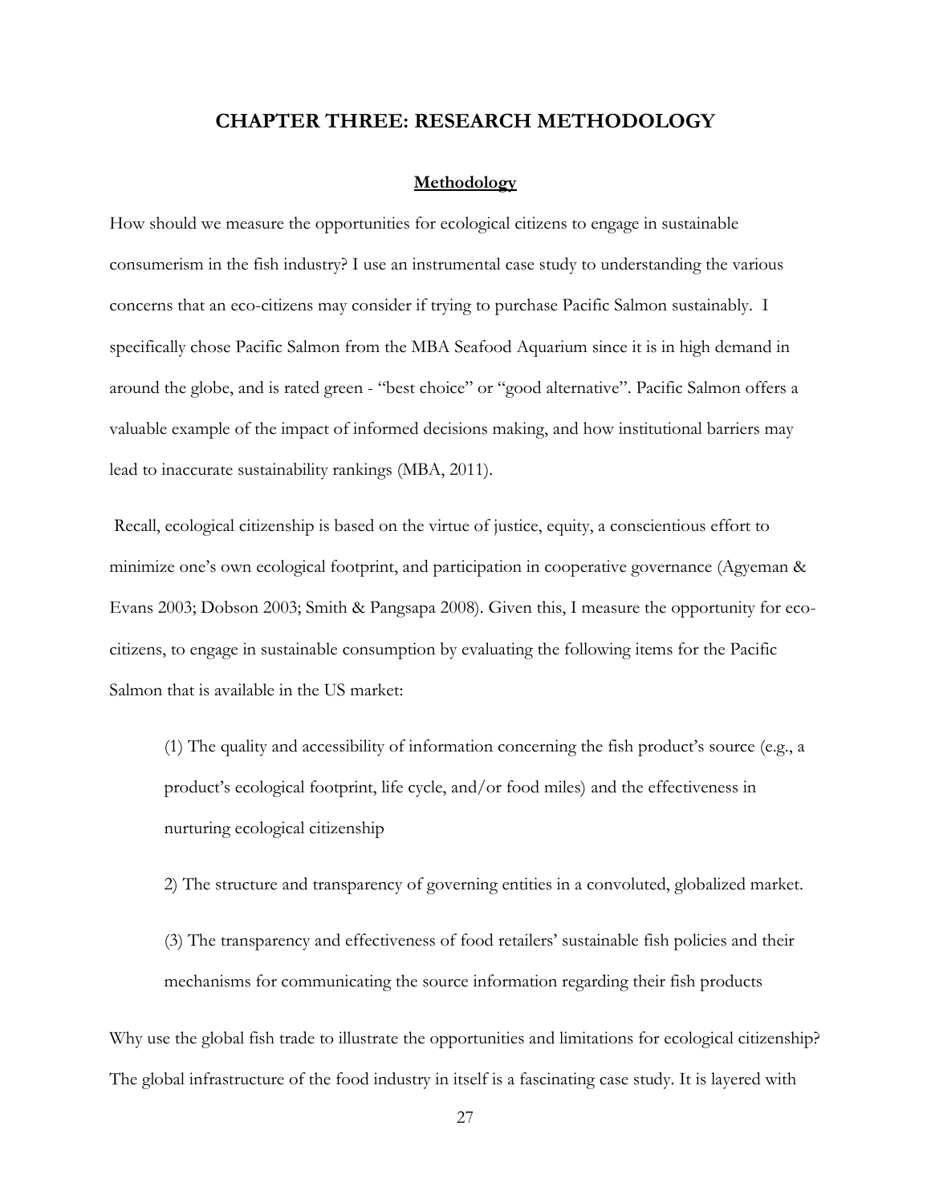# CHAPTER THREE: RESEARCH METHODOLOGY

## Methodology

How should we measure the opportunities for ecological citizens to engage in sustainable consumerism in the fish industry? I use an instrumental case study to understanding the various concerns that an eco-citizens may consider if trying to purchase Pacific Salmon sustainably. I specifically chose Pacific Salmon from the MBA Seafood Aquarium since it is in high demand in around the globe, and is rated green - "best choice" or "good alternative". Pacific Salmon offers a valuable example of the impact of informed decisions making, and how institutional barriers may lead to inaccurate sustainability rankings (MBA, 2011).

Recall, ecological citizenship is based on the virtue of justice, equity, a conscientious effort to minimize one's own ecological footprint, and participation in cooperative governance (Agyeman & Evans 2003; Dobson 2003; Smith & Pangsapa 2008). Given this, I measure the opportunity for eco-citizens, to engage in sustainable consumption by evaluating the following items for the Pacific Salmon that is available in the US market:

(1) The quality and accessibility of information concerning the fish product's source (e.g., a product's ecological footprint, life cycle, and/or food miles) and the effectiveness in nurturing ecological citizenship

2) The structure and transparency of governing entities in a convoluted, globalized market.

(3) The transparency and effectiveness of food retailers' sustainable fish policies and their mechanisms for communicating the source information regarding their fish products

Why use the global fish trade to illustrate the opportunities and limitations for ecological citizenship? The global infrastructure of the food industry in itself is a fascinating case study. It is layered with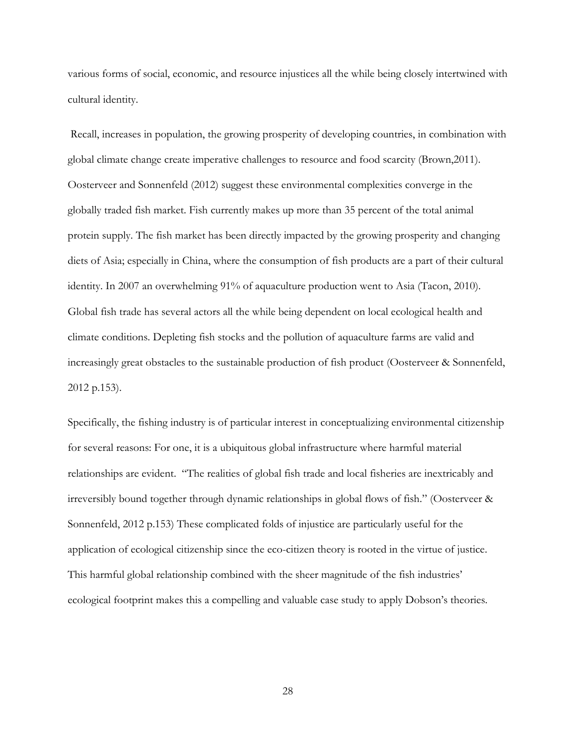various forms of social, economic, and resource injustices all the while being closely intertwined with cultural identity.

Recall, increases in population, the growing prosperity of developing countries, in combination with global climate change create imperative challenges to resource and food scarcity (Brown,2011). Oosterveer and Sonnenfeld (2012) suggest these environmental complexities converge in the globally traded fish market. Fish currently makes up more than 35 percent of the total animal protein supply. The fish market has been directly impacted by the growing prosperity and changing diets of Asia; especially in China, where the consumption of fish products are a part of their cultural identity. In 2007 an overwhelming 91% of aquaculture production went to Asia (Tacon, 2010). Global fish trade has several actors all the while being dependent on local ecological health and climate conditions. Depleting fish stocks and the pollution of aquaculture farms are valid and increasingly great obstacles to the sustainable production of fish product (Oosterveer & Sonnenfeld, 2012 p.153).

Specifically, the fishing industry is of particular interest in conceptualizing environmental citizenship for several reasons: For one, it is a ubiquitous global infrastructure where harmful material relationships are evident. "The realities of global fish trade and local fisheries are inextricably and irreversibly bound together through dynamic relationships in global flows of fish." (Oosterveer & Sonnenfeld, 2012 p.153) These complicated folds of injustice are particularly useful for the application of ecological citizenship since the eco-citizen theory is rooted in the virtue of justice. This harmful global relationship combined with the sheer magnitude of the fish industries' ecological footprint makes this a compelling and valuable case study to apply Dobson's theories.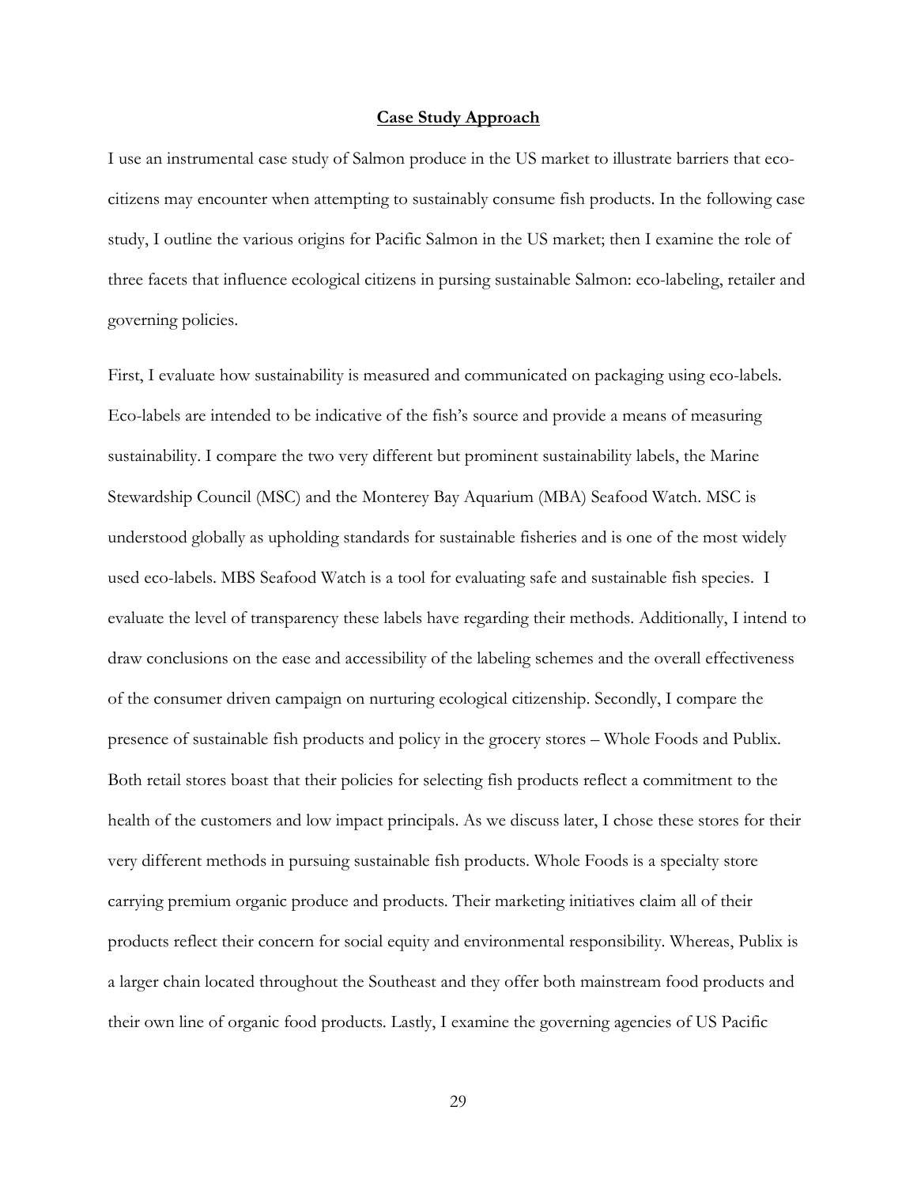## Case Study Approach

I use an instrumental case study of Salmon produce in the US market to illustrate barriers that eco-citizens may encounter when attempting to sustainably consume fish products. In the following case study, I outline the various origins for Pacific Salmon in the US market; then I examine the role of three facets that influence ecological citizens in pursing sustainable Salmon: eco-labeling, retailer and governing policies.

First, I evaluate how sustainability is measured and communicated on packaging using eco-labels. Eco-labels are intended to be indicative of the fish's source and provide a means of measuring sustainability. I compare the two very different but prominent sustainability labels, the Marine Stewardship Council (MSC) and the Monterey Bay Aquarium (MBA) Seafood Watch. MSC is understood globally as upholding standards for sustainable fisheries and is one of the most widely used eco-labels. MBS Seafood Watch is a tool for evaluating safe and sustainable fish species. I evaluate the level of transparency these labels have regarding their methods. Additionally, I intend to draw conclusions on the ease and accessibility of the labeling schemes and the overall effectiveness of the consumer driven campaign on nurturing ecological citizenship. Secondly, I compare the presence of sustainable fish products and policy in the grocery stores – Whole Foods and Publix. Both retail stores boast that their policies for selecting fish products reflect a commitment to the health of the customers and low impact principals. As we discuss later, I chose these stores for their very different methods in pursuing sustainable fish products. Whole Foods is a specialty store carrying premium organic produce and products. Their marketing initiatives claim all of their products reflect their concern for social equity and environmental responsibility. Whereas, Publix is a larger chain located throughout the Southeast and they offer both mainstream food products and their own line of organic food products. Lastly, I examine the governing agencies of US Pacific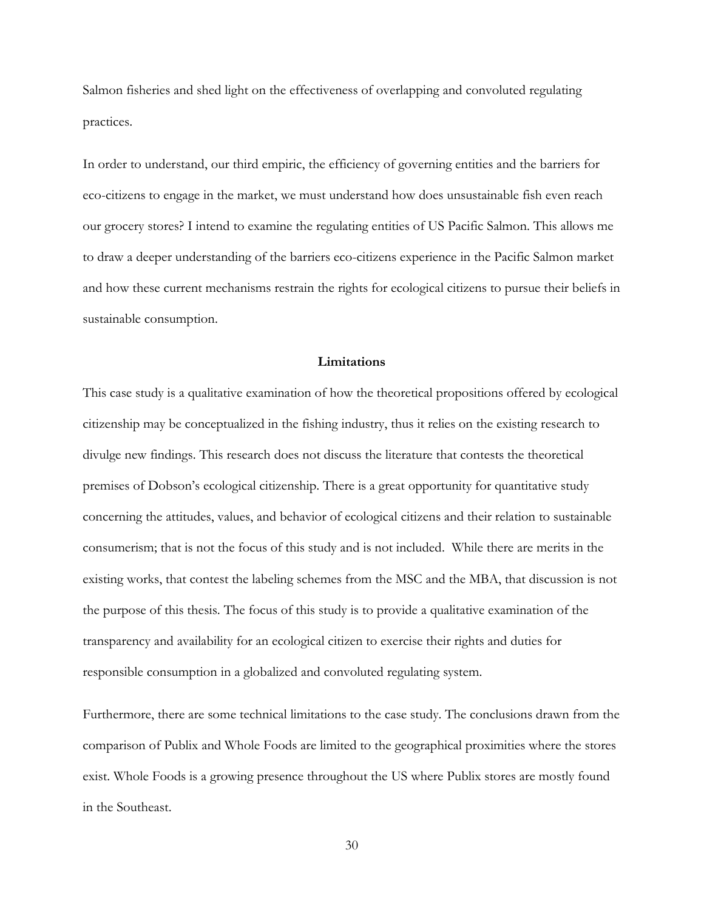Salmon fisheries and shed light on the effectiveness of overlapping and convoluted regulating practices.

In order to understand, our third empiric, the efficiency of governing entities and the barriers for eco-citizens to engage in the market, we must understand how does unsustainable fish even reach our grocery stores? I intend to examine the regulating entities of US Pacific Salmon. This allows me to draw a deeper understanding of the barriers eco-citizens experience in the Pacific Salmon market and how these current mechanisms restrain the rights for ecological citizens to pursue their beliefs in sustainable consumption.

## Limitations

This case study is a qualitative examination of how the theoretical propositions offered by ecological citizenship may be conceptualized in the fishing industry, thus it relies on the existing research to divulge new findings. This research does not discuss the literature that contests the theoretical premises of Dobson's ecological citizenship. There is a great opportunity for quantitative study concerning the attitudes, values, and behavior of ecological citizens and their relation to sustainable consumerism; that is not the focus of this study and is not included. While there are merits in the existing works, that contest the labeling schemes from the MSC and the MBA, that discussion is not the purpose of this thesis. The focus of this study is to provide a qualitative examination of the transparency and availability for an ecological citizen to exercise their rights and duties for responsible consumption in a globalized and convoluted regulating system.

Furthermore, there are some technical limitations to the case study. The conclusions drawn from the comparison of Publix and Whole Foods are limited to the geographical proximities where the stores exist. Whole Foods is a growing presence throughout the US where Publix stores are mostly found in the Southeast.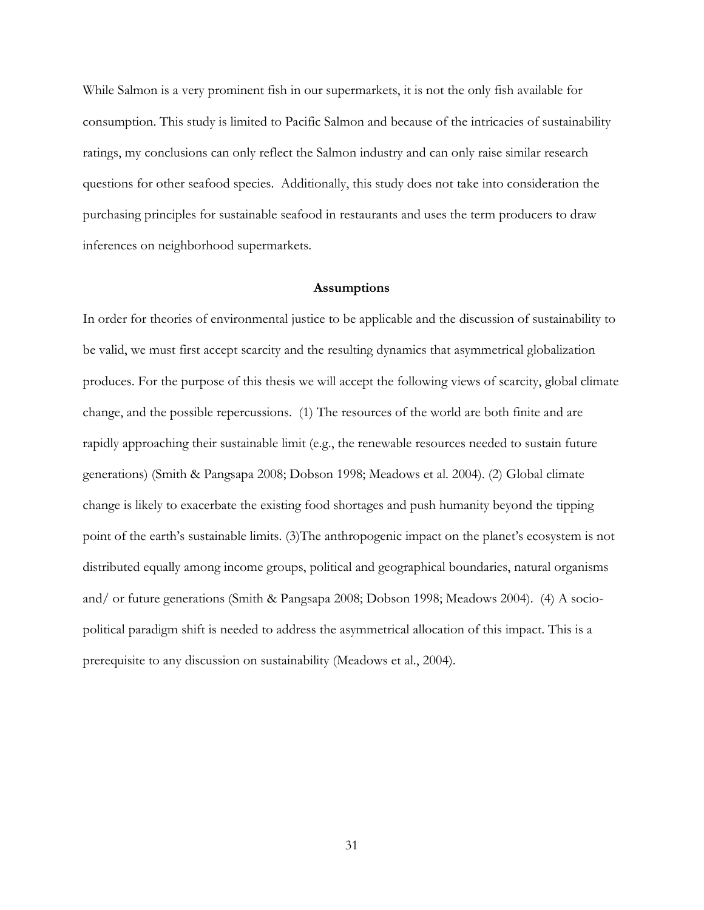While Salmon is a very prominent fish in our supermarkets, it is not the only fish available for consumption. This study is limited to Pacific Salmon and because of the intricacies of sustainability ratings, my conclusions can only reflect the Salmon industry and can only raise similar research questions for other seafood species. Additionally, this study does not take into consideration the purchasing principles for sustainable seafood in restaurants and uses the term producers to draw inferences on neighborhood supermarkets.

## Assumptions

In order for theories of environmental justice to be applicable and the discussion of sustainability to be valid, we must first accept scarcity and the resulting dynamics that asymmetrical globalization produces. For the purpose of this thesis we will accept the following views of scarcity, global climate change, and the possible repercussions. (1) The resources of the world are both finite and are rapidly approaching their sustainable limit (e.g., the renewable resources needed to sustain future generations) (Smith & Pangsapa 2008; Dobson 1998; Meadows et al. 2004). (2) Global climate change is likely to exacerbate the existing food shortages and push humanity beyond the tipping point of the earth's sustainable limits. (3)The anthropogenic impact on the planet's ecosystem is not distributed equally among income groups, political and geographical boundaries, natural organisms and/ or future generations (Smith & Pangsapa 2008; Dobson 1998; Meadows 2004). (4) A socio-political paradigm shift is needed to address the asymmetrical allocation of this impact. This is a prerequisite to any discussion on sustainability (Meadows et al., 2004).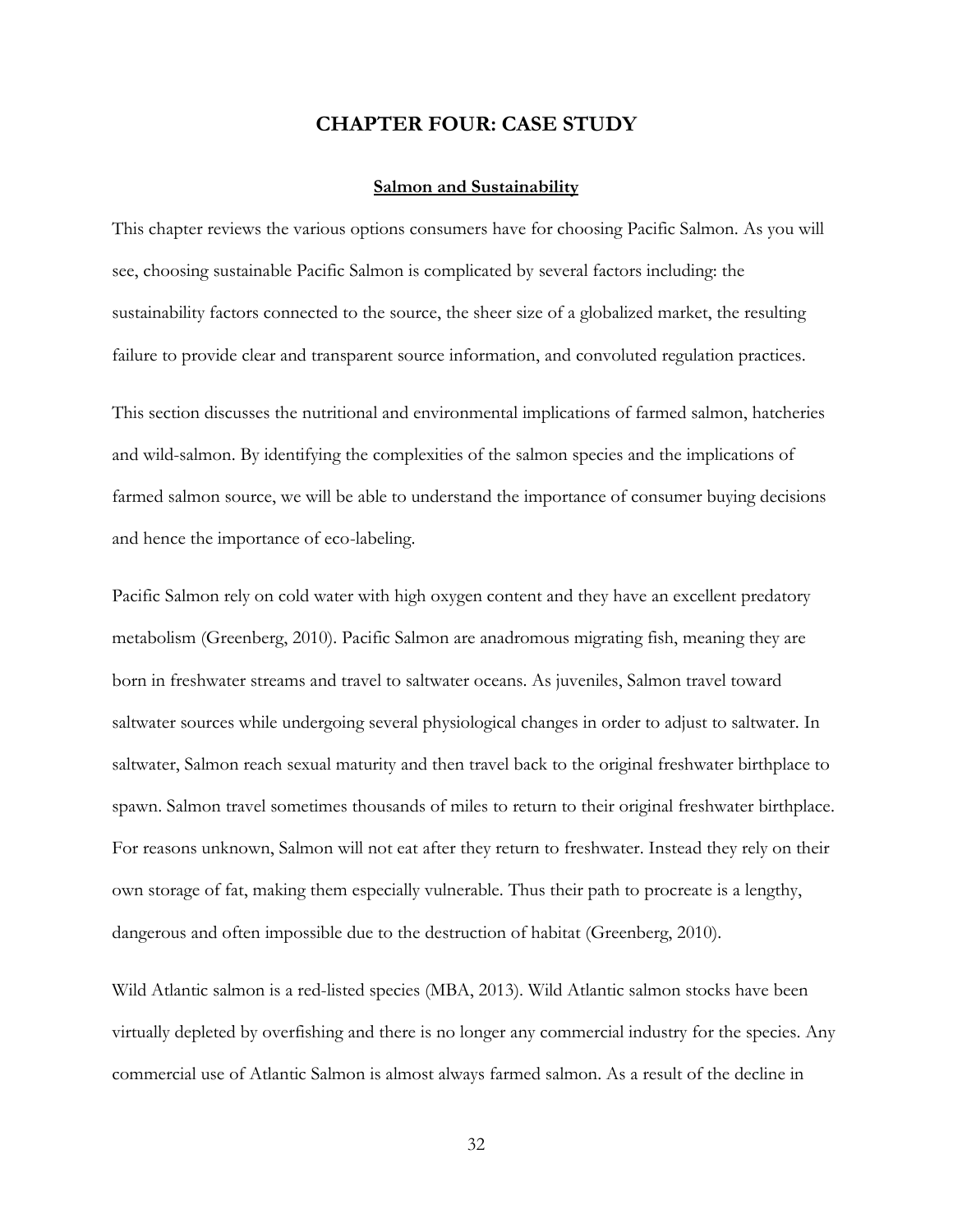# CHAPTER FOUR: CASE STUDY

## <u>Salmon and Sustainability</u>

This chapter reviews the various options consumers have for choosing Pacific Salmon. As you will see, choosing sustainable Pacific Salmon is complicated by several factors including: the sustainability factors connected to the source, the sheer size of a globalized market, the resulting failure to provide clear and transparent source information, and convoluted regulation practices.

This section discusses the nutritional and environmental implications of farmed salmon, hatcheries and wild-salmon. By identifying the complexities of the salmon species and the implications of farmed salmon source, we will be able to understand the importance of consumer buying decisions and hence the importance of eco-labeling.

Pacific Salmon rely on cold water with high oxygen content and they have an excellent predatory metabolism (Greenberg, 2010). Pacific Salmon are anadromous migrating fish, meaning they are born in freshwater streams and travel to saltwater oceans. As juveniles, Salmon travel toward saltwater sources while undergoing several physiological changes in order to adjust to saltwater. In saltwater, Salmon reach sexual maturity and then travel back to the original freshwater birthplace to spawn. Salmon travel sometimes thousands of miles to return to their original freshwater birthplace. For reasons unknown, Salmon will not eat after they return to freshwater. Instead they rely on their own storage of fat, making them especially vulnerable. Thus their path to procreate is a lengthy, dangerous and often impossible due to the destruction of habitat (Greenberg, 2010).

Wild Atlantic salmon is a red-listed species (MBA, 2013). Wild Atlantic salmon stocks have been virtually depleted by overfishing and there is no longer any commercial industry for the species. Any commercial use of Atlantic Salmon is almost always farmed salmon. As a result of the decline in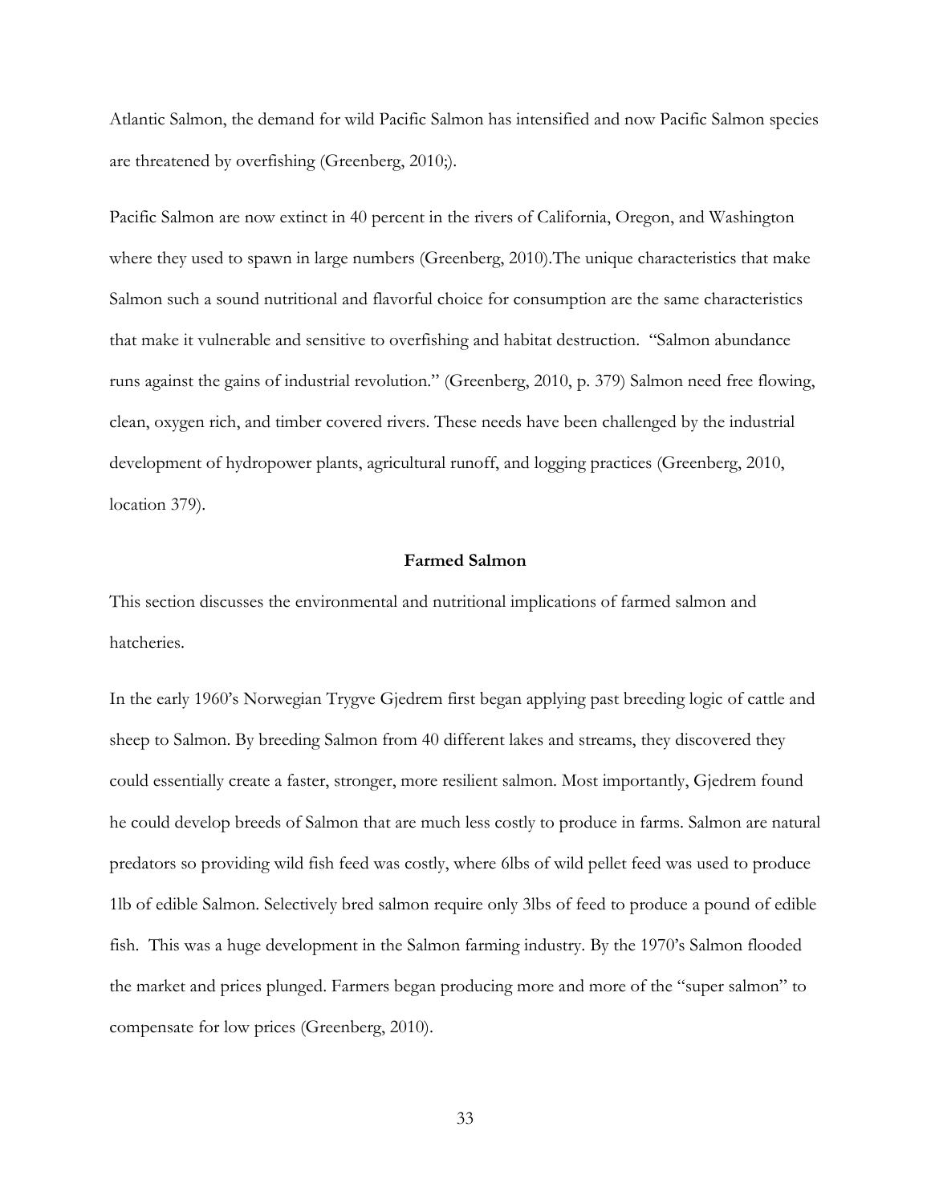Atlantic Salmon, the demand for wild Pacific Salmon has intensified and now Pacific Salmon species are threatened by overfishing (Greenberg, 2010;).

Pacific Salmon are now extinct in 40 percent in the rivers of California, Oregon, and Washington where they used to spawn in large numbers (Greenberg, 2010).The unique characteristics that make Salmon such a sound nutritional and flavorful choice for consumption are the same characteristics that make it vulnerable and sensitive to overfishing and habitat destruction. "Salmon abundance runs against the gains of industrial revolution." (Greenberg, 2010, p. 379) Salmon need free flowing, clean, oxygen rich, and timber covered rivers. These needs have been challenged by the industrial development of hydropower plants, agricultural runoff, and logging practices (Greenberg, 2010, location 379).

## Farmed Salmon

This section discusses the environmental and nutritional implications of farmed salmon and hatcheries.

In the early 1960's Norwegian Trygve Gjedrem first began applying past breeding logic of cattle and sheep to Salmon. By breeding Salmon from 40 different lakes and streams, they discovered they could essentially create a faster, stronger, more resilient salmon. Most importantly, Gjedrem found he could develop breeds of Salmon that are much less costly to produce in farms. Salmon are natural predators so providing wild fish feed was costly, where 6lbs of wild pellet feed was used to produce 1lb of edible Salmon. Selectively bred salmon require only 3lbs of feed to produce a pound of edible fish. This was a huge development in the Salmon farming industry. By the 1970's Salmon flooded the market and prices plunged. Farmers began producing more and more of the "super salmon" to compensate for low prices (Greenberg, 2010).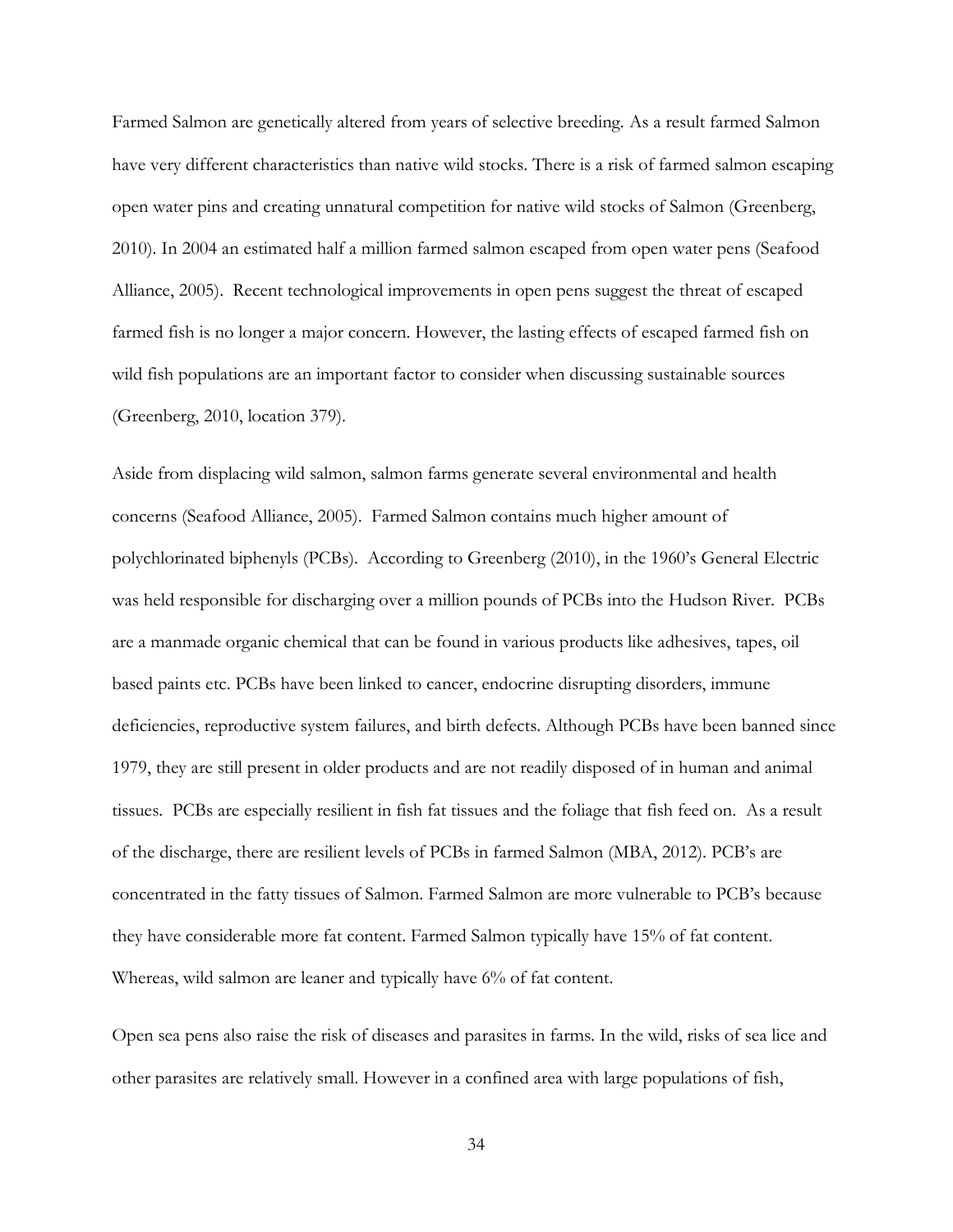Farmed Salmon are genetically altered from years of selective breeding. As a result farmed Salmon have very different characteristics than native wild stocks. There is a risk of farmed salmon escaping open water pins and creating unnatural competition for native wild stocks of Salmon (Greenberg, 2010). In 2004 an estimated half a million farmed salmon escaped from open water pens (Seafood Alliance, 2005). Recent technological improvements in open pens suggest the threat of escaped farmed fish is no longer a major concern. However, the lasting effects of escaped farmed fish on wild fish populations are an important factor to consider when discussing sustainable sources (Greenberg, 2010, location 379).

Aside from displacing wild salmon, salmon farms generate several environmental and health concerns (Seafood Alliance, 2005). Farmed Salmon contains much higher amount of polychlorinated biphenyls (PCBs). According to Greenberg (2010), in the 1960's General Electric was held responsible for discharging over a million pounds of PCBs into the Hudson River. PCBs are a manmade organic chemical that can be found in various products like adhesives, tapes, oil based paints etc. PCBs have been linked to cancer, endocrine disrupting disorders, immune deficiencies, reproductive system failures, and birth defects. Although PCBs have been banned since 1979, they are still present in older products and are not readily disposed of in human and animal tissues. PCBs are especially resilient in fish fat tissues and the foliage that fish feed on. As a result of the discharge, there are resilient levels of PCBs in farmed Salmon (MBA, 2012). PCB's are concentrated in the fatty tissues of Salmon. Farmed Salmon are more vulnerable to PCB's because they have considerable more fat content. Farmed Salmon typically have 15% of fat content. Whereas, wild salmon are leaner and typically have 6% of fat content.

Open sea pens also raise the risk of diseases and parasites in farms. In the wild, risks of sea lice and other parasites are relatively small. However in a confined area with large populations of fish,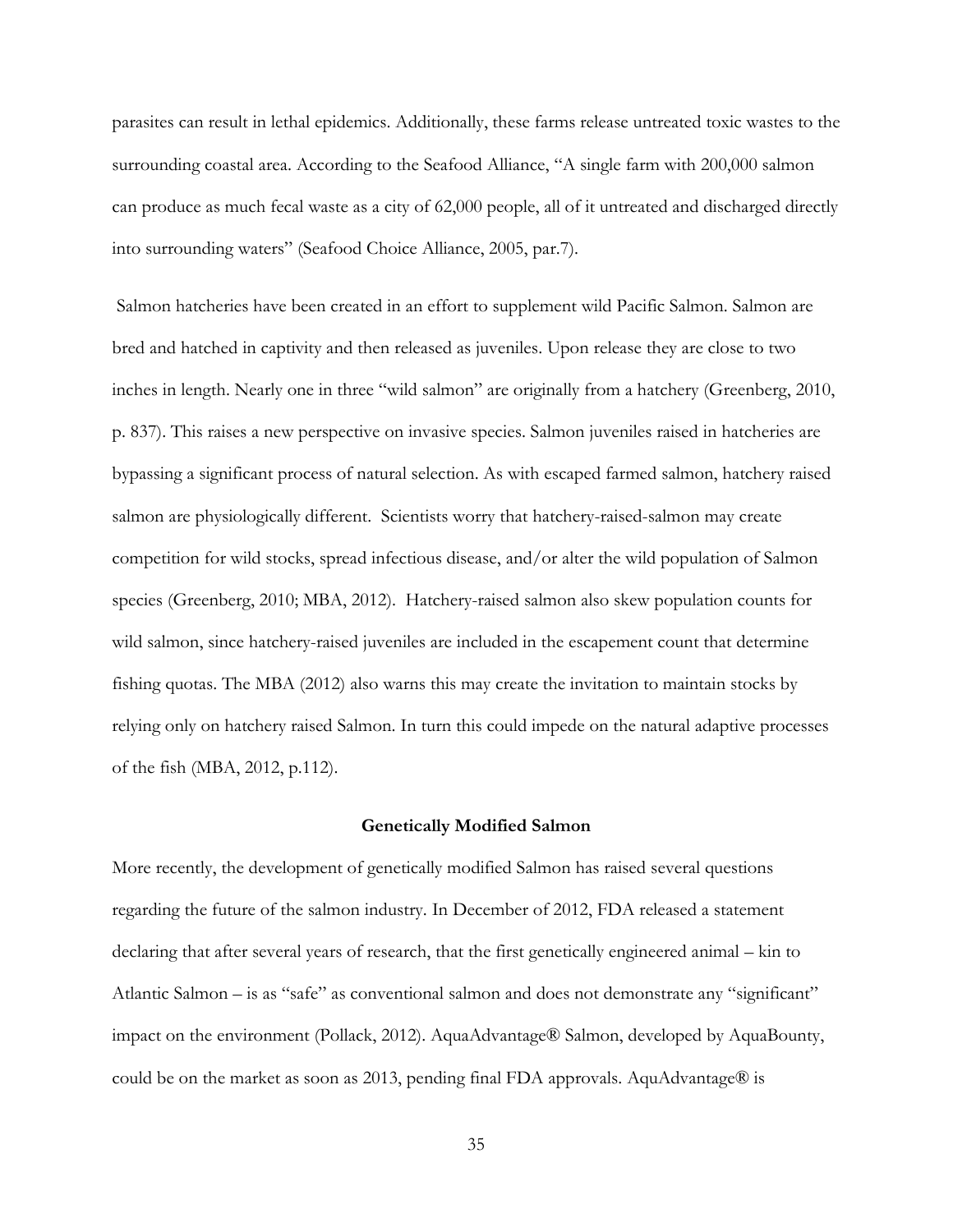parasites can result in lethal epidemics. Additionally, these farms release untreated toxic wastes to the surrounding coastal area. According to the Seafood Alliance, "A single farm with 200,000 salmon can produce as much fecal waste as a city of 62,000 people, all of it untreated and discharged directly into surrounding waters" (Seafood Choice Alliance, 2005, par.7).

Salmon hatcheries have been created in an effort to supplement wild Pacific Salmon. Salmon are bred and hatched in captivity and then released as juveniles. Upon release they are close to two inches in length. Nearly one in three "wild salmon" are originally from a hatchery (Greenberg, 2010, p. 837). This raises a new perspective on invasive species. Salmon juveniles raised in hatcheries are bypassing a significant process of natural selection. As with escaped farmed salmon, hatchery raised salmon are physiologically different. Scientists worry that hatchery-raised-salmon may create competition for wild stocks, spread infectious disease, and/or alter the wild population of Salmon species (Greenberg, 2010; MBA, 2012). Hatchery-raised salmon also skew population counts for wild salmon, since hatchery-raised juveniles are included in the escapement count that determine fishing quotas. The MBA (2012) also warns this may create the invitation to maintain stocks by relying only on hatchery raised Salmon. In turn this could impede on the natural adaptive processes of the fish (MBA, 2012, p.112).

## Genetically Modified Salmon

More recently, the development of genetically modified Salmon has raised several questions regarding the future of the salmon industry. In December of 2012, FDA released a statement declaring that after several years of research, that the first genetically engineered animal – kin to Atlantic Salmon – is as "safe" as conventional salmon and does not demonstrate any "significant" impact on the environment (Pollack, 2012). AquaAdvantage® Salmon, developed by AquaBounty, could be on the market as soon as 2013, pending final FDA approvals. AquAdvantage® is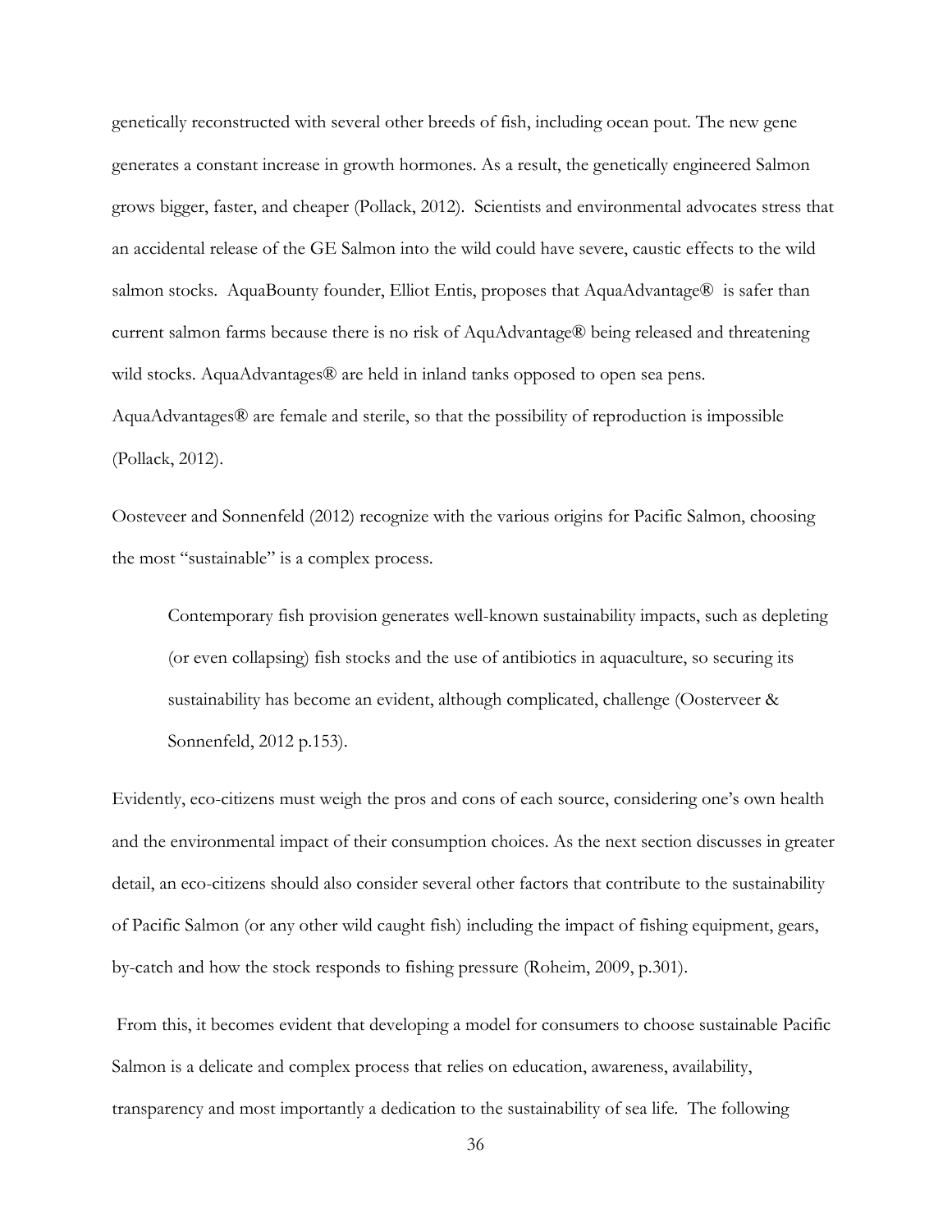genetically reconstructed with several other breeds of fish, including ocean pout. The new gene generates a constant increase in growth hormones. As a result, the genetically engineered Salmon grows bigger, faster, and cheaper (Pollack, 2012). Scientists and environmental advocates stress that an accidental release of the GE Salmon into the wild could have severe, caustic effects to the wild salmon stocks. AquaBounty founder, Elliot Entis, proposes that AquaAdvantage® is safer than current salmon farms because there is no risk of AquAdvantage® being released and threatening wild stocks. AquaAdvantages® are held in inland tanks opposed to open sea pens. AquaAdvantages® are female and sterile, so that the possibility of reproduction is impossible (Pollack, 2012).

Oosteveer and Sonnenfeld (2012) recognize with the various origins for Pacific Salmon, choosing the most "sustainable" is a complex process.

> Contemporary fish provision generates well-known sustainability impacts, such as depleting (or even collapsing) fish stocks and the use of antibiotics in aquaculture, so securing its sustainability has become an evident, although complicated, challenge (Oosterveer & Sonnenfeld, 2012 p.153).

Evidently, eco-citizens must weigh the pros and cons of each source, considering one's own health and the environmental impact of their consumption choices. As the next section discusses in greater detail, an eco-citizens should also consider several other factors that contribute to the sustainability of Pacific Salmon (or any other wild caught fish) including the impact of fishing equipment, gears, by-catch and how the stock responds to fishing pressure (Roheim, 2009, p.301).

From this, it becomes evident that developing a model for consumers to choose sustainable Pacific Salmon is a delicate and complex process that relies on education, awareness, availability, transparency and most importantly a dedication to the sustainability of sea life. The following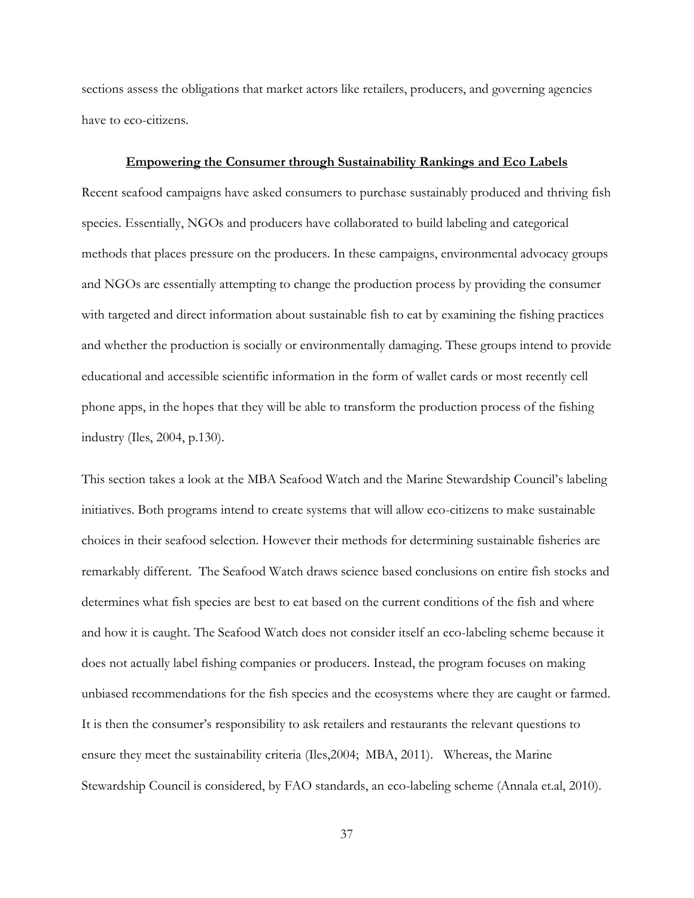sections assess the obligations that market actors like retailers, producers, and governing agencies have to eco-citizens.

## Empowering the Consumer through Sustainability Rankings and Eco Labels

Recent seafood campaigns have asked consumers to purchase sustainably produced and thriving fish species. Essentially, NGOs and producers have collaborated to build labeling and categorical methods that places pressure on the producers. In these campaigns, environmental advocacy groups and NGOs are essentially attempting to change the production process by providing the consumer with targeted and direct information about sustainable fish to eat by examining the fishing practices and whether the production is socially or environmentally damaging. These groups intend to provide educational and accessible scientific information in the form of wallet cards or most recently cell phone apps, in the hopes that they will be able to transform the production process of the fishing industry (Iles, 2004, p.130).

This section takes a look at the MBA Seafood Watch and the Marine Stewardship Council's labeling initiatives. Both programs intend to create systems that will allow eco-citizens to make sustainable choices in their seafood selection. However their methods for determining sustainable fisheries are remarkably different. The Seafood Watch draws science based conclusions on entire fish stocks and determines what fish species are best to eat based on the current conditions of the fish and where and how it is caught. The Seafood Watch does not consider itself an eco-labeling scheme because it does not actually label fishing companies or producers. Instead, the program focuses on making unbiased recommendations for the fish species and the ecosystems where they are caught or farmed. It is then the consumer's responsibility to ask retailers and restaurants the relevant questions to ensure they meet the sustainability criteria (Iles,2004; MBA, 2011). Whereas, the Marine Stewardship Council is considered, by FAO standards, an eco-labeling scheme (Annala et.al, 2010).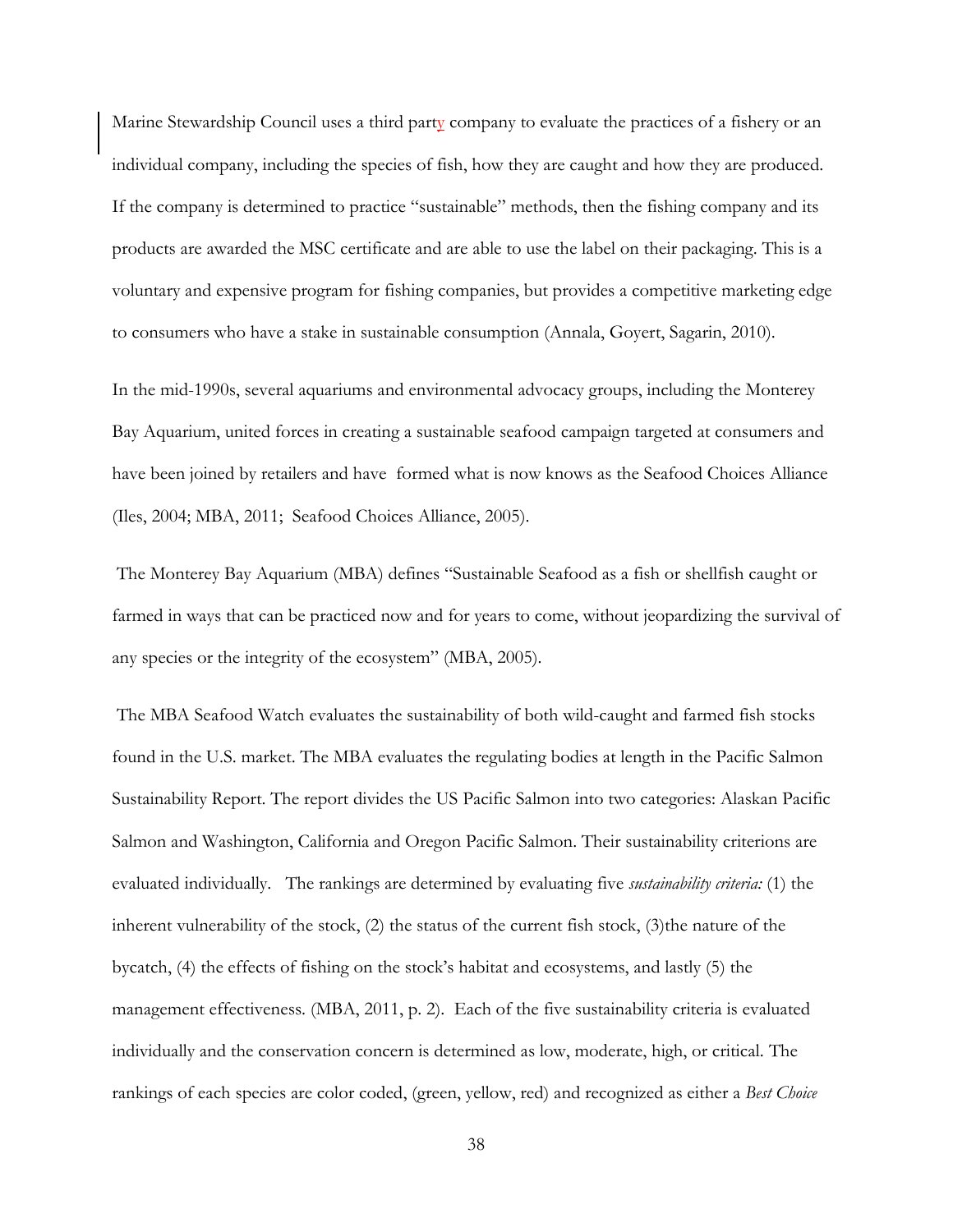Marine Stewardship Council uses a third party company to evaluate the practices of a fishery or an individual company, including the species of fish, how they are caught and how they are produced. If the company is determined to practice "sustainable" methods, then the fishing company and its products are awarded the MSC certificate and are able to use the label on their packaging. This is a voluntary and expensive program for fishing companies, but provides a competitive marketing edge to consumers who have a stake in sustainable consumption (Annala, Goyert, Sagarin, 2010).

In the mid-1990s, several aquariums and environmental advocacy groups, including the Monterey Bay Aquarium, united forces in creating a sustainable seafood campaign targeted at consumers and have been joined by retailers and have formed what is now knows as the Seafood Choices Alliance (Iles, 2004; MBA, 2011; Seafood Choices Alliance, 2005).

The Monterey Bay Aquarium (MBA) defines "Sustainable Seafood as a fish or shellfish caught or farmed in ways that can be practiced now and for years to come, without jeopardizing the survival of any species or the integrity of the ecosystem" (MBA, 2005).

The MBA Seafood Watch evaluates the sustainability of both wild-caught and farmed fish stocks found in the U.S. market. The MBA evaluates the regulating bodies at length in the Pacific Salmon Sustainability Report. The report divides the US Pacific Salmon into two categories: Alaskan Pacific Salmon and Washington, California and Oregon Pacific Salmon. Their sustainability criterions are evaluated individually. The rankings are determined by evaluating five *sustainability criteria:* (1) the inherent vulnerability of the stock, (2) the status of the current fish stock, (3)the nature of the bycatch, (4) the effects of fishing on the stock's habitat and ecosystems, and lastly (5) the management effectiveness. (MBA, 2011, p. 2). Each of the five sustainability criteria is evaluated individually and the conservation concern is determined as low, moderate, high, or critical. The rankings of each species are color coded, (green, yellow, red) and recognized as either a *Best Choice*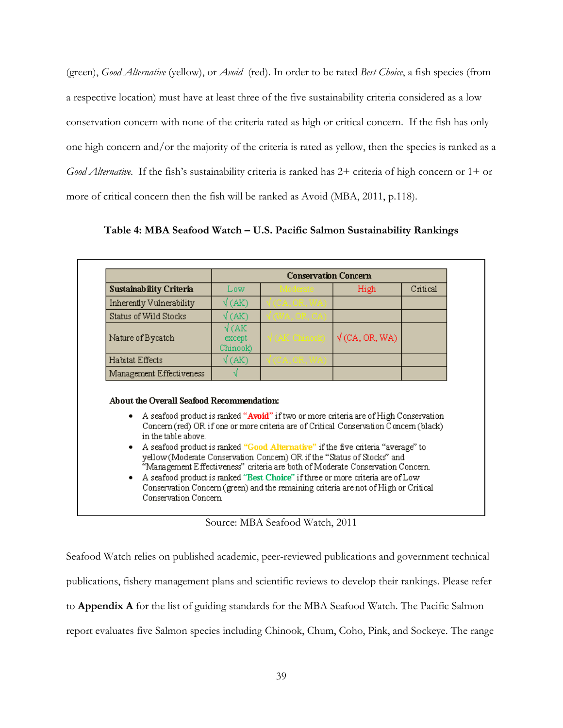(green), *Good Alternative* (yellow), or *Avoid* (red). In order to be rated *Best Choice*, a fish species (from a respective location) must have at least three of the five sustainability criteria considered as a low conservation concern with none of the criteria rated as high or critical concern. If the fish has only one high concern and/or the majority of the criteria is rated as yellow, then the species is ranked as a *Good Alternative*. If the fish's sustainability criteria is ranked has 2+ criteria of high concern or 1+ or more of critical concern then the fish will be ranked as Avoid (MBA, 2011, p.118).

**Table 4: MBA Seafood Watch – U.S. Pacific Salmon Sustainability Rankings**

| | Conservation Concern | | | |
|---|---|---|---|---|
| **Sustainability Criteria** | Low | Moderate | High | Critical |
| Inherently Vulnerability | √ (AK) | √ (CA, OR, WA) | | |
| Status of Wild Stocks | √ (AK) | √ (WA, OR, CA) | | |
| Nature of Bycatch | √ (AK except Chinook) | √ (AK Chinook) | √ (CA, OR, WA) | |
| Habitat Effects | √ (AK) | √ (CA, OR, WA) | | |
| Management Effectiveness | √ | | | |

**About the Overall Seafood Recommendation:**

- A seafood product is ranked **"Avoid"** if two or more criteria are of High Conservation Concern (red) OR if one or more criteria are of Critical Conservation Concern (black) in the table above.
- A seafood product is ranked **"Good Alternative"** if the five criteria "average" to yellow (Moderate Conservation Concern) OR if the "Status of Stocks" and "Management Effectiveness" criteria are both of Moderate Conservation Concern.
- A seafood product is ranked **"Best Choice"** if three or more criteria are of Low Conservation Concern (green) and the remaining criteria are not of High or Critical Conservation Concern.

Source: MBA Seafood Watch, 2011

Seafood Watch relies on published academic, peer-reviewed publications and government technical publications, fishery management plans and scientific reviews to develop their rankings. Please refer to **Appendix A** for the list of guiding standards for the MBA Seafood Watch. The Pacific Salmon report evaluates five Salmon species including Chinook, Chum, Coho, Pink, and Sockeye. The range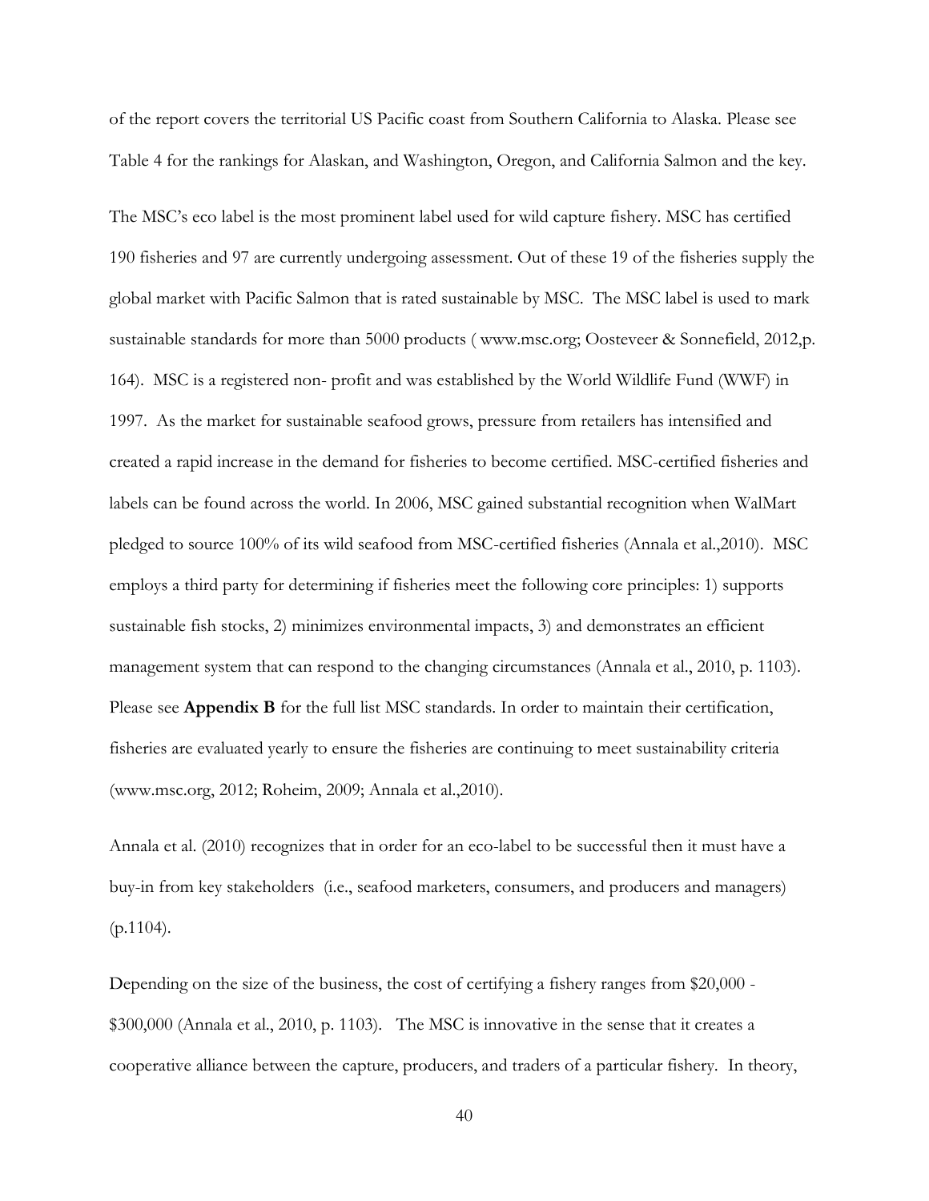of the report covers the territorial US Pacific coast from Southern California to Alaska. Please see Table 4 for the rankings for Alaskan, and Washington, Oregon, and California Salmon and the key.

The MSC's eco label is the most prominent label used for wild capture fishery. MSC has certified 190 fisheries and 97 are currently undergoing assessment. Out of these 19 of the fisheries supply the global market with Pacific Salmon that is rated sustainable by MSC. The MSC label is used to mark sustainable standards for more than 5000 products ( www.msc.org; Oosteveer & Sonnefield, 2012,p. 164). MSC is a registered non- profit and was established by the World Wildlife Fund (WWF) in 1997. As the market for sustainable seafood grows, pressure from retailers has intensified and created a rapid increase in the demand for fisheries to become certified. MSC-certified fisheries and labels can be found across the world. In 2006, MSC gained substantial recognition when WalMart pledged to source 100% of its wild seafood from MSC-certified fisheries (Annala et al.,2010). MSC employs a third party for determining if fisheries meet the following core principles: 1) supports sustainable fish stocks, 2) minimizes environmental impacts, 3) and demonstrates an efficient management system that can respond to the changing circumstances (Annala et al., 2010, p. 1103). Please see **Appendix B** for the full list MSC standards. In order to maintain their certification, fisheries are evaluated yearly to ensure the fisheries are continuing to meet sustainability criteria (www.msc.org, 2012; Roheim, 2009; Annala et al.,2010).

Annala et al. (2010) recognizes that in order for an eco-label to be successful then it must have a buy-in from key stakeholders (i.e., seafood marketers, consumers, and producers and managers) (p.1104).

Depending on the size of the business, the cost of certifying a fishery ranges from $20,000 - $300,000 (Annala et al., 2010, p. 1103). The MSC is innovative in the sense that it creates a cooperative alliance between the capture, producers, and traders of a particular fishery. In theory,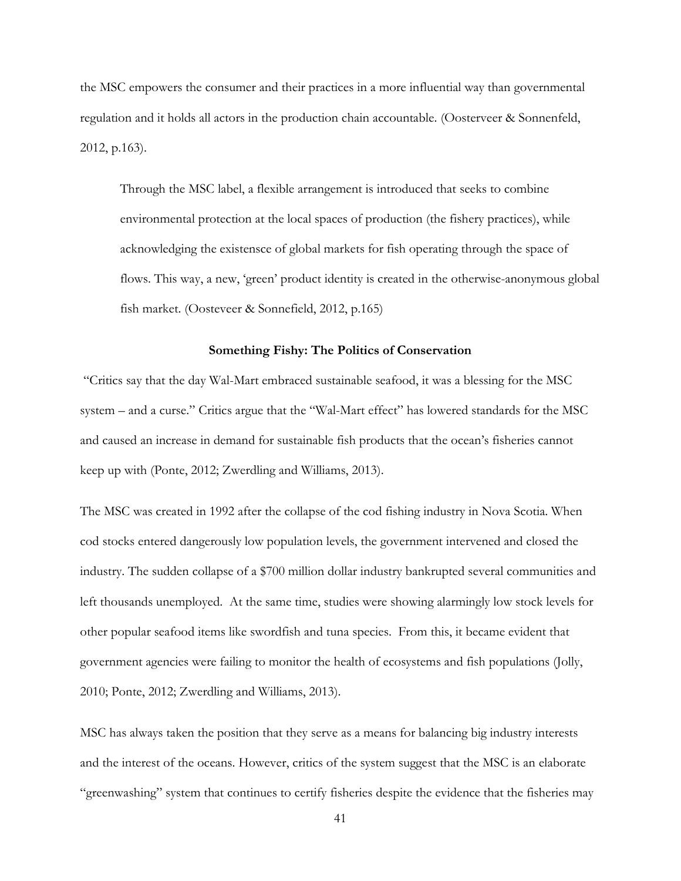the MSC empowers the consumer and their practices in a more influential way than governmental regulation and it holds all actors in the production chain accountable. (Oosterveer & Sonnenfeld, 2012, p.163).

> Through the MSC label, a flexible arrangement is introduced that seeks to combine environmental protection at the local spaces of production (the fishery practices), while acknowledging the existensce of global markets for fish operating through the space of flows. This way, a new, 'green' product identity is created in the otherwise-anonymous global fish market. (Oosteveer & Sonnefield, 2012, p.165)

### Something Fishy: The Politics of Conservation

"Critics say that the day Wal-Mart embraced sustainable seafood, it was a blessing for the MSC system – and a curse." Critics argue that the "Wal-Mart effect" has lowered standards for the MSC and caused an increase in demand for sustainable fish products that the ocean's fisheries cannot keep up with (Ponte, 2012; Zwerdling and Williams, 2013).

The MSC was created in 1992 after the collapse of the cod fishing industry in Nova Scotia. When cod stocks entered dangerously low population levels, the government intervened and closed the industry. The sudden collapse of a $700 million dollar industry bankrupted several communities and left thousands unemployed. At the same time, studies were showing alarmingly low stock levels for other popular seafood items like swordfish and tuna species. From this, it became evident that government agencies were failing to monitor the health of ecosystems and fish populations (Jolly, 2010; Ponte, 2012; Zwerdling and Williams, 2013).

MSC has always taken the position that they serve as a means for balancing big industry interests and the interest of the oceans. However, critics of the system suggest that the MSC is an elaborate "greenwashing" system that continues to certify fisheries despite the evidence that the fisheries may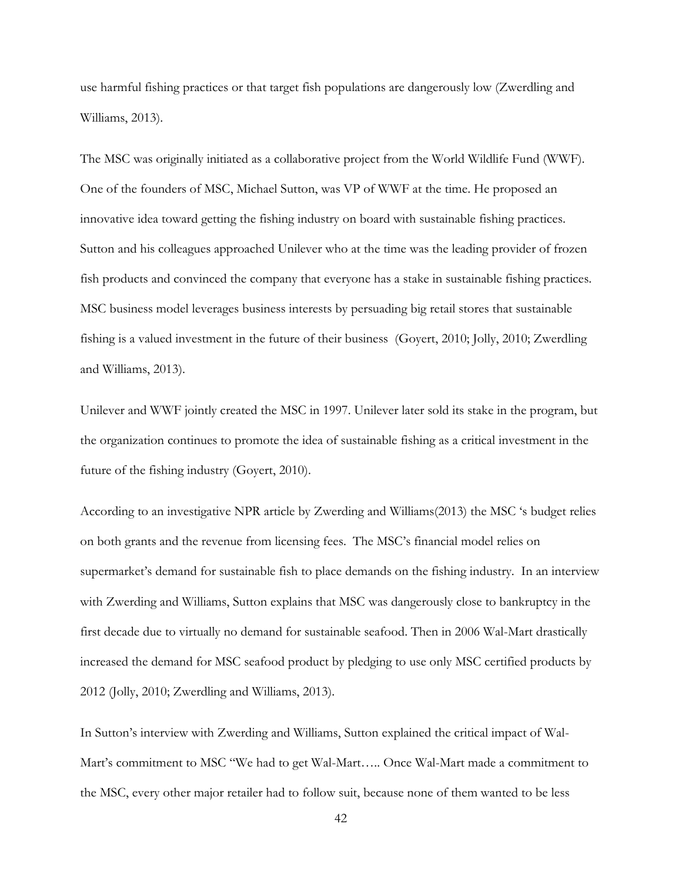use harmful fishing practices or that target fish populations are dangerously low (Zwerdling and Williams, 2013).

The MSC was originally initiated as a collaborative project from the World Wildlife Fund (WWF). One of the founders of MSC, Michael Sutton, was VP of WWF at the time. He proposed an innovative idea toward getting the fishing industry on board with sustainable fishing practices. Sutton and his colleagues approached Unilever who at the time was the leading provider of frozen fish products and convinced the company that everyone has a stake in sustainable fishing practices. MSC business model leverages business interests by persuading big retail stores that sustainable fishing is a valued investment in the future of their business (Goyert, 2010; Jolly, 2010; Zwerdling and Williams, 2013).

Unilever and WWF jointly created the MSC in 1997. Unilever later sold its stake in the program, but the organization continues to promote the idea of sustainable fishing as a critical investment in the future of the fishing industry (Goyert, 2010).

According to an investigative NPR article by Zwerding and Williams(2013) the MSC 's budget relies on both grants and the revenue from licensing fees. The MSC's financial model relies on supermarket's demand for sustainable fish to place demands on the fishing industry. In an interview with Zwerding and Williams, Sutton explains that MSC was dangerously close to bankruptcy in the first decade due to virtually no demand for sustainable seafood. Then in 2006 Wal-Mart drastically increased the demand for MSC seafood product by pledging to use only MSC certified products by 2012 (Jolly, 2010; Zwerdling and Williams, 2013).

In Sutton's interview with Zwerding and Williams, Sutton explained the critical impact of Wal-Mart's commitment to MSC "We had to get Wal-Mart….. Once Wal-Mart made a commitment to the MSC, every other major retailer had to follow suit, because none of them wanted to be less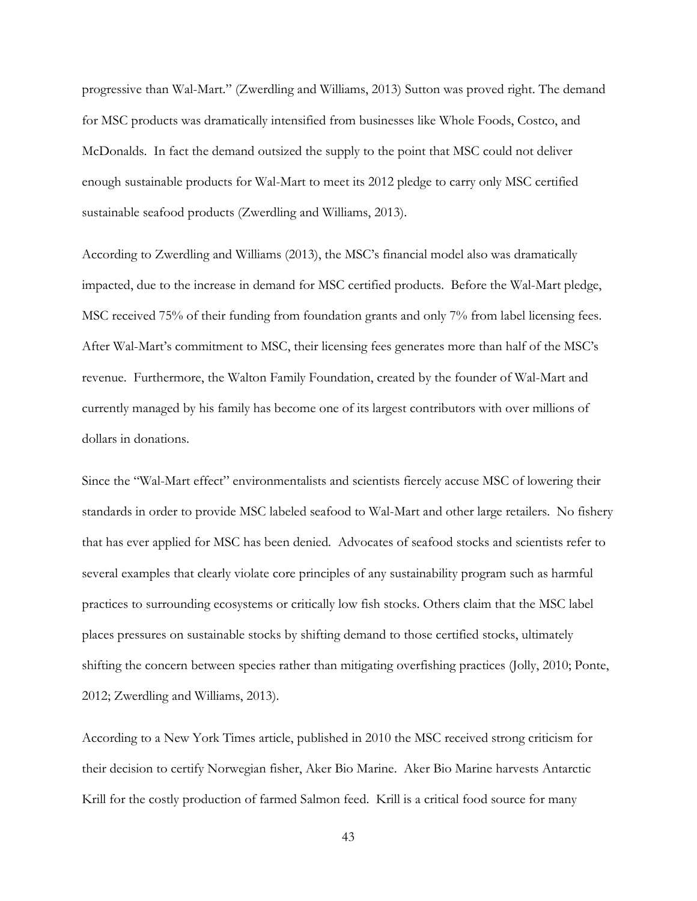progressive than Wal-Mart." (Zwerdling and Williams, 2013) Sutton was proved right. The demand for MSC products was dramatically intensified from businesses like Whole Foods, Costco, and McDonalds. In fact the demand outsized the supply to the point that MSC could not deliver enough sustainable products for Wal-Mart to meet its 2012 pledge to carry only MSC certified sustainable seafood products (Zwerdling and Williams, 2013).

According to Zwerdling and Williams (2013), the MSC's financial model also was dramatically impacted, due to the increase in demand for MSC certified products. Before the Wal-Mart pledge, MSC received 75% of their funding from foundation grants and only 7% from label licensing fees. After Wal-Mart's commitment to MSC, their licensing fees generates more than half of the MSC's revenue. Furthermore, the Walton Family Foundation, created by the founder of Wal-Mart and currently managed by his family has become one of its largest contributors with over millions of dollars in donations.

Since the "Wal-Mart effect" environmentalists and scientists fiercely accuse MSC of lowering their standards in order to provide MSC labeled seafood to Wal-Mart and other large retailers. No fishery that has ever applied for MSC has been denied. Advocates of seafood stocks and scientists refer to several examples that clearly violate core principles of any sustainability program such as harmful practices to surrounding ecosystems or critically low fish stocks. Others claim that the MSC label places pressures on sustainable stocks by shifting demand to those certified stocks, ultimately shifting the concern between species rather than mitigating overfishing practices (Jolly, 2010; Ponte, 2012; Zwerdling and Williams, 2013).

According to a New York Times article, published in 2010 the MSC received strong criticism for their decision to certify Norwegian fisher, Aker Bio Marine. Aker Bio Marine harvests Antarctic Krill for the costly production of farmed Salmon feed. Krill is a critical food source for many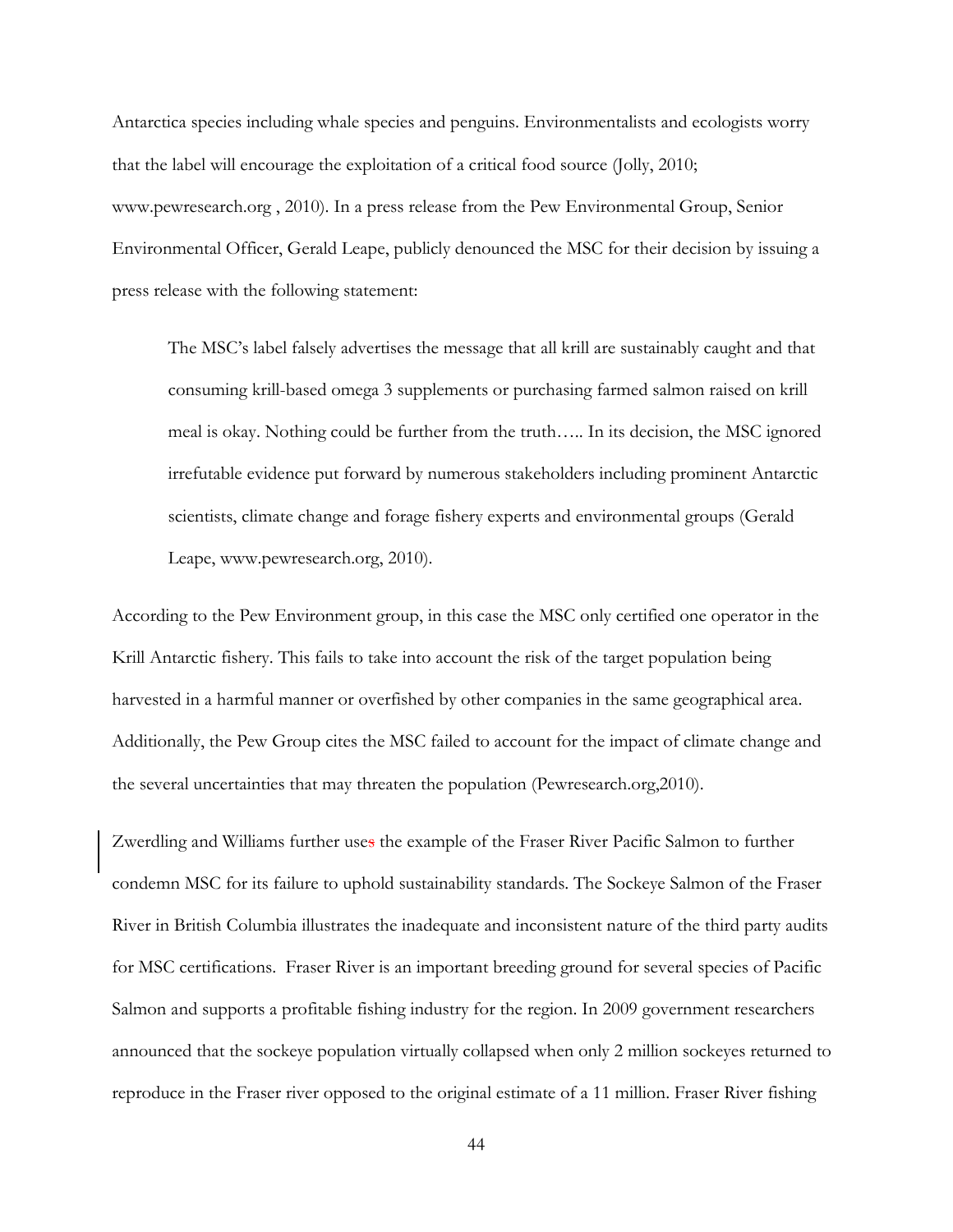Antarctica species including whale species and penguins. Environmentalists and ecologists worry that the label will encourage the exploitation of a critical food source (Jolly, 2010; www.pewresearch.org , 2010). In a press release from the Pew Environmental Group, Senior Environmental Officer, Gerald Leape, publicly denounced the MSC for their decision by issuing a press release with the following statement:

> The MSC's label falsely advertises the message that all krill are sustainably caught and that consuming krill-based omega 3 supplements or purchasing farmed salmon raised on krill meal is okay. Nothing could be further from the truth….. In its decision, the MSC ignored irrefutable evidence put forward by numerous stakeholders including prominent Antarctic scientists, climate change and forage fishery experts and environmental groups (Gerald Leape, www.pewresearch.org, 2010).

According to the Pew Environment group, in this case the MSC only certified one operator in the Krill Antarctic fishery. This fails to take into account the risk of the target population being harvested in a harmful manner or overfished by other companies in the same geographical area. Additionally, the Pew Group cites the MSC failed to account for the impact of climate change and the several uncertainties that may threaten the population (Pewresearch.org,2010).

Zwerdling and Williams further uses the example of the Fraser River Pacific Salmon to further condemn MSC for its failure to uphold sustainability standards. The Sockeye Salmon of the Fraser River in British Columbia illustrates the inadequate and inconsistent nature of the third party audits for MSC certifications. Fraser River is an important breeding ground for several species of Pacific Salmon and supports a profitable fishing industry for the region. In 2009 government researchers announced that the sockeye population virtually collapsed when only 2 million sockeyes returned to reproduce in the Fraser river opposed to the original estimate of a 11 million. Fraser River fishing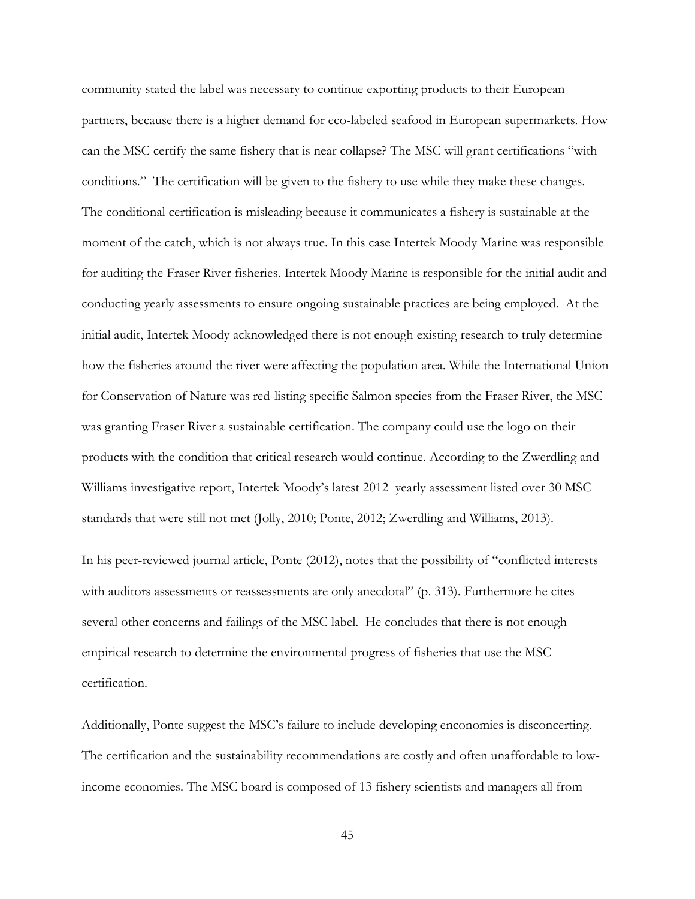community stated the label was necessary to continue exporting products to their European partners, because there is a higher demand for eco-labeled seafood in European supermarkets. How can the MSC certify the same fishery that is near collapse? The MSC will grant certifications "with conditions." The certification will be given to the fishery to use while they make these changes. The conditional certification is misleading because it communicates a fishery is sustainable at the moment of the catch, which is not always true. In this case Intertek Moody Marine was responsible for auditing the Fraser River fisheries. Intertek Moody Marine is responsible for the initial audit and conducting yearly assessments to ensure ongoing sustainable practices are being employed. At the initial audit, Intertek Moody acknowledged there is not enough existing research to truly determine how the fisheries around the river were affecting the population area. While the International Union for Conservation of Nature was red-listing specific Salmon species from the Fraser River, the MSC was granting Fraser River a sustainable certification. The company could use the logo on their products with the condition that critical research would continue. According to the Zwerdling and Williams investigative report, Intertek Moody's latest 2012 yearly assessment listed over 30 MSC standards that were still not met (Jolly, 2010; Ponte, 2012; Zwerdling and Williams, 2013).

In his peer-reviewed journal article, Ponte (2012), notes that the possibility of "conflicted interests with auditors assessments or reassessments are only anecdotal" (p. 313). Furthermore he cites several other concerns and failings of the MSC label. He concludes that there is not enough empirical research to determine the environmental progress of fisheries that use the MSC certification.

Additionally, Ponte suggest the MSC's failure to include developing enconomies is disconcerting. The certification and the sustainability recommendations are costly and often unaffordable to low-income economies. The MSC board is composed of 13 fishery scientists and managers all from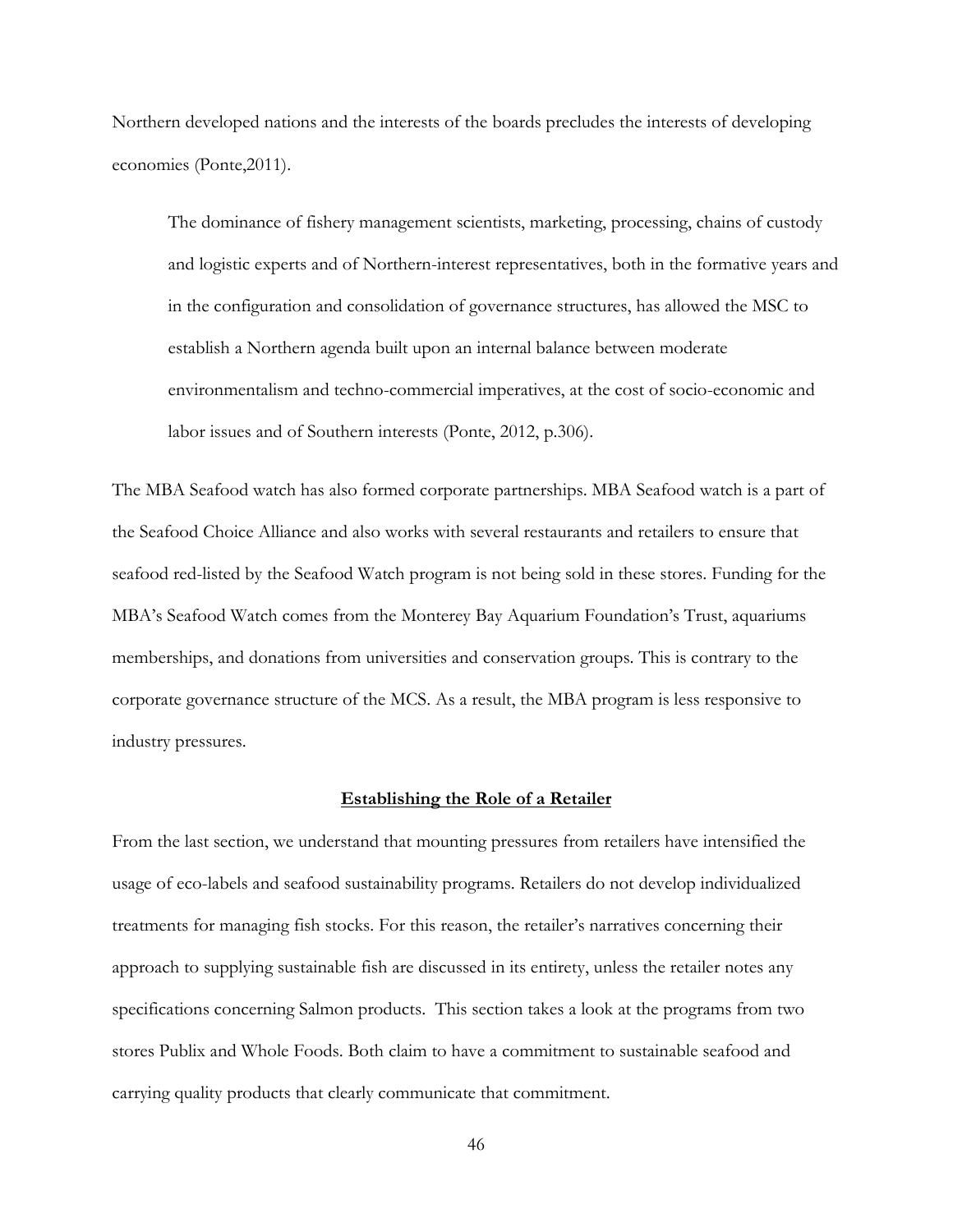Northern developed nations and the interests of the boards precludes the interests of developing economies (Ponte,2011).

> The dominance of fishery management scientists, marketing, processing, chains of custody and logistic experts and of Northern-interest representatives, both in the formative years and in the configuration and consolidation of governance structures, has allowed the MSC to establish a Northern agenda built upon an internal balance between moderate environmentalism and techno-commercial imperatives, at the cost of socio-economic and labor issues and of Southern interests (Ponte, 2012, p.306).

The MBA Seafood watch has also formed corporate partnerships. MBA Seafood watch is a part of the Seafood Choice Alliance and also works with several restaurants and retailers to ensure that seafood red-listed by the Seafood Watch program is not being sold in these stores. Funding for the MBA's Seafood Watch comes from the Monterey Bay Aquarium Foundation's Trust, aquariums memberships, and donations from universities and conservation groups. This is contrary to the corporate governance structure of the MCS. As a result, the MBA program is less responsive to industry pressures.

## **Establishing the Role of a Retailer**

From the last section, we understand that mounting pressures from retailers have intensified the usage of eco-labels and seafood sustainability programs. Retailers do not develop individualized treatments for managing fish stocks. For this reason, the retailer's narratives concerning their approach to supplying sustainable fish are discussed in its entirety, unless the retailer notes any specifications concerning Salmon products. This section takes a look at the programs from two stores Publix and Whole Foods. Both claim to have a commitment to sustainable seafood and carrying quality products that clearly communicate that commitment.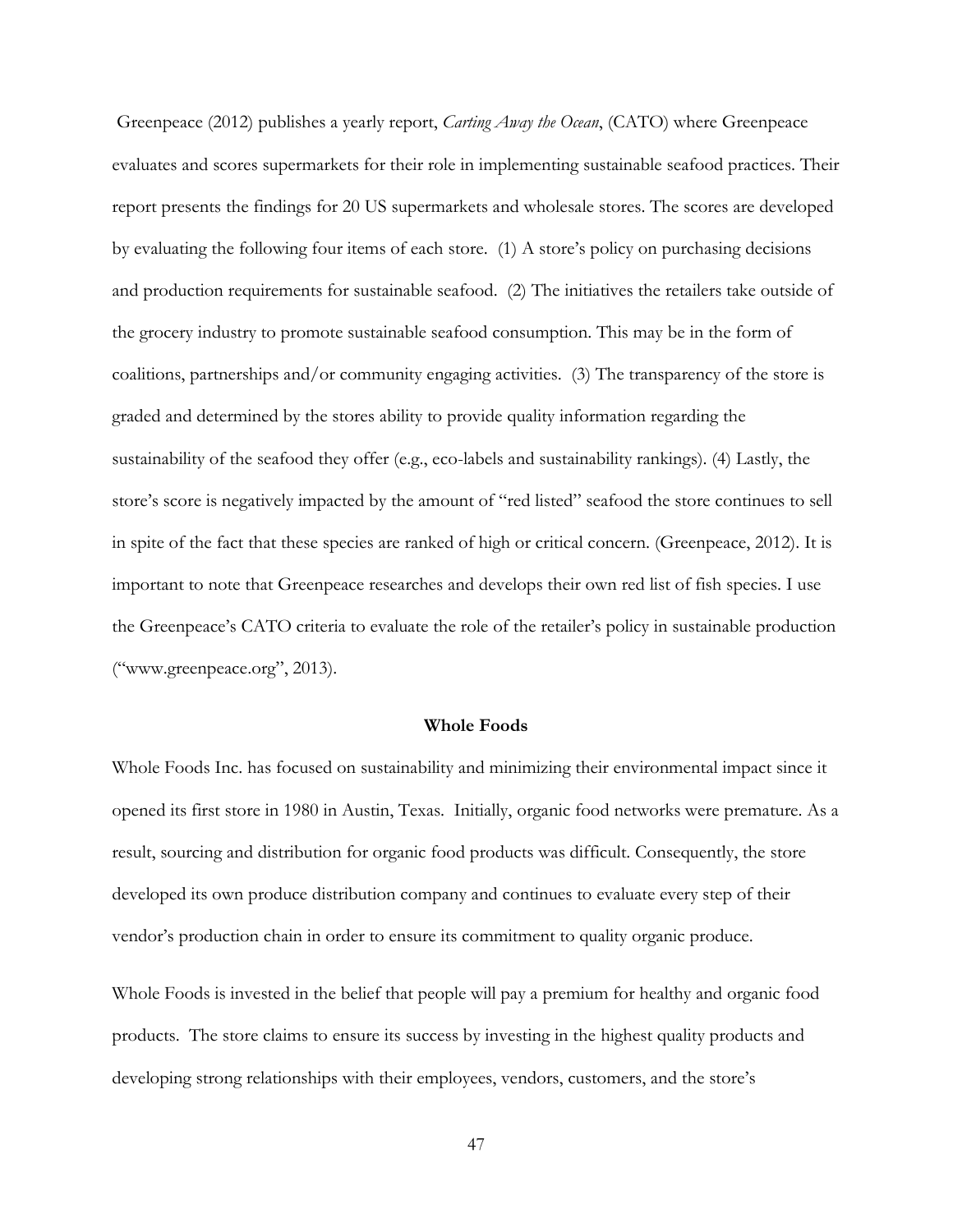Greenpeace (2012) publishes a yearly report, *Carting Away the Ocean*, (CATO) where Greenpeace evaluates and scores supermarkets for their role in implementing sustainable seafood practices. Their report presents the findings for 20 US supermarkets and wholesale stores. The scores are developed by evaluating the following four items of each store. (1) A store's policy on purchasing decisions and production requirements for sustainable seafood. (2) The initiatives the retailers take outside of the grocery industry to promote sustainable seafood consumption. This may be in the form of coalitions, partnerships and/or community engaging activities. (3) The transparency of the store is graded and determined by the stores ability to provide quality information regarding the sustainability of the seafood they offer (e.g., eco-labels and sustainability rankings). (4) Lastly, the store's score is negatively impacted by the amount of "red listed" seafood the store continues to sell in spite of the fact that these species are ranked of high or critical concern. (Greenpeace, 2012). It is important to note that Greenpeace researches and develops their own red list of fish species. I use the Greenpeace's CATO criteria to evaluate the role of the retailer's policy in sustainable production ("www.greenpeace.org", 2013).

### Whole Foods

Whole Foods Inc. has focused on sustainability and minimizing their environmental impact since it opened its first store in 1980 in Austin, Texas. Initially, organic food networks were premature. As a result, sourcing and distribution for organic food products was difficult. Consequently, the store developed its own produce distribution company and continues to evaluate every step of their vendor's production chain in order to ensure its commitment to quality organic produce.

Whole Foods is invested in the belief that people will pay a premium for healthy and organic food products. The store claims to ensure its success by investing in the highest quality products and developing strong relationships with their employees, vendors, customers, and the store's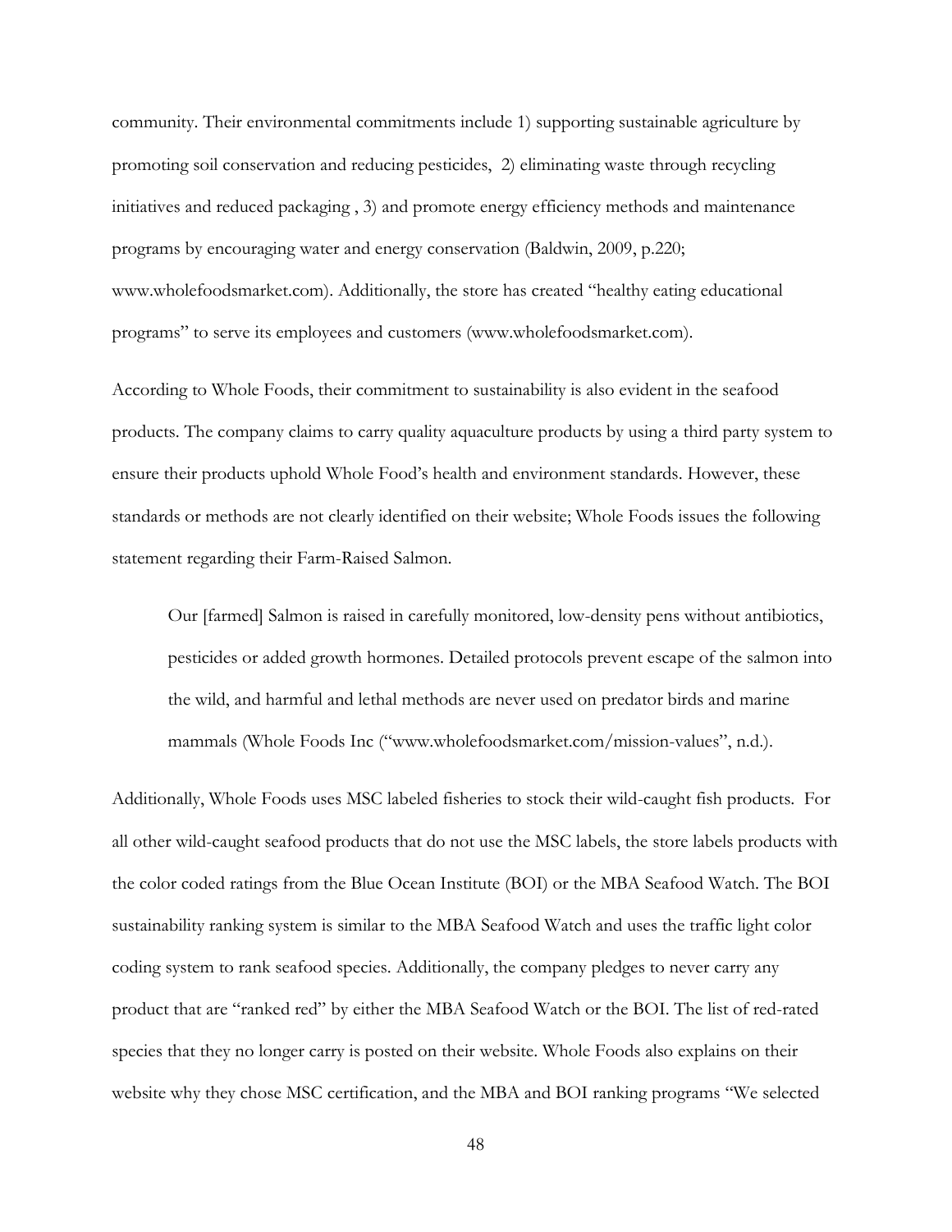community. Their environmental commitments include 1) supporting sustainable agriculture by promoting soil conservation and reducing pesticides, 2) eliminating waste through recycling initiatives and reduced packaging , 3) and promote energy efficiency methods and maintenance programs by encouraging water and energy conservation (Baldwin, 2009, p.220; www.wholefoodsmarket.com). Additionally, the store has created "healthy eating educational programs" to serve its employees and customers (www.wholefoodsmarket.com).

According to Whole Foods, their commitment to sustainability is also evident in the seafood products. The company claims to carry quality aquaculture products by using a third party system to ensure their products uphold Whole Food's health and environment standards. However, these standards or methods are not clearly identified on their website; Whole Foods issues the following statement regarding their Farm-Raised Salmon.

> Our [farmed] Salmon is raised in carefully monitored, low-density pens without antibiotics, pesticides or added growth hormones. Detailed protocols prevent escape of the salmon into the wild, and harmful and lethal methods are never used on predator birds and marine mammals (Whole Foods Inc ("www.wholefoodsmarket.com/mission-values", n.d.).

Additionally, Whole Foods uses MSC labeled fisheries to stock their wild-caught fish products. For all other wild-caught seafood products that do not use the MSC labels, the store labels products with the color coded ratings from the Blue Ocean Institute (BOI) or the MBA Seafood Watch. The BOI sustainability ranking system is similar to the MBA Seafood Watch and uses the traffic light color coding system to rank seafood species. Additionally, the company pledges to never carry any product that are "ranked red" by either the MBA Seafood Watch or the BOI. The list of red-rated species that they no longer carry is posted on their website. Whole Foods also explains on their website why they chose MSC certification, and the MBA and BOI ranking programs "We selected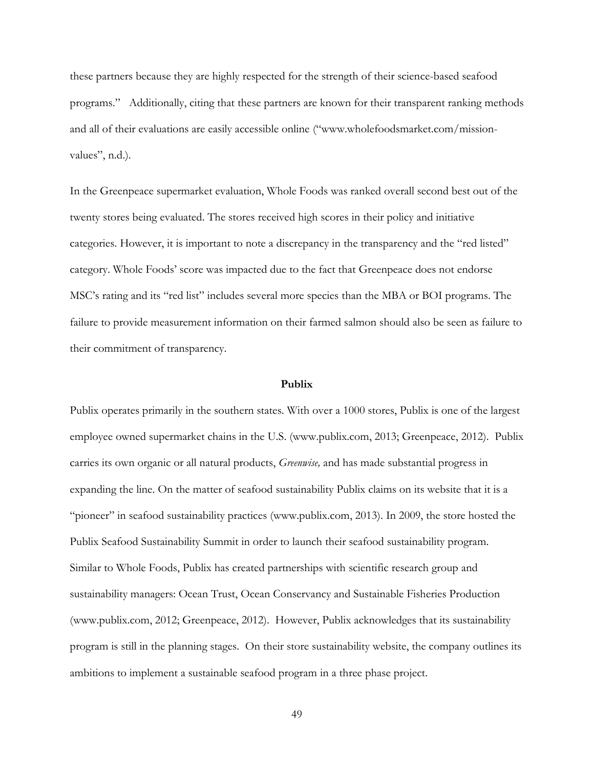these partners because they are highly respected for the strength of their science-based seafood programs." Additionally, citing that these partners are known for their transparent ranking methods and all of their evaluations are easily accessible online ("www.wholefoodsmarket.com/mission-values", n.d.).

In the Greenpeace supermarket evaluation, Whole Foods was ranked overall second best out of the twenty stores being evaluated. The stores received high scores in their policy and initiative categories. However, it is important to note a discrepancy in the transparency and the "red listed" category. Whole Foods' score was impacted due to the fact that Greenpeace does not endorse MSC's rating and its "red list" includes several more species than the MBA or BOI programs. The failure to provide measurement information on their farmed salmon should also be seen as failure to their commitment of transparency.

### Publix

Publix operates primarily in the southern states. With over a 1000 stores, Publix is one of the largest employee owned supermarket chains in the U.S. (www.publix.com, 2013; Greenpeace, 2012). Publix carries its own organic or all natural products, *Greenwise,* and has made substantial progress in expanding the line. On the matter of seafood sustainability Publix claims on its website that it is a "pioneer" in seafood sustainability practices (www.publix.com, 2013). In 2009, the store hosted the Publix Seafood Sustainability Summit in order to launch their seafood sustainability program. Similar to Whole Foods, Publix has created partnerships with scientific research group and sustainability managers: Ocean Trust, Ocean Conservancy and Sustainable Fisheries Production (www.publix.com, 2012; Greenpeace, 2012). However, Publix acknowledges that its sustainability program is still in the planning stages. On their store sustainability website, the company outlines its ambitions to implement a sustainable seafood program in a three phase project.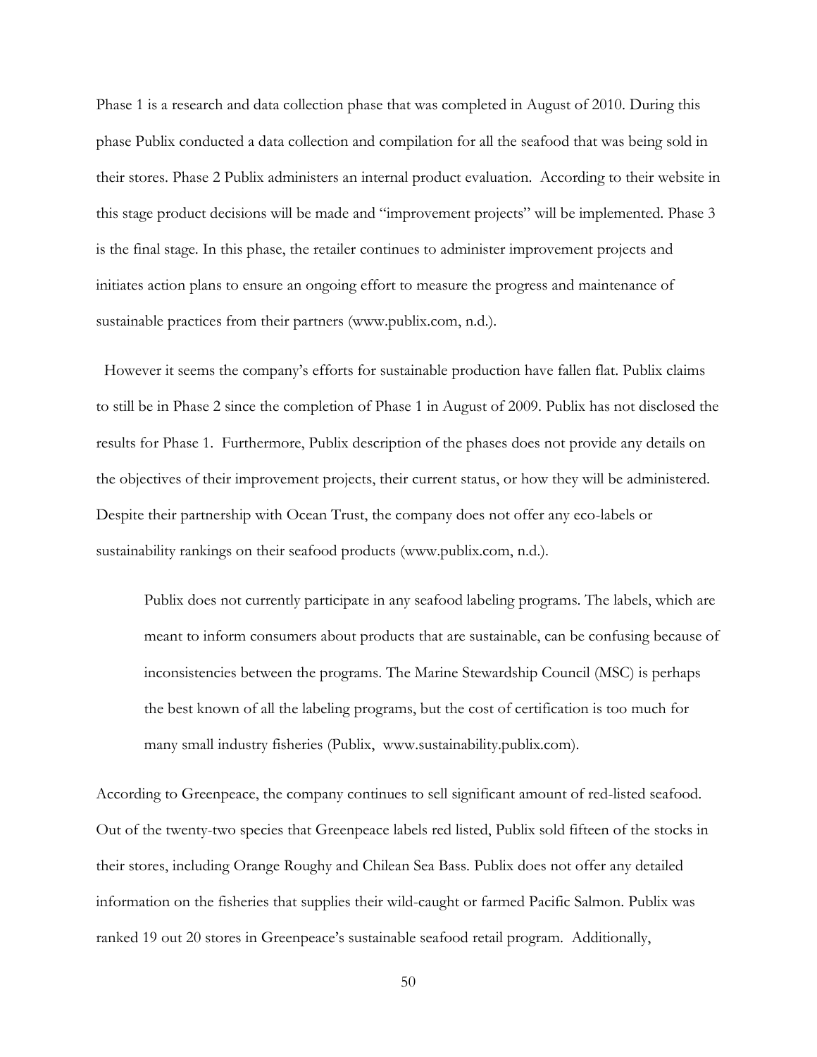Phase 1 is a research and data collection phase that was completed in August of 2010. During this phase Publix conducted a data collection and compilation for all the seafood that was being sold in their stores. Phase 2 Publix administers an internal product evaluation. According to their website in this stage product decisions will be made and "improvement projects" will be implemented. Phase 3 is the final stage. In this phase, the retailer continues to administer improvement projects and initiates action plans to ensure an ongoing effort to measure the progress and maintenance of sustainable practices from their partners (www.publix.com, n.d.).

However it seems the company's efforts for sustainable production have fallen flat. Publix claims to still be in Phase 2 since the completion of Phase 1 in August of 2009. Publix has not disclosed the results for Phase 1. Furthermore, Publix description of the phases does not provide any details on the objectives of their improvement projects, their current status, or how they will be administered. Despite their partnership with Ocean Trust, the company does not offer any eco-labels or sustainability rankings on their seafood products (www.publix.com, n.d.).

> Publix does not currently participate in any seafood labeling programs. The labels, which are meant to inform consumers about products that are sustainable, can be confusing because of inconsistencies between the programs. The Marine Stewardship Council (MSC) is perhaps the best known of all the labeling programs, but the cost of certification is too much for many small industry fisheries (Publix, www.sustainability.publix.com).

According to Greenpeace, the company continues to sell significant amount of red-listed seafood. Out of the twenty-two species that Greenpeace labels red listed, Publix sold fifteen of the stocks in their stores, including Orange Roughy and Chilean Sea Bass. Publix does not offer any detailed information on the fisheries that supplies their wild-caught or farmed Pacific Salmon. Publix was ranked 19 out 20 stores in Greenpeace's sustainable seafood retail program. Additionally,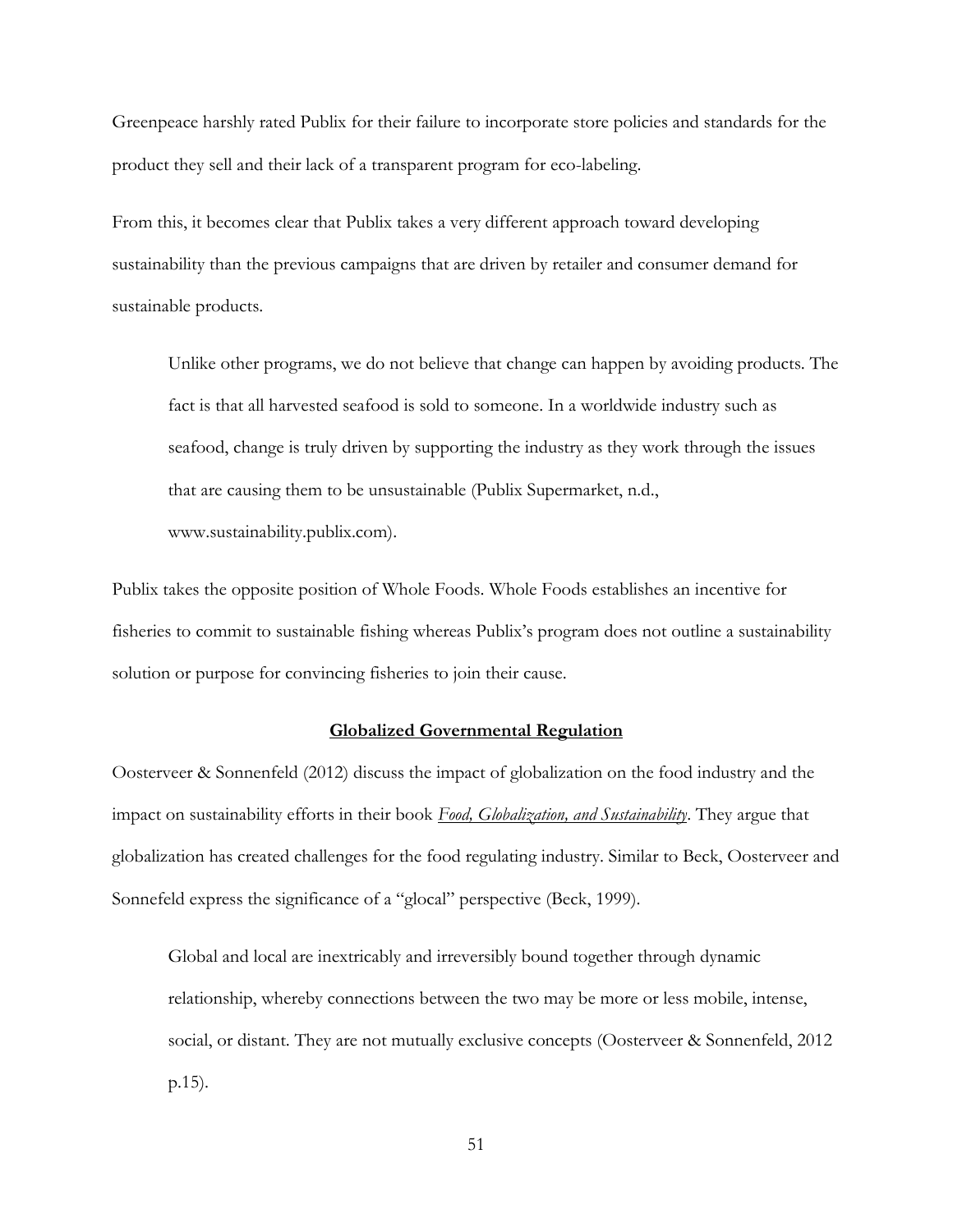Greenpeace harshly rated Publix for their failure to incorporate store policies and standards for the product they sell and their lack of a transparent program for eco-labeling.

From this, it becomes clear that Publix takes a very different approach toward developing sustainability than the previous campaigns that are driven by retailer and consumer demand for sustainable products.

> Unlike other programs, we do not believe that change can happen by avoiding products. The fact is that all harvested seafood is sold to someone. In a worldwide industry such as seafood, change is truly driven by supporting the industry as they work through the issues that are causing them to be unsustainable (Publix Supermarket, n.d., www.sustainability.publix.com).

Publix takes the opposite position of Whole Foods. Whole Foods establishes an incentive for fisheries to commit to sustainable fishing whereas Publix's program does not outline a sustainability solution or purpose for convincing fisheries to join their cause.

## **Globalized Governmental Regulation**

Oosterveer & Sonnenfeld (2012) discuss the impact of globalization on the food industry and the impact on sustainability efforts in their book *Food, Globalization, and Sustainability*. They argue that globalization has created challenges for the food regulating industry. Similar to Beck, Oosterveer and Sonnefeld express the significance of a "glocal" perspective (Beck, 1999).

> Global and local are inextricably and irreversibly bound together through dynamic relationship, whereby connections between the two may be more or less mobile, intense, social, or distant. They are not mutually exclusive concepts (Oosterveer & Sonnenfeld, 2012 p.15).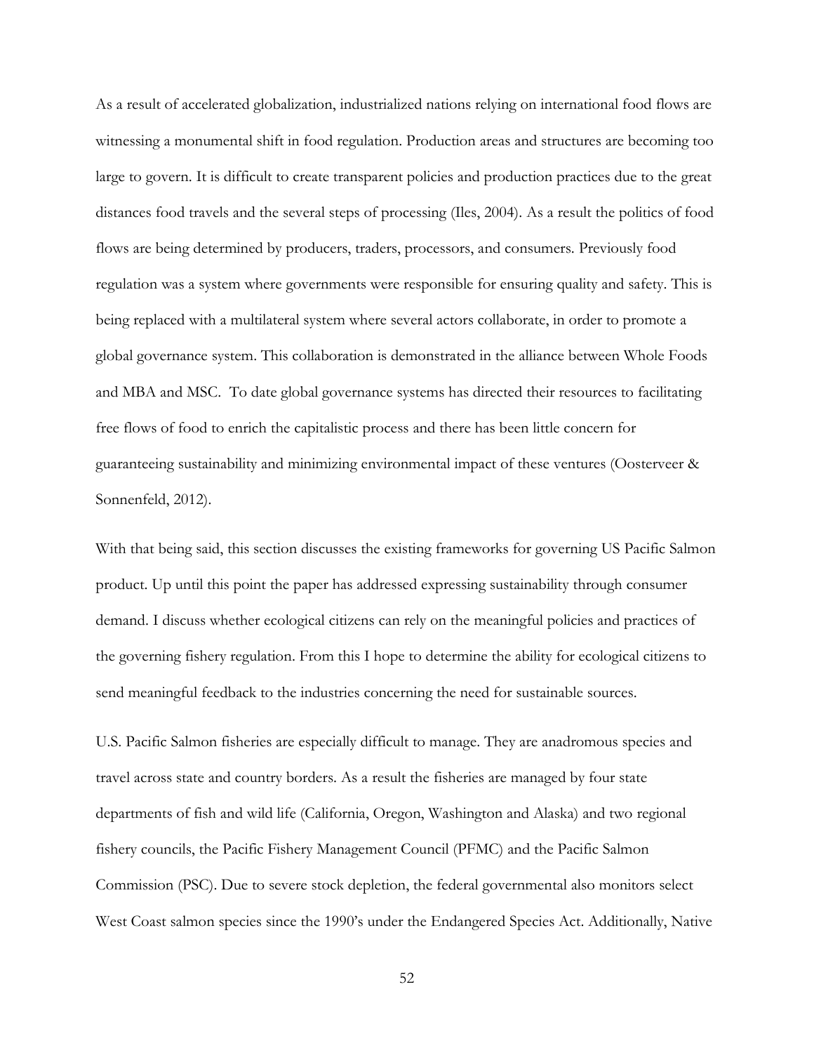As a result of accelerated globalization, industrialized nations relying on international food flows are witnessing a monumental shift in food regulation. Production areas and structures are becoming too large to govern. It is difficult to create transparent policies and production practices due to the great distances food travels and the several steps of processing (Iles, 2004). As a result the politics of food flows are being determined by producers, traders, processors, and consumers. Previously food regulation was a system where governments were responsible for ensuring quality and safety. This is being replaced with a multilateral system where several actors collaborate, in order to promote a global governance system. This collaboration is demonstrated in the alliance between Whole Foods and MBA and MSC. To date global governance systems has directed their resources to facilitating free flows of food to enrich the capitalistic process and there has been little concern for guaranteeing sustainability and minimizing environmental impact of these ventures (Oosterveer & Sonnenfeld, 2012).

With that being said, this section discusses the existing frameworks for governing US Pacific Salmon product. Up until this point the paper has addressed expressing sustainability through consumer demand. I discuss whether ecological citizens can rely on the meaningful policies and practices of the governing fishery regulation. From this I hope to determine the ability for ecological citizens to send meaningful feedback to the industries concerning the need for sustainable sources.

U.S. Pacific Salmon fisheries are especially difficult to manage. They are anadromous species and travel across state and country borders. As a result the fisheries are managed by four state departments of fish and wild life (California, Oregon, Washington and Alaska) and two regional fishery councils, the Pacific Fishery Management Council (PFMC) and the Pacific Salmon Commission (PSC). Due to severe stock depletion, the federal governmental also monitors select West Coast salmon species since the 1990's under the Endangered Species Act. Additionally, Native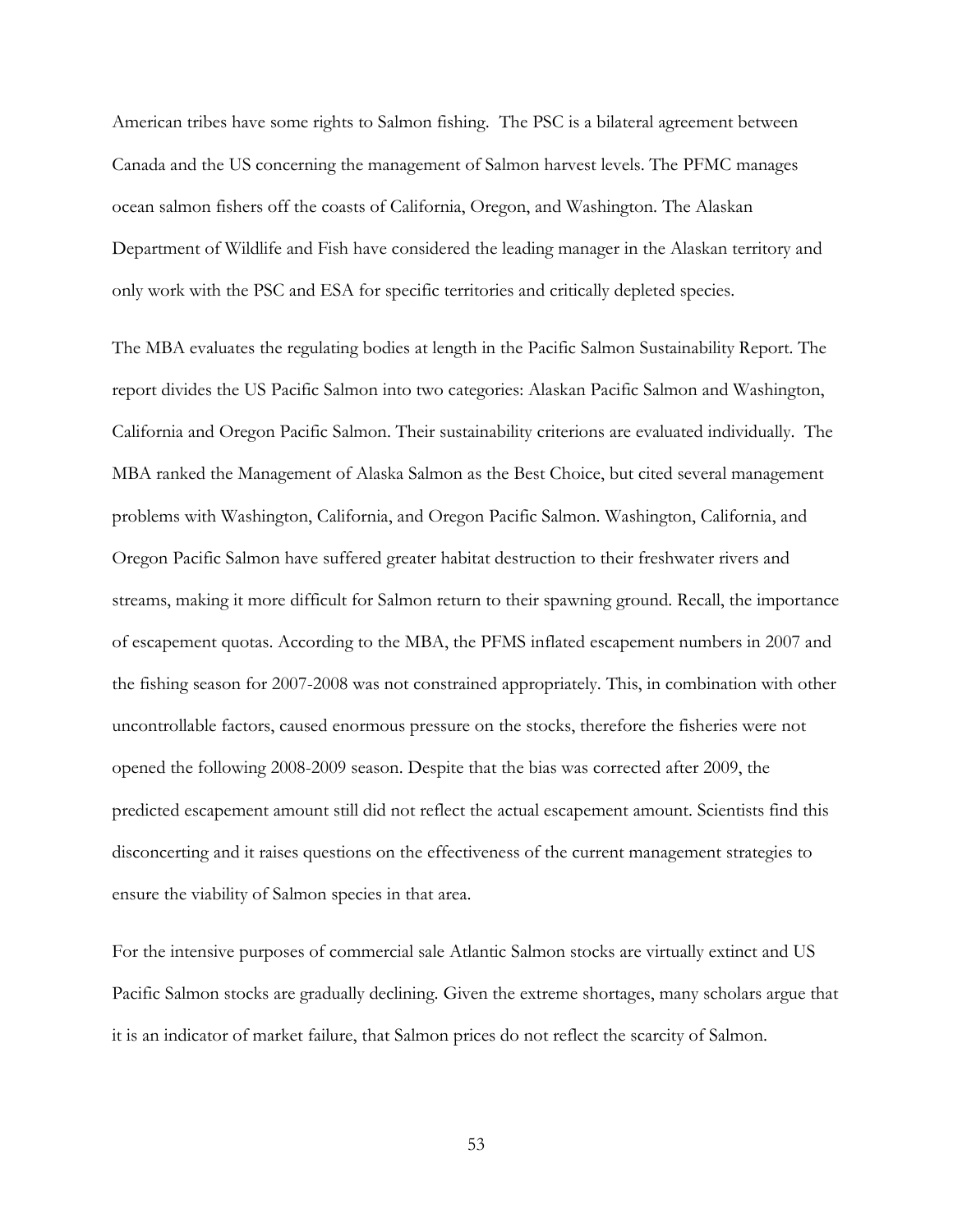American tribes have some rights to Salmon fishing. The PSC is a bilateral agreement between Canada and the US concerning the management of Salmon harvest levels. The PFMC manages ocean salmon fishers off the coasts of California, Oregon, and Washington. The Alaskan Department of Wildlife and Fish have considered the leading manager in the Alaskan territory and only work with the PSC and ESA for specific territories and critically depleted species.

The MBA evaluates the regulating bodies at length in the Pacific Salmon Sustainability Report. The report divides the US Pacific Salmon into two categories: Alaskan Pacific Salmon and Washington, California and Oregon Pacific Salmon. Their sustainability criterions are evaluated individually. The MBA ranked the Management of Alaska Salmon as the Best Choice, but cited several management problems with Washington, California, and Oregon Pacific Salmon. Washington, California, and Oregon Pacific Salmon have suffered greater habitat destruction to their freshwater rivers and streams, making it more difficult for Salmon return to their spawning ground. Recall, the importance of escapement quotas. According to the MBA, the PFMS inflated escapement numbers in 2007 and the fishing season for 2007-2008 was not constrained appropriately. This, in combination with other uncontrollable factors, caused enormous pressure on the stocks, therefore the fisheries were not opened the following 2008-2009 season. Despite that the bias was corrected after 2009, the predicted escapement amount still did not reflect the actual escapement amount. Scientists find this disconcerting and it raises questions on the effectiveness of the current management strategies to ensure the viability of Salmon species in that area.

For the intensive purposes of commercial sale Atlantic Salmon stocks are virtually extinct and US Pacific Salmon stocks are gradually declining. Given the extreme shortages, many scholars argue that it is an indicator of market failure, that Salmon prices do not reflect the scarcity of Salmon.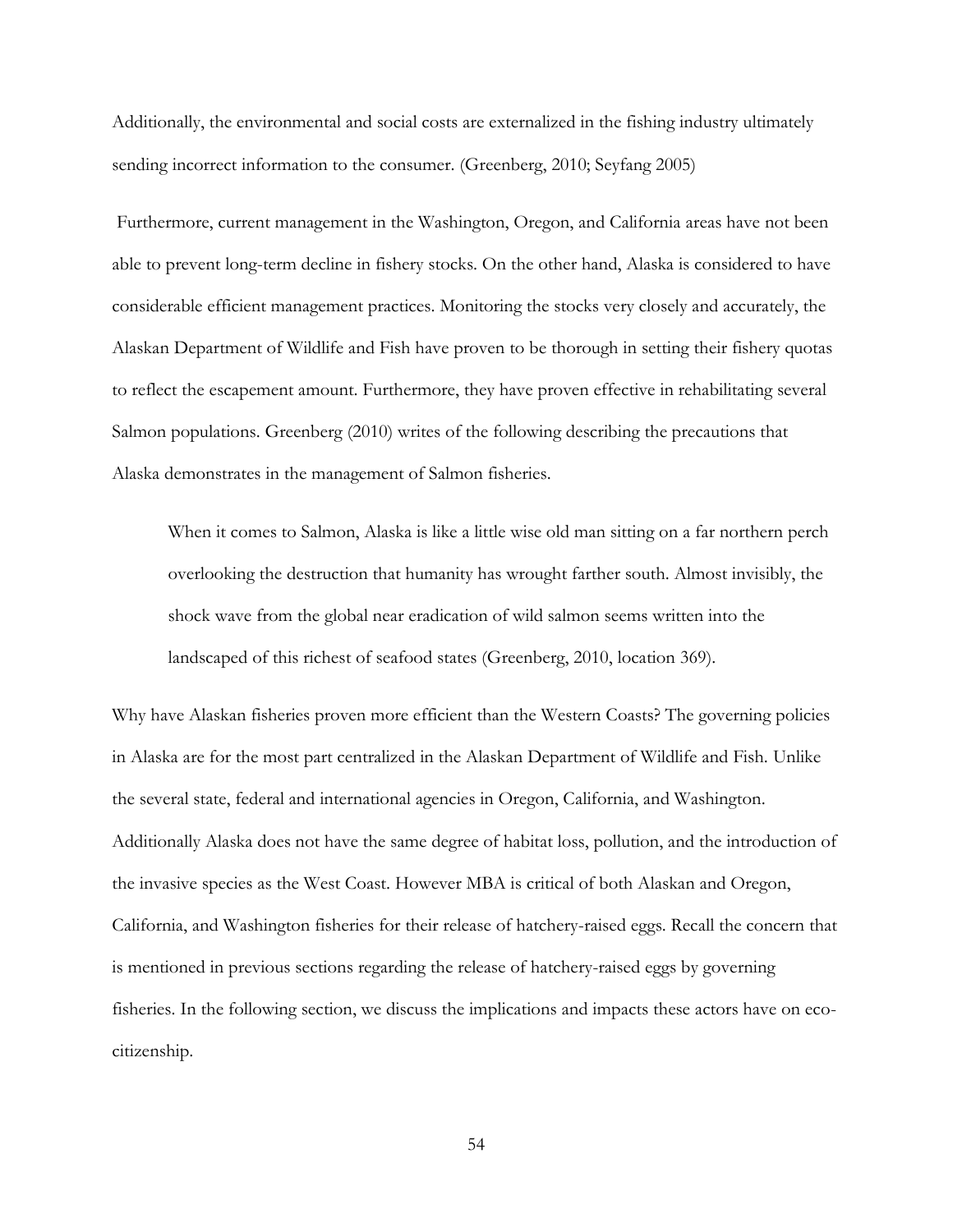Additionally, the environmental and social costs are externalized in the fishing industry ultimately sending incorrect information to the consumer. (Greenberg, 2010; Seyfang 2005)

Furthermore, current management in the Washington, Oregon, and California areas have not been able to prevent long-term decline in fishery stocks. On the other hand, Alaska is considered to have considerable efficient management practices. Monitoring the stocks very closely and accurately, the Alaskan Department of Wildlife and Fish have proven to be thorough in setting their fishery quotas to reflect the escapement amount. Furthermore, they have proven effective in rehabilitating several Salmon populations. Greenberg (2010) writes of the following describing the precautions that Alaska demonstrates in the management of Salmon fisheries.

> When it comes to Salmon, Alaska is like a little wise old man sitting on a far northern perch overlooking the destruction that humanity has wrought farther south. Almost invisibly, the shock wave from the global near eradication of wild salmon seems written into the landscaped of this richest of seafood states (Greenberg, 2010, location 369).

Why have Alaskan fisheries proven more efficient than the Western Coasts? The governing policies in Alaska are for the most part centralized in the Alaskan Department of Wildlife and Fish. Unlike the several state, federal and international agencies in Oregon, California, and Washington. Additionally Alaska does not have the same degree of habitat loss, pollution, and the introduction of the invasive species as the West Coast. However MBA is critical of both Alaskan and Oregon, California, and Washington fisheries for their release of hatchery-raised eggs. Recall the concern that is mentioned in previous sections regarding the release of hatchery-raised eggs by governing fisheries. In the following section, we discuss the implications and impacts these actors have on eco-citizenship.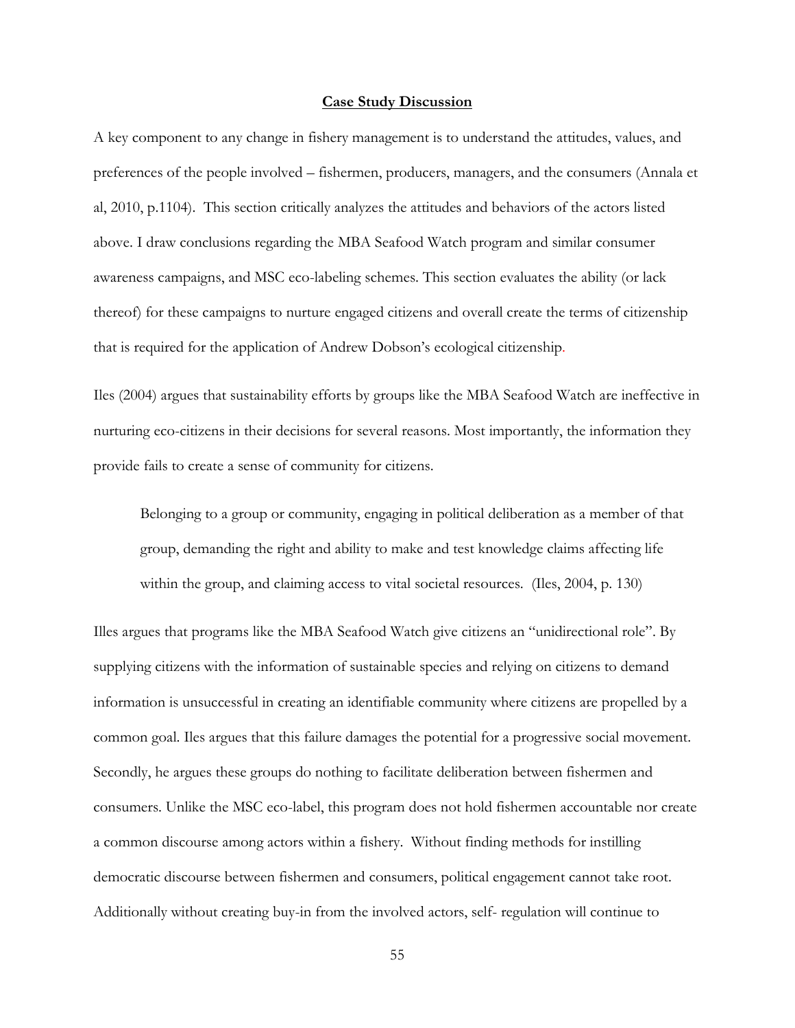## Case Study Discussion

A key component to any change in fishery management is to understand the attitudes, values, and preferences of the people involved – fishermen, producers, managers, and the consumers (Annala et al, 2010, p.1104). This section critically analyzes the attitudes and behaviors of the actors listed above. I draw conclusions regarding the MBA Seafood Watch program and similar consumer awareness campaigns, and MSC eco-labeling schemes. This section evaluates the ability (or lack thereof) for these campaigns to nurture engaged citizens and overall create the terms of citizenship that is required for the application of Andrew Dobson's ecological citizenship.

Iles (2004) argues that sustainability efforts by groups like the MBA Seafood Watch are ineffective in nurturing eco-citizens in their decisions for several reasons. Most importantly, the information they provide fails to create a sense of community for citizens.

> Belonging to a group or community, engaging in political deliberation as a member of that group, demanding the right and ability to make and test knowledge claims affecting life within the group, and claiming access to vital societal resources. (Iles, 2004, p. 130)

Illes argues that programs like the MBA Seafood Watch give citizens an "unidirectional role". By supplying citizens with the information of sustainable species and relying on citizens to demand information is unsuccessful in creating an identifiable community where citizens are propelled by a common goal. Iles argues that this failure damages the potential for a progressive social movement. Secondly, he argues these groups do nothing to facilitate deliberation between fishermen and consumers. Unlike the MSC eco-label, this program does not hold fishermen accountable nor create a common discourse among actors within a fishery. Without finding methods for instilling democratic discourse between fishermen and consumers, political engagement cannot take root. Additionally without creating buy-in from the involved actors, self- regulation will continue to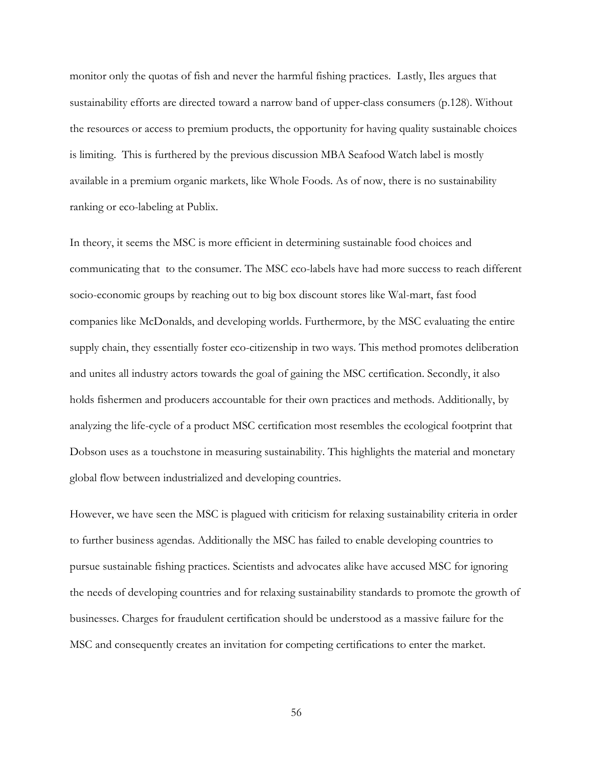monitor only the quotas of fish and never the harmful fishing practices. Lastly, Iles argues that sustainability efforts are directed toward a narrow band of upper-class consumers (p.128). Without the resources or access to premium products, the opportunity for having quality sustainable choices is limiting. This is furthered by the previous discussion MBA Seafood Watch label is mostly available in a premium organic markets, like Whole Foods. As of now, there is no sustainability ranking or eco-labeling at Publix.

In theory, it seems the MSC is more efficient in determining sustainable food choices and communicating that to the consumer. The MSC eco-labels have had more success to reach different socio-economic groups by reaching out to big box discount stores like Wal-mart, fast food companies like McDonalds, and developing worlds. Furthermore, by the MSC evaluating the entire supply chain, they essentially foster eco-citizenship in two ways. This method promotes deliberation and unites all industry actors towards the goal of gaining the MSC certification. Secondly, it also holds fishermen and producers accountable for their own practices and methods. Additionally, by analyzing the life-cycle of a product MSC certification most resembles the ecological footprint that Dobson uses as a touchstone in measuring sustainability. This highlights the material and monetary global flow between industrialized and developing countries.

However, we have seen the MSC is plagued with criticism for relaxing sustainability criteria in order to further business agendas. Additionally the MSC has failed to enable developing countries to pursue sustainable fishing practices. Scientists and advocates alike have accused MSC for ignoring the needs of developing countries and for relaxing sustainability standards to promote the growth of businesses. Charges for fraudulent certification should be understood as a massive failure for the MSC and consequently creates an invitation for competing certifications to enter the market.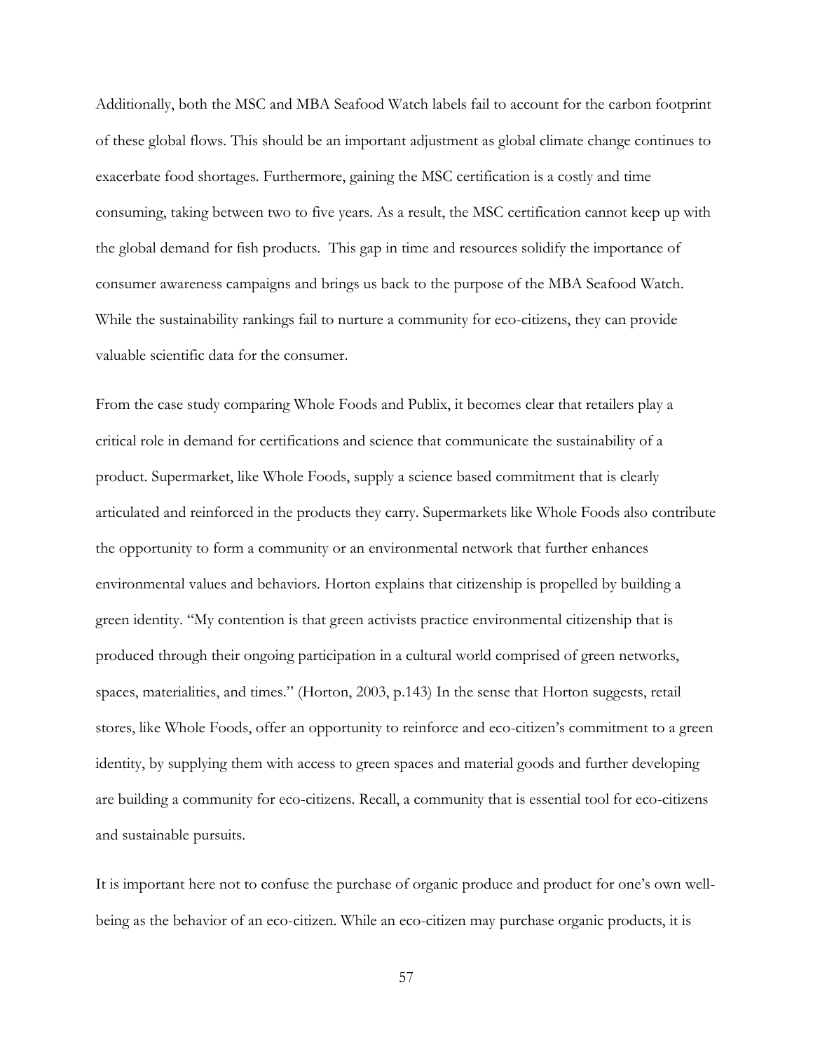Additionally, both the MSC and MBA Seafood Watch labels fail to account for the carbon footprint of these global flows. This should be an important adjustment as global climate change continues to exacerbate food shortages. Furthermore, gaining the MSC certification is a costly and time consuming, taking between two to five years. As a result, the MSC certification cannot keep up with the global demand for fish products. This gap in time and resources solidify the importance of consumer awareness campaigns and brings us back to the purpose of the MBA Seafood Watch. While the sustainability rankings fail to nurture a community for eco-citizens, they can provide valuable scientific data for the consumer.

From the case study comparing Whole Foods and Publix, it becomes clear that retailers play a critical role in demand for certifications and science that communicate the sustainability of a product. Supermarket, like Whole Foods, supply a science based commitment that is clearly articulated and reinforced in the products they carry. Supermarkets like Whole Foods also contribute the opportunity to form a community or an environmental network that further enhances environmental values and behaviors. Horton explains that citizenship is propelled by building a green identity. "My contention is that green activists practice environmental citizenship that is produced through their ongoing participation in a cultural world comprised of green networks, spaces, materialities, and times." (Horton, 2003, p.143) In the sense that Horton suggests, retail stores, like Whole Foods, offer an opportunity to reinforce and eco-citizen's commitment to a green identity, by supplying them with access to green spaces and material goods and further developing are building a community for eco-citizens. Recall, a community that is essential tool for eco-citizens and sustainable pursuits.

It is important here not to confuse the purchase of organic produce and product for one's own well-being as the behavior of an eco-citizen. While an eco-citizen may purchase organic products, it is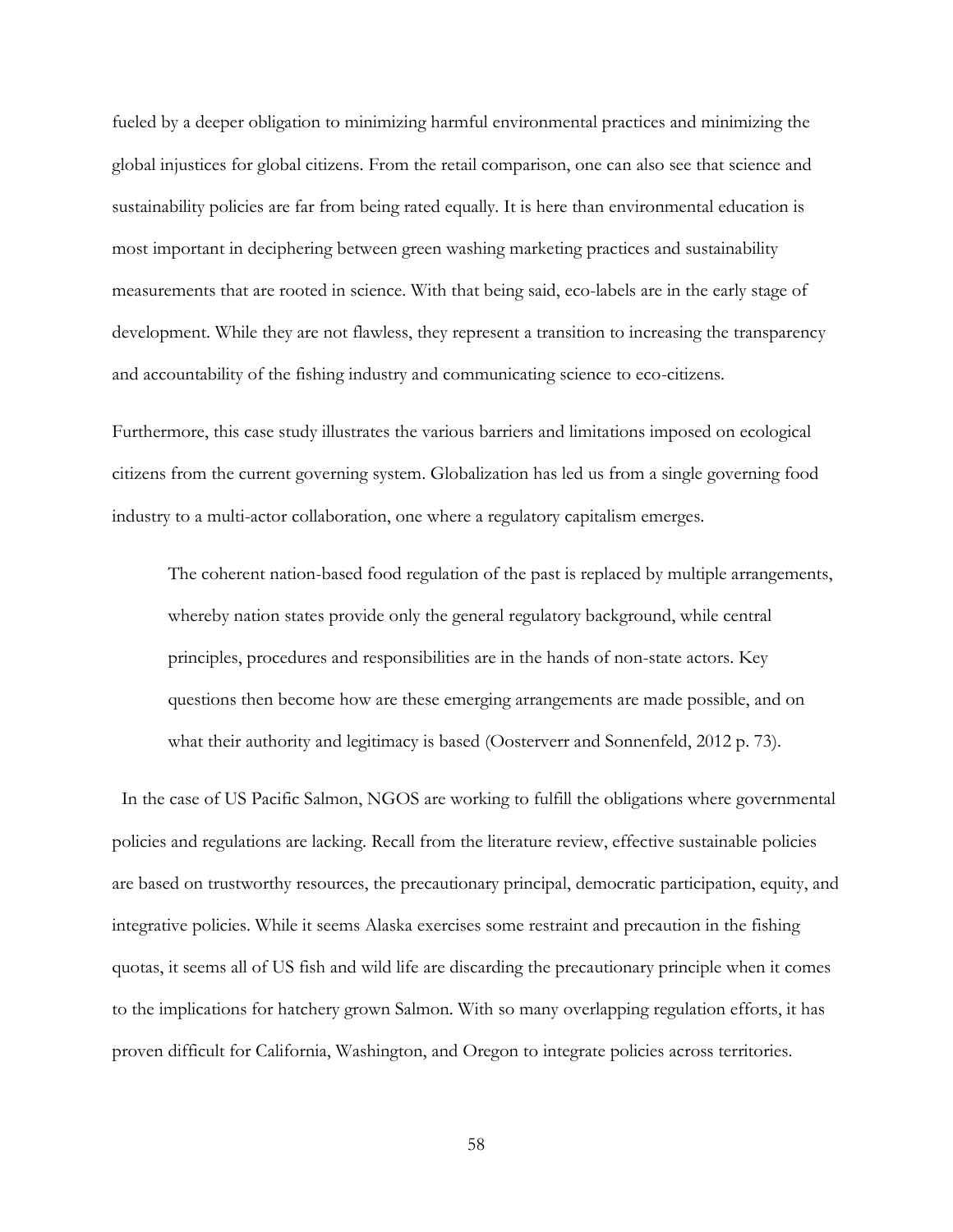fueled by a deeper obligation to minimizing harmful environmental practices and minimizing the global injustices for global citizens. From the retail comparison, one can also see that science and sustainability policies are far from being rated equally. It is here than environmental education is most important in deciphering between green washing marketing practices and sustainability measurements that are rooted in science. With that being said, eco-labels are in the early stage of development. While they are not flawless, they represent a transition to increasing the transparency and accountability of the fishing industry and communicating science to eco-citizens.

Furthermore, this case study illustrates the various barriers and limitations imposed on ecological citizens from the current governing system. Globalization has led us from a single governing food industry to a multi-actor collaboration, one where a regulatory capitalism emerges.

> The coherent nation-based food regulation of the past is replaced by multiple arrangements, whereby nation states provide only the general regulatory background, while central principles, procedures and responsibilities are in the hands of non-state actors. Key questions then become how are these emerging arrangements are made possible, and on what their authority and legitimacy is based (Oosterverr and Sonnenfeld, 2012 p. 73).

In the case of US Pacific Salmon, NGOS are working to fulfill the obligations where governmental policies and regulations are lacking. Recall from the literature review, effective sustainable policies are based on trustworthy resources, the precautionary principal, democratic participation, equity, and integrative policies. While it seems Alaska exercises some restraint and precaution in the fishing quotas, it seems all of US fish and wild life are discarding the precautionary principle when it comes to the implications for hatchery grown Salmon. With so many overlapping regulation efforts, it has proven difficult for California, Washington, and Oregon to integrate policies across territories.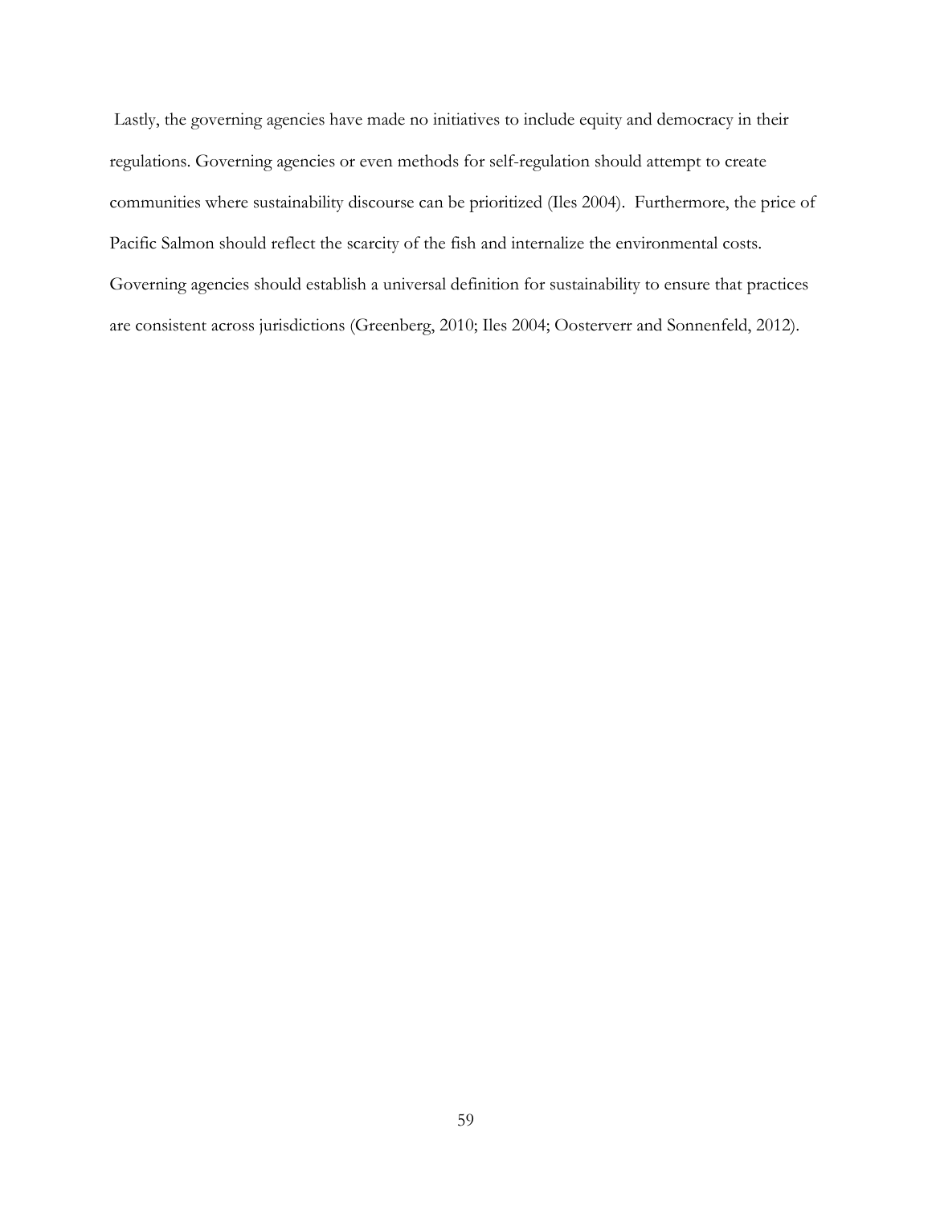Lastly, the governing agencies have made no initiatives to include equity and democracy in their regulations. Governing agencies or even methods for self-regulation should attempt to create communities where sustainability discourse can be prioritized (Iles 2004). Furthermore, the price of Pacific Salmon should reflect the scarcity of the fish and internalize the environmental costs. Governing agencies should establish a universal definition for sustainability to ensure that practices are consistent across jurisdictions (Greenberg, 2010; Iles 2004; Oosterverr and Sonnenfeld, 2012).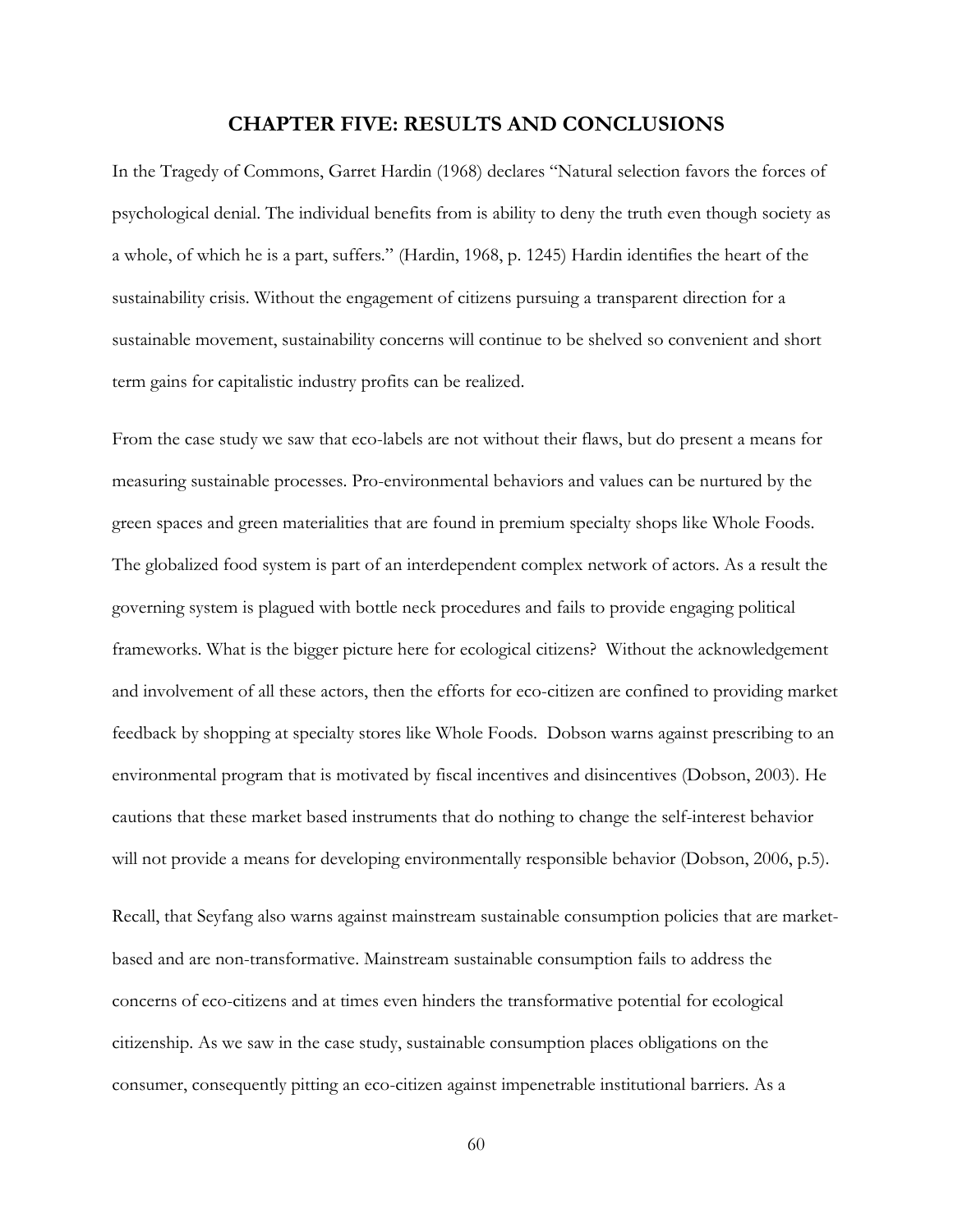# CHAPTER FIVE: RESULTS AND CONCLUSIONS

In the Tragedy of Commons, Garret Hardin (1968) declares "Natural selection favors the forces of psychological denial. The individual benefits from is ability to deny the truth even though society as a whole, of which he is a part, suffers." (Hardin, 1968, p. 1245) Hardin identifies the heart of the sustainability crisis. Without the engagement of citizens pursuing a transparent direction for a sustainable movement, sustainability concerns will continue to be shelved so convenient and short term gains for capitalistic industry profits can be realized.

From the case study we saw that eco-labels are not without their flaws, but do present a means for measuring sustainable processes. Pro-environmental behaviors and values can be nurtured by the green spaces and green materialities that are found in premium specialty shops like Whole Foods. The globalized food system is part of an interdependent complex network of actors. As a result the governing system is plagued with bottle neck procedures and fails to provide engaging political frameworks. What is the bigger picture here for ecological citizens? Without the acknowledgement and involvement of all these actors, then the efforts for eco-citizen are confined to providing market feedback by shopping at specialty stores like Whole Foods. Dobson warns against prescribing to an environmental program that is motivated by fiscal incentives and disincentives (Dobson, 2003). He cautions that these market based instruments that do nothing to change the self-interest behavior will not provide a means for developing environmentally responsible behavior (Dobson, 2006, p.5).

Recall, that Seyfang also warns against mainstream sustainable consumption policies that are market-based and are non-transformative. Mainstream sustainable consumption fails to address the concerns of eco-citizens and at times even hinders the transformative potential for ecological citizenship. As we saw in the case study, sustainable consumption places obligations on the consumer, consequently pitting an eco-citizen against impenetrable institutional barriers. As a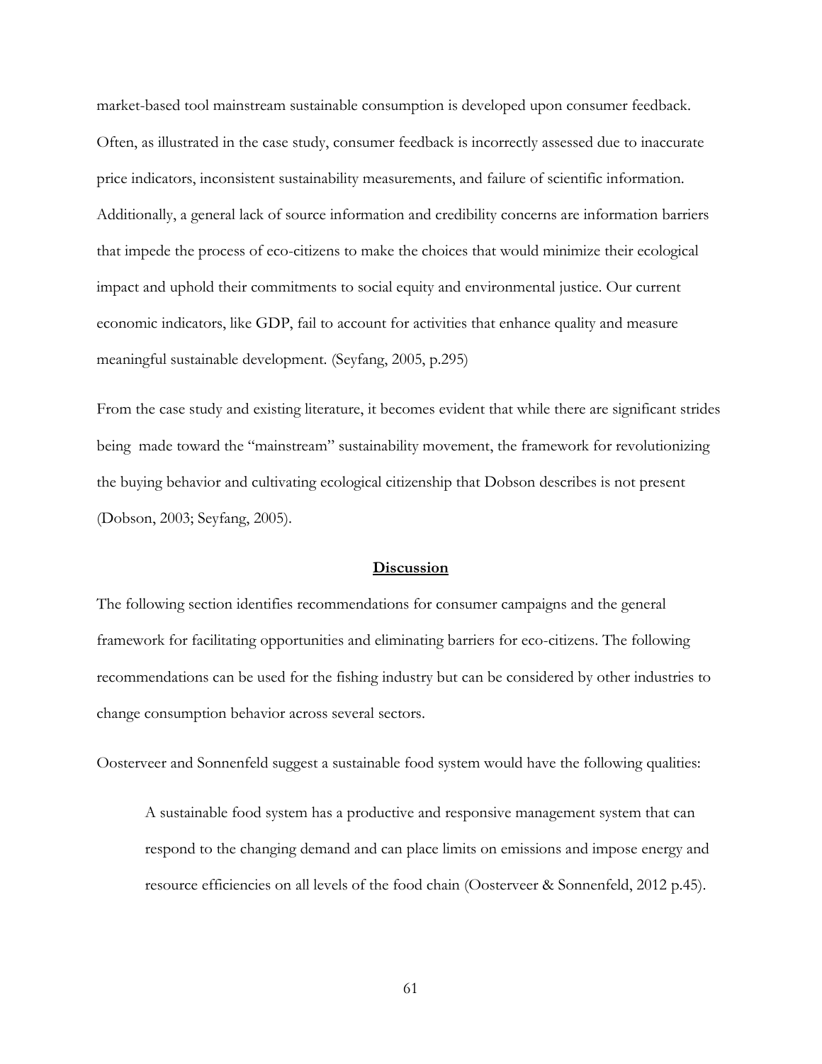market-based tool mainstream sustainable consumption is developed upon consumer feedback. Often, as illustrated in the case study, consumer feedback is incorrectly assessed due to inaccurate price indicators, inconsistent sustainability measurements, and failure of scientific information. Additionally, a general lack of source information and credibility concerns are information barriers that impede the process of eco-citizens to make the choices that would minimize their ecological impact and uphold their commitments to social equity and environmental justice. Our current economic indicators, like GDP, fail to account for activities that enhance quality and measure meaningful sustainable development. (Seyfang, 2005, p.295)

From the case study and existing literature, it becomes evident that while there are significant strides being made toward the "mainstream" sustainability movement, the framework for revolutionizing the buying behavior and cultivating ecological citizenship that Dobson describes is not present (Dobson, 2003; Seyfang, 2005).

## Discussion

The following section identifies recommendations for consumer campaigns and the general framework for facilitating opportunities and eliminating barriers for eco-citizens. The following recommendations can be used for the fishing industry but can be considered by other industries to change consumption behavior across several sectors.

Oosterveer and Sonnenfeld suggest a sustainable food system would have the following qualities:

> A sustainable food system has a productive and responsive management system that can respond to the changing demand and can place limits on emissions and impose energy and resource efficiencies on all levels of the food chain (Oosterveer & Sonnenfeld, 2012 p.45).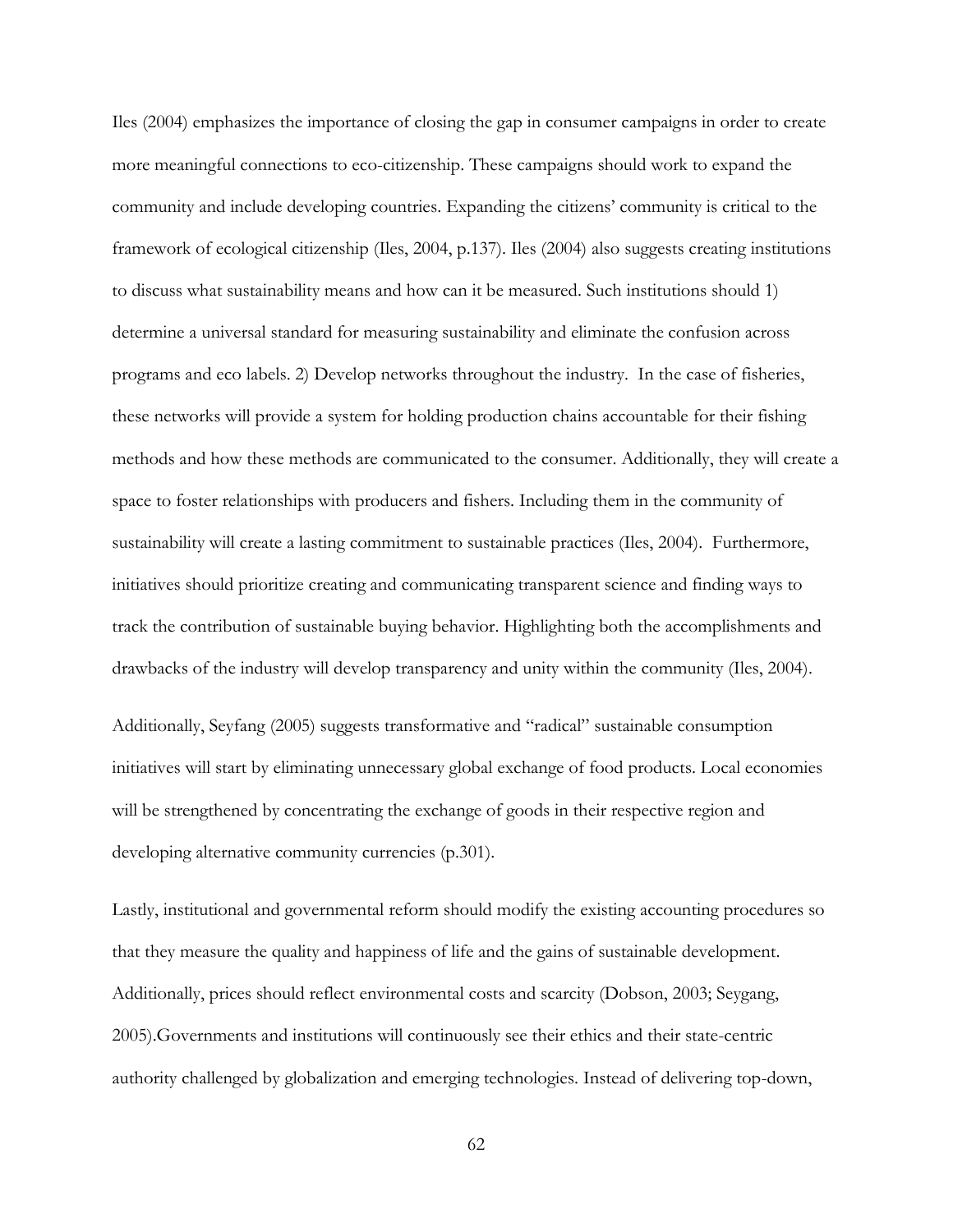Iles (2004) emphasizes the importance of closing the gap in consumer campaigns in order to create more meaningful connections to eco-citizenship. These campaigns should work to expand the community and include developing countries. Expanding the citizens' community is critical to the framework of ecological citizenship (Iles, 2004, p.137). Iles (2004) also suggests creating institutions to discuss what sustainability means and how can it be measured. Such institutions should 1) determine a universal standard for measuring sustainability and eliminate the confusion across programs and eco labels. 2) Develop networks throughout the industry. In the case of fisheries, these networks will provide a system for holding production chains accountable for their fishing methods and how these methods are communicated to the consumer. Additionally, they will create a space to foster relationships with producers and fishers. Including them in the community of sustainability will create a lasting commitment to sustainable practices (Iles, 2004). Furthermore, initiatives should prioritize creating and communicating transparent science and finding ways to track the contribution of sustainable buying behavior. Highlighting both the accomplishments and drawbacks of the industry will develop transparency and unity within the community (Iles, 2004).

Additionally, Seyfang (2005) suggests transformative and "radical" sustainable consumption initiatives will start by eliminating unnecessary global exchange of food products. Local economies will be strengthened by concentrating the exchange of goods in their respective region and developing alternative community currencies (p.301).

Lastly, institutional and governmental reform should modify the existing accounting procedures so that they measure the quality and happiness of life and the gains of sustainable development. Additionally, prices should reflect environmental costs and scarcity (Dobson, 2003; Seygang, 2005).Governments and institutions will continuously see their ethics and their state-centric authority challenged by globalization and emerging technologies. Instead of delivering top-down,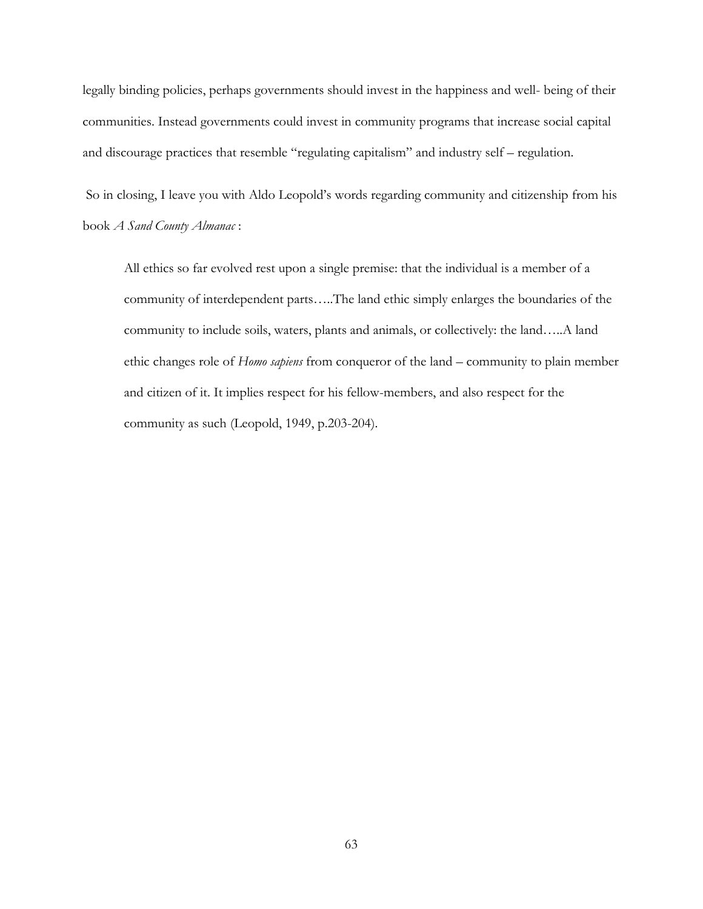legally binding policies, perhaps governments should invest in the happiness and well- being of their communities. Instead governments could invest in community programs that increase social capital and discourage practices that resemble "regulating capitalism" and industry self – regulation.

So in closing, I leave you with Aldo Leopold's words regarding community and citizenship from his book *A Sand County Almanac* :

> All ethics so far evolved rest upon a single premise: that the individual is a member of a community of interdependent parts…..The land ethic simply enlarges the boundaries of the community to include soils, waters, plants and animals, or collectively: the land…..A land ethic changes role of *Homo sapiens* from conqueror of the land – community to plain member and citizen of it. It implies respect for his fellow-members, and also respect for the community as such (Leopold, 1949, p.203-204).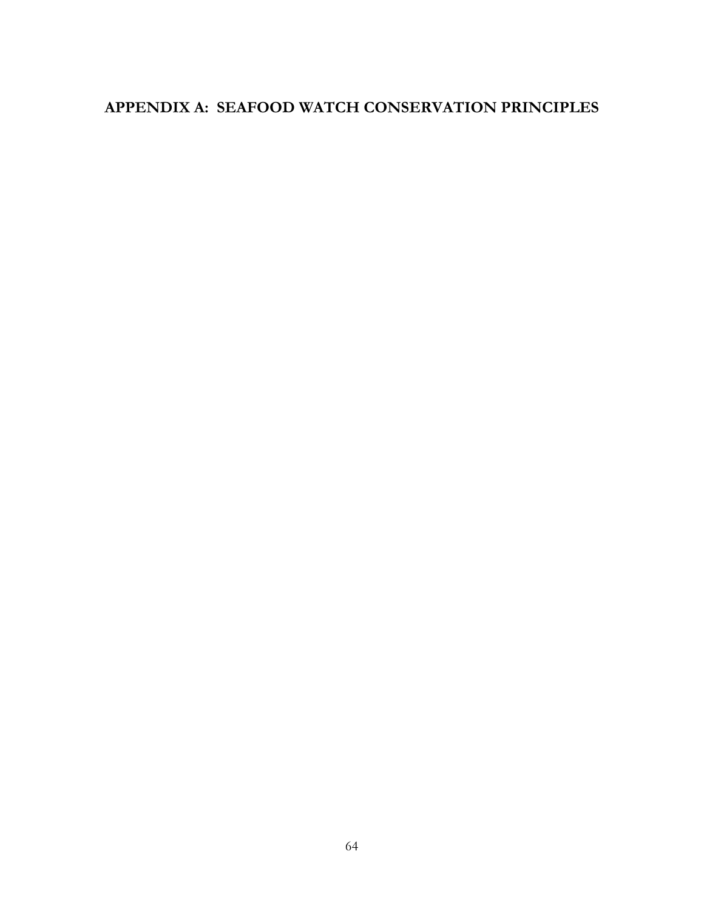# APPENDIX A: SEAFOOD WATCH CONSERVATION PRINCIPLES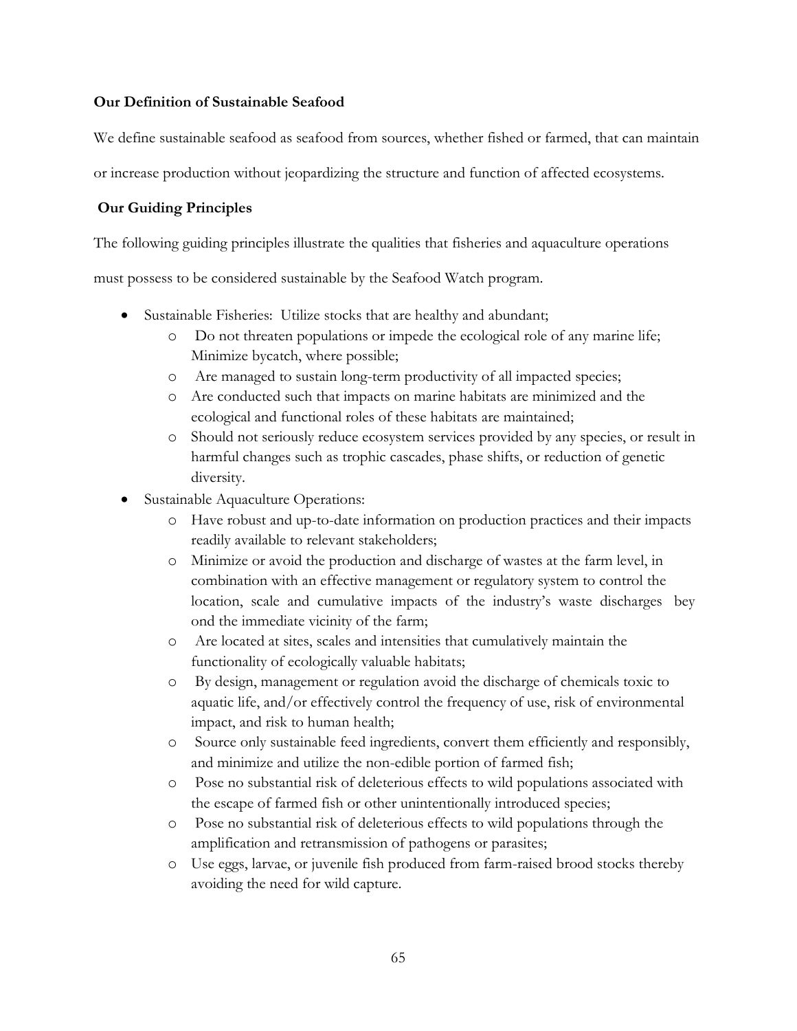**Our Definition of Sustainable Seafood**

We define sustainable seafood as seafood from sources, whether fished or farmed, that can maintain or increase production without jeopardizing the structure and function of affected ecosystems.

**Our Guiding Principles**

The following guiding principles illustrate the qualities that fisheries and aquaculture operations must possess to be considered sustainable by the Seafood Watch program.

- Sustainable Fisheries: Utilize stocks that are healthy and abundant;
  - Do not threaten populations or impede the ecological role of any marine life; Minimize bycatch, where possible;
  - Are managed to sustain long-term productivity of all impacted species;
  - Are conducted such that impacts on marine habitats are minimized and the ecological and functional roles of these habitats are maintained;
  - Should not seriously reduce ecosystem services provided by any species, or result in harmful changes such as trophic cascades, phase shifts, or reduction of genetic diversity.
- Sustainable Aquaculture Operations:
  - Have robust and up-to-date information on production practices and their impacts readily available to relevant stakeholders;
  - Minimize or avoid the production and discharge of wastes at the farm level, in combination with an effective management or regulatory system to control the location, scale and cumulative impacts of the industry's waste discharges beyond the immediate vicinity of the farm;
  - Are located at sites, scales and intensities that cumulatively maintain the functionality of ecologically valuable habitats;
  - By design, management or regulation avoid the discharge of chemicals toxic to aquatic life, and/or effectively control the frequency of use, risk of environmental impact, and risk to human health;
  - Source only sustainable feed ingredients, convert them efficiently and responsibly, and minimize and utilize the non-edible portion of farmed fish;
  - Pose no substantial risk of deleterious effects to wild populations associated with the escape of farmed fish or other unintentionally introduced species;
  - Pose no substantial risk of deleterious effects to wild populations through the amplification and retransmission of pathogens or parasites;
  - Use eggs, larvae, or juvenile fish produced from farm-raised brood stocks thereby avoiding the need for wild capture.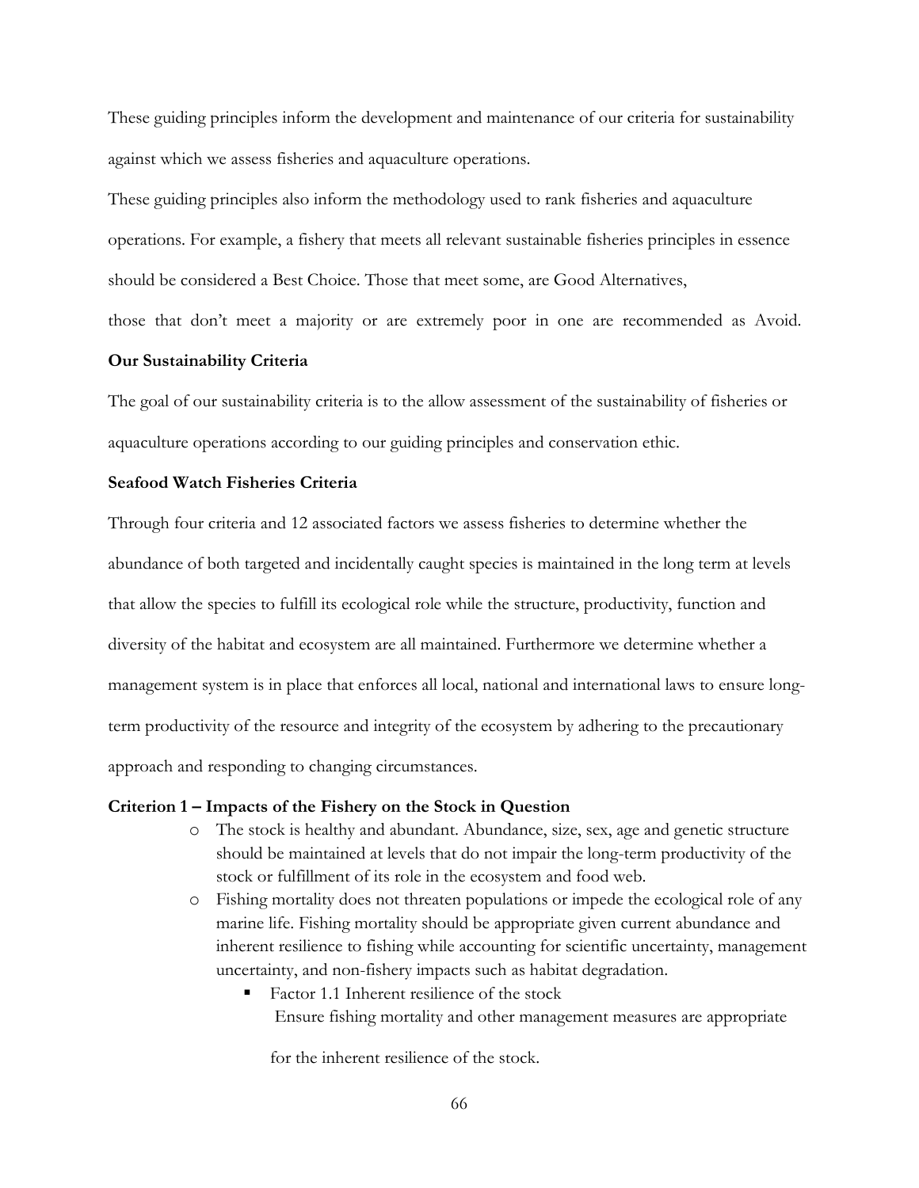These guiding principles inform the development and maintenance of our criteria for sustainability against which we assess fisheries and aquaculture operations.

These guiding principles also inform the methodology used to rank fisheries and aquaculture operations. For example, a fishery that meets all relevant sustainable fisheries principles in essence should be considered a Best Choice. Those that meet some, are Good Alternatives, those that don't meet a majority or are extremely poor in one are recommended as Avoid.

**Our Sustainability Criteria**

The goal of our sustainability criteria is to the allow assessment of the sustainability of fisheries or aquaculture operations according to our guiding principles and conservation ethic.

**Seafood Watch Fisheries Criteria**

Through four criteria and 12 associated factors we assess fisheries to determine whether the abundance of both targeted and incidentally caught species is maintained in the long term at levels that allow the species to fulfill its ecological role while the structure, productivity, function and diversity of the habitat and ecosystem are all maintained. Furthermore we determine whether a management system is in place that enforces all local, national and international laws to ensure long-term productivity of the resource and integrity of the ecosystem by adhering to the precautionary approach and responding to changing circumstances.

**Criterion 1 – Impacts of the Fishery on the Stock in Question**

- The stock is healthy and abundant. Abundance, size, sex, age and genetic structure should be maintained at levels that do not impair the long-term productivity of the stock or fulfillment of its role in the ecosystem and food web.
- Fishing mortality does not threaten populations or impede the ecological role of any marine life. Fishing mortality should be appropriate given current abundance and inherent resilience to fishing while accounting for scientific uncertainty, management uncertainty, and non-fishery impacts such as habitat degradation.
  - Factor 1.1 Inherent resilience of the stock
    Ensure fishing mortality and other management measures are appropriate for the inherent resilience of the stock.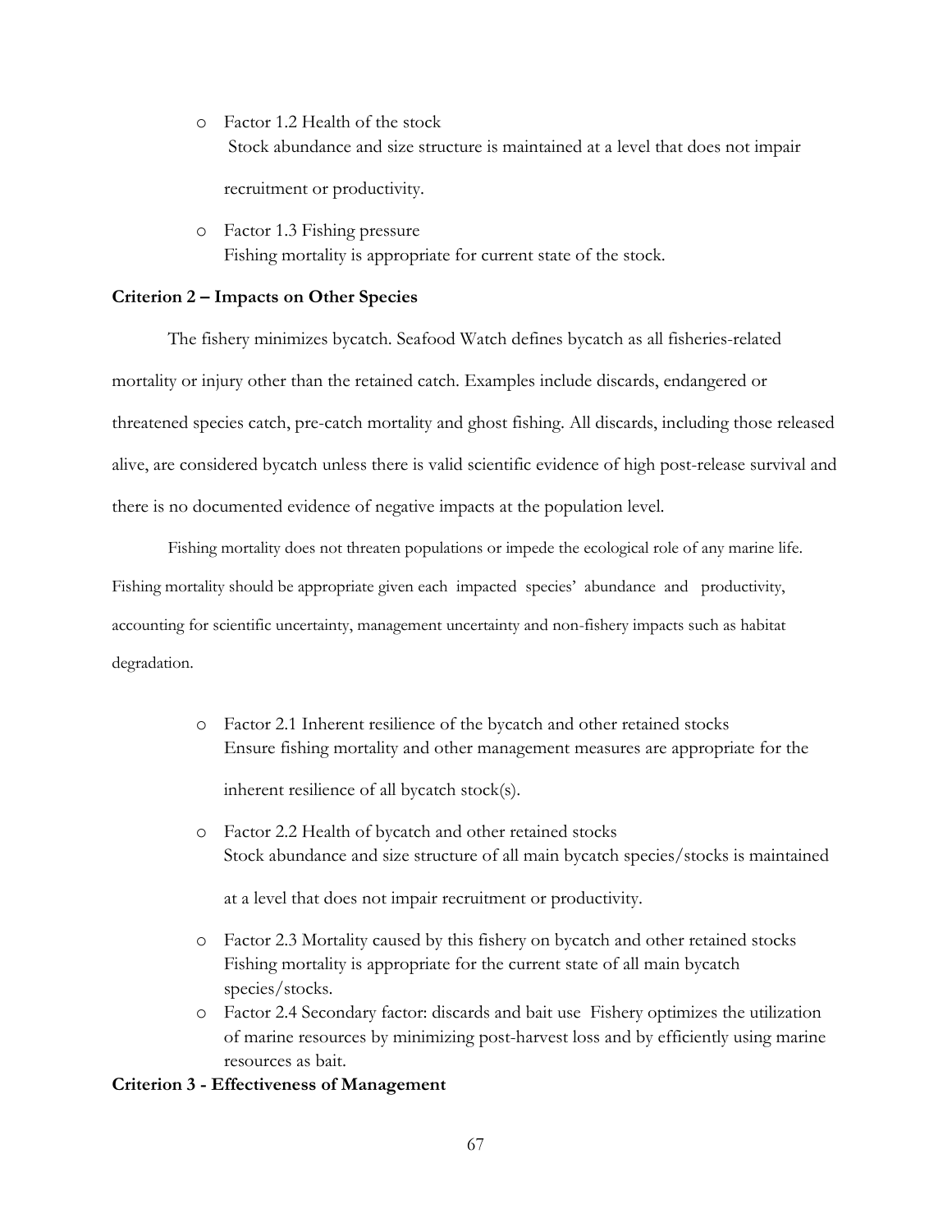- Factor 1.2 Health of the stock
  Stock abundance and size structure is maintained at a level that does not impair recruitment or productivity.
- Factor 1.3 Fishing pressure
  Fishing mortality is appropriate for current state of the stock.

**Criterion 2 – Impacts on Other Species**

The fishery minimizes bycatch. Seafood Watch defines bycatch as all fisheries-related mortality or injury other than the retained catch. Examples include discards, endangered or threatened species catch, pre-catch mortality and ghost fishing. All discards, including those released alive, are considered bycatch unless there is valid scientific evidence of high post-release survival and there is no documented evidence of negative impacts at the population level.

Fishing mortality does not threaten populations or impede the ecological role of any marine life. Fishing mortality should be appropriate given each impacted species' abundance and productivity, accounting for scientific uncertainty, management uncertainty and non-fishery impacts such as habitat degradation.

- Factor 2.1 Inherent resilience of the bycatch and other retained stocks
  Ensure fishing mortality and other management measures are appropriate for the inherent resilience of all bycatch stock(s).
- Factor 2.2 Health of bycatch and other retained stocks
  Stock abundance and size structure of all main bycatch species/stocks is maintained at a level that does not impair recruitment or productivity.
- Factor 2.3 Mortality caused by this fishery on bycatch and other retained stocks
  Fishing mortality is appropriate for the current state of all main bycatch species/stocks.
- Factor 2.4 Secondary factor: discards and bait use Fishery optimizes the utilization of marine resources by minimizing post-harvest loss and by efficiently using marine resources as bait.

**Criterion 3 - Effectiveness of Management**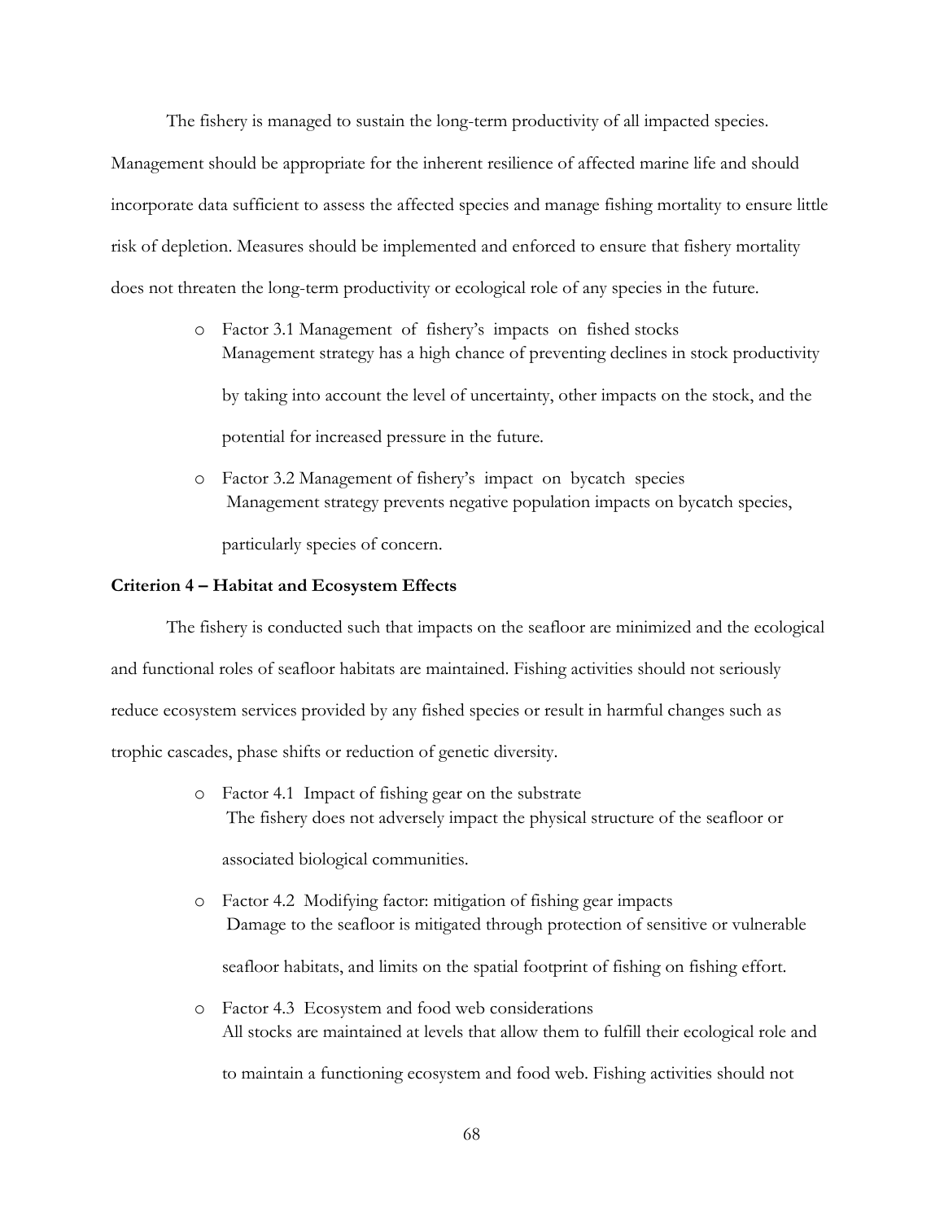The fishery is managed to sustain the long-term productivity of all impacted species. Management should be appropriate for the inherent resilience of affected marine life and should incorporate data sufficient to assess the affected species and manage fishing mortality to ensure little risk of depletion. Measures should be implemented and enforced to ensure that fishery mortality does not threaten the long-term productivity or ecological role of any species in the future.

- Factor 3.1 Management of fishery's impacts on fished stocks
  Management strategy has a high chance of preventing declines in stock productivity by taking into account the level of uncertainty, other impacts on the stock, and the potential for increased pressure in the future.
- Factor 3.2 Management of fishery's impact on bycatch species
  Management strategy prevents negative population impacts on bycatch species, particularly species of concern.

**Criterion 4 – Habitat and Ecosystem Effects**

The fishery is conducted such that impacts on the seafloor are minimized and the ecological and functional roles of seafloor habitats are maintained. Fishing activities should not seriously reduce ecosystem services provided by any fished species or result in harmful changes such as trophic cascades, phase shifts or reduction of genetic diversity.

- Factor 4.1 Impact of fishing gear on the substrate
  The fishery does not adversely impact the physical structure of the seafloor or associated biological communities.
- Factor 4.2 Modifying factor: mitigation of fishing gear impacts
  Damage to the seafloor is mitigated through protection of sensitive or vulnerable seafloor habitats, and limits on the spatial footprint of fishing on fishing effort.
- Factor 4.3 Ecosystem and food web considerations
  All stocks are maintained at levels that allow them to fulfill their ecological role and to maintain a functioning ecosystem and food web. Fishing activities should not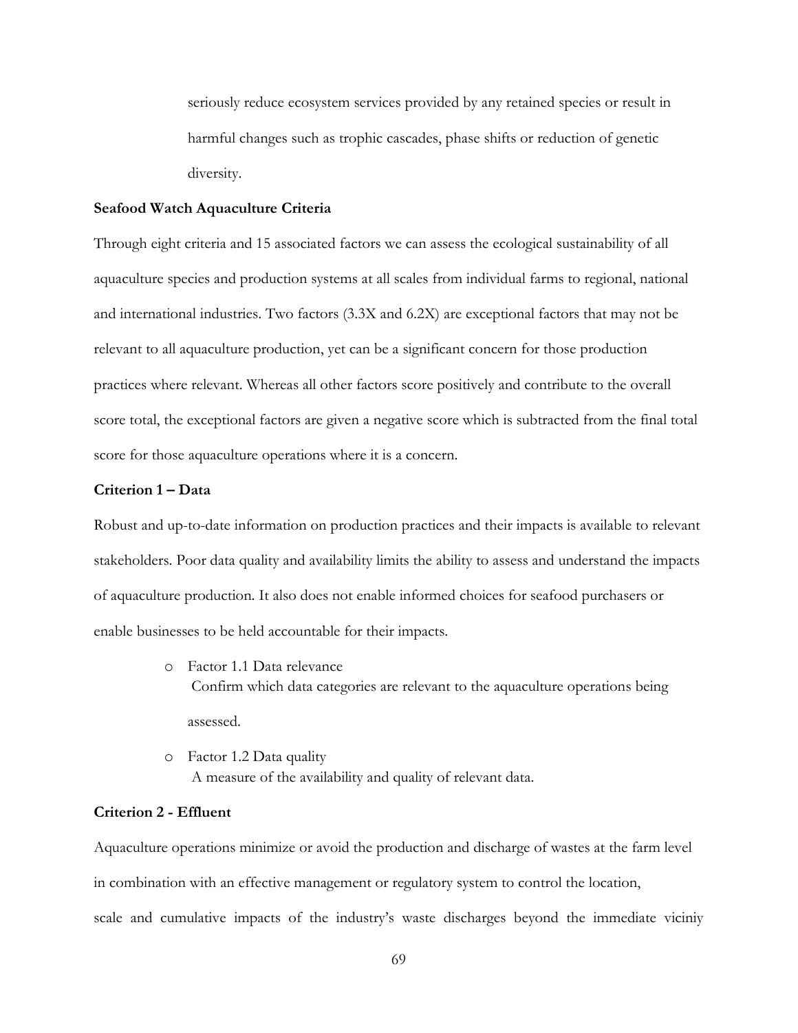seriously reduce ecosystem services provided by any retained species or result in harmful changes such as trophic cascades, phase shifts or reduction of genetic diversity.

**Seafood Watch Aquaculture Criteria**

Through eight criteria and 15 associated factors we can assess the ecological sustainability of all aquaculture species and production systems at all scales from individual farms to regional, national and international industries. Two factors (3.3X and 6.2X) are exceptional factors that may not be relevant to all aquaculture production, yet can be a significant concern for those production practices where relevant. Whereas all other factors score positively and contribute to the overall score total, the exceptional factors are given a negative score which is subtracted from the final total score for those aquaculture operations where it is a concern.

**Criterion 1 – Data**

Robust and up-to-date information on production practices and their impacts is available to relevant stakeholders. Poor data quality and availability limits the ability to assess and understand the impacts of aquaculture production. It also does not enable informed choices for seafood purchasers or enable businesses to be held accountable for their impacts.

- Factor 1.1 Data relevance
  Confirm which data categories are relevant to the aquaculture operations being assessed.
- Factor 1.2 Data quality
  A measure of the availability and quality of relevant data.

**Criterion 2 - Effluent**

Aquaculture operations minimize or avoid the production and discharge of wastes at the farm level in combination with an effective management or regulatory system to control the location, scale and cumulative impacts of the industry's waste discharges beyond the immediate viciniy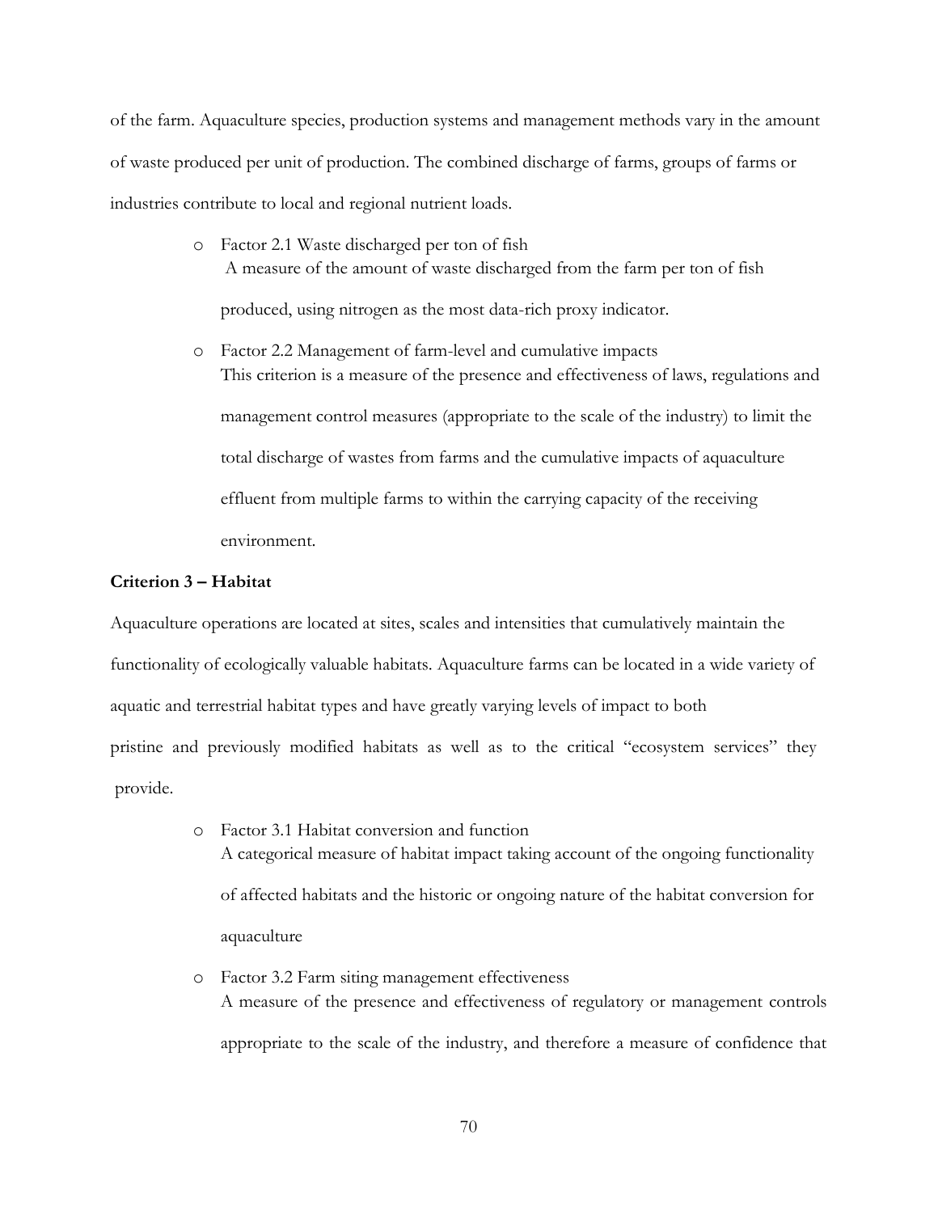of the farm. Aquaculture species, production systems and management methods vary in the amount of waste produced per unit of production. The combined discharge of farms, groups of farms or industries contribute to local and regional nutrient loads.

- Factor 2.1 Waste discharged per ton of fish
  A measure of the amount of waste discharged from the farm per ton of fish produced, using nitrogen as the most data-rich proxy indicator.
- Factor 2.2 Management of farm-level and cumulative impacts
  This criterion is a measure of the presence and effectiveness of laws, regulations and management control measures (appropriate to the scale of the industry) to limit the total discharge of wastes from farms and the cumulative impacts of aquaculture effluent from multiple farms to within the carrying capacity of the receiving environment.

**Criterion 3 – Habitat**

Aquaculture operations are located at sites, scales and intensities that cumulatively maintain the functionality of ecologically valuable habitats. Aquaculture farms can be located in a wide variety of aquatic and terrestrial habitat types and have greatly varying levels of impact to both pristine and previously modified habitats as well as to the critical "ecosystem services" they provide.

- Factor 3.1 Habitat conversion and function
  A categorical measure of habitat impact taking account of the ongoing functionality of affected habitats and the historic or ongoing nature of the habitat conversion for aquaculture
- Factor 3.2 Farm siting management effectiveness
  A measure of the presence and effectiveness of regulatory or management controls appropriate to the scale of the industry, and therefore a measure of confidence that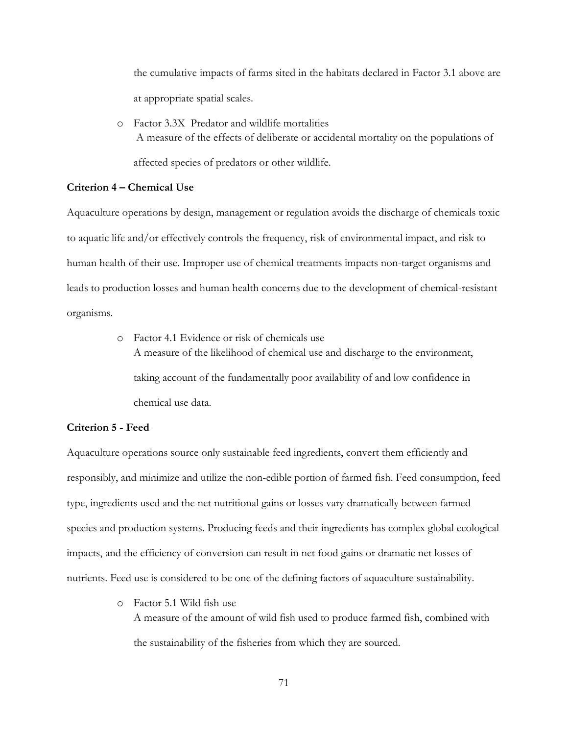the cumulative impacts of farms sited in the habitats declared in Factor 3.1 above are at appropriate spatial scales.

- Factor 3.3X Predator and wildlife mortalities
  A measure of the effects of deliberate or accidental mortality on the populations of affected species of predators or other wildlife.

**Criterion 4 – Chemical Use**

Aquaculture operations by design, management or regulation avoids the discharge of chemicals toxic to aquatic life and/or effectively controls the frequency, risk of environmental impact, and risk to human health of their use. Improper use of chemical treatments impacts non-target organisms and leads to production losses and human health concerns due to the development of chemical-resistant organisms.

- Factor 4.1 Evidence or risk of chemicals use
  A measure of the likelihood of chemical use and discharge to the environment, taking account of the fundamentally poor availability of and low confidence in chemical use data.

**Criterion 5 - Feed**

Aquaculture operations source only sustainable feed ingredients, convert them efficiently and responsibly, and minimize and utilize the non-edible portion of farmed fish. Feed consumption, feed type, ingredients used and the net nutritional gains or losses vary dramatically between farmed species and production systems. Producing feeds and their ingredients has complex global ecological impacts, and the efficiency of conversion can result in net food gains or dramatic net losses of nutrients. Feed use is considered to be one of the defining factors of aquaculture sustainability.

- Factor 5.1 Wild fish use
  A measure of the amount of wild fish used to produce farmed fish, combined with the sustainability of the fisheries from which they are sourced.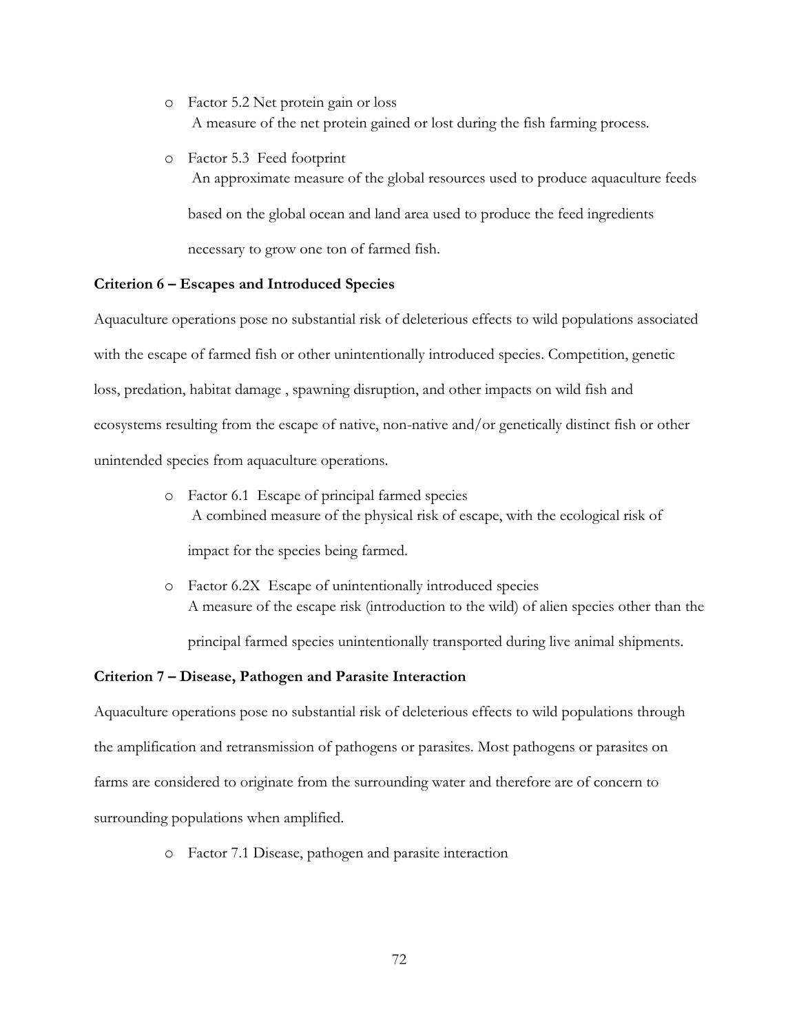- Factor 5.2 Net protein gain or loss
  A measure of the net protein gained or lost during the fish farming process.

- Factor 5.3 Feed footprint
  An approximate measure of the global resources used to produce aquaculture feeds based on the global ocean and land area used to produce the feed ingredients necessary to grow one ton of farmed fish.

**Criterion 6 – Escapes and Introduced Species**

Aquaculture operations pose no substantial risk of deleterious effects to wild populations associated with the escape of farmed fish or other unintentionally introduced species. Competition, genetic loss, predation, habitat damage , spawning disruption, and other impacts on wild fish and ecosystems resulting from the escape of native, non-native and/or genetically distinct fish or other unintended species from aquaculture operations.

- Factor 6.1 Escape of principal farmed species
  A combined measure of the physical risk of escape, with the ecological risk of impact for the species being farmed.

- Factor 6.2X Escape of unintentionally introduced species
  A measure of the escape risk (introduction to the wild) of alien species other than the principal farmed species unintentionally transported during live animal shipments.

**Criterion 7 – Disease, Pathogen and Parasite Interaction**

Aquaculture operations pose no substantial risk of deleterious effects to wild populations through the amplification and retransmission of pathogens or parasites. Most pathogens or parasites on farms are considered to originate from the surrounding water and therefore are of concern to surrounding populations when amplified.

- Factor 7.1 Disease, pathogen and parasite interaction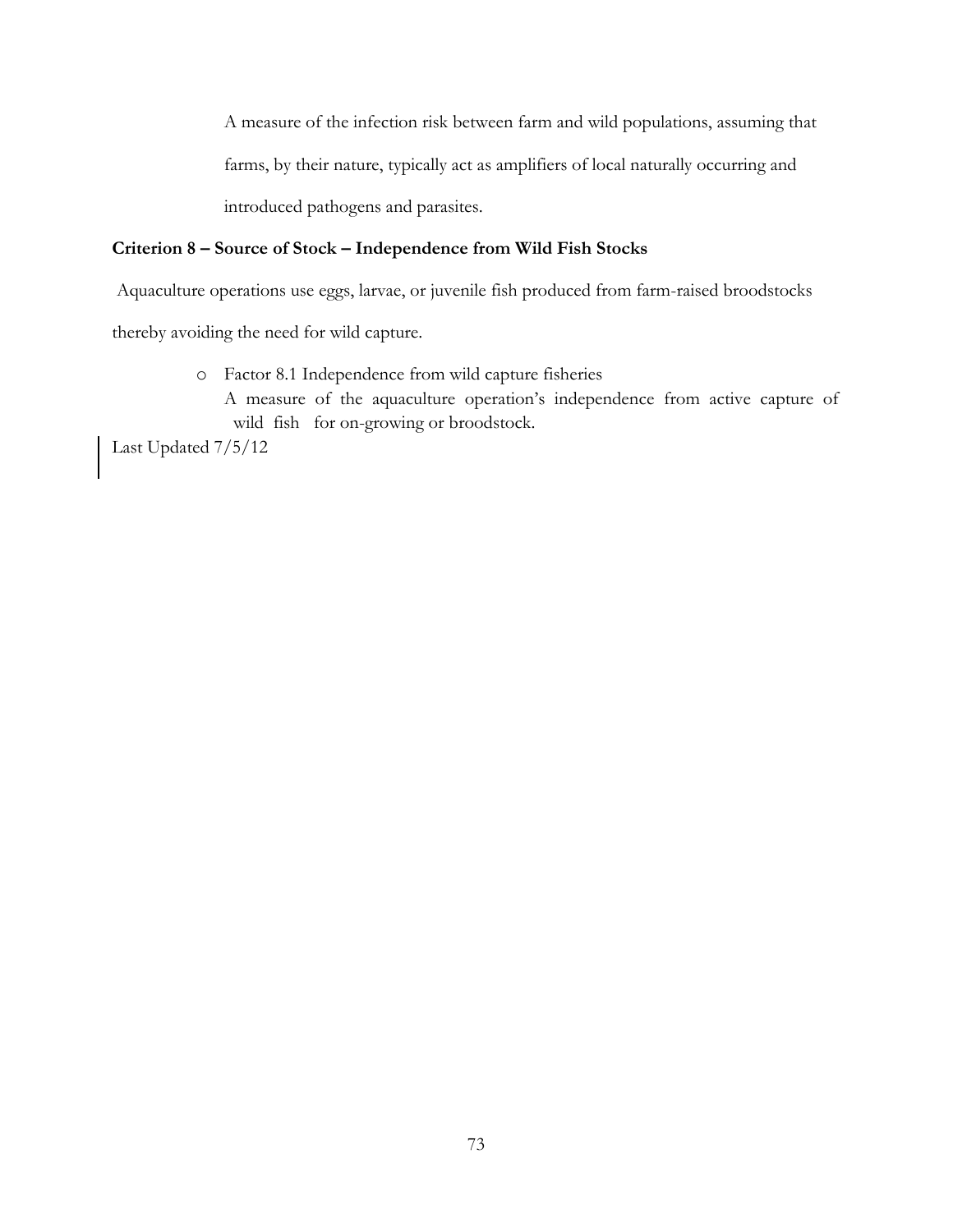A measure of the infection risk between farm and wild populations, assuming that farms, by their nature, typically act as amplifiers of local naturally occurring and introduced pathogens and parasites.

**Criterion 8 – Source of Stock – Independence from Wild Fish Stocks**

Aquaculture operations use eggs, larvae, or juvenile fish produced from farm-raised broodstocks thereby avoiding the need for wild capture.

- Factor 8.1 Independence from wild capture fisheries
  A measure of the aquaculture operation's independence from active capture of wild fish for on-growing or broodstock.

Last Updated 7/5/12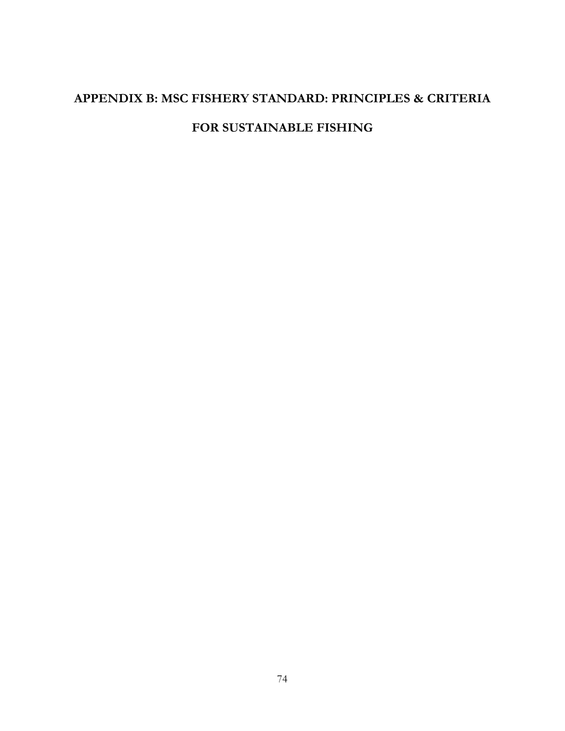# APPENDIX B: MSC FISHERY STANDARD: PRINCIPLES & CRITERIA FOR SUSTAINABLE FISHING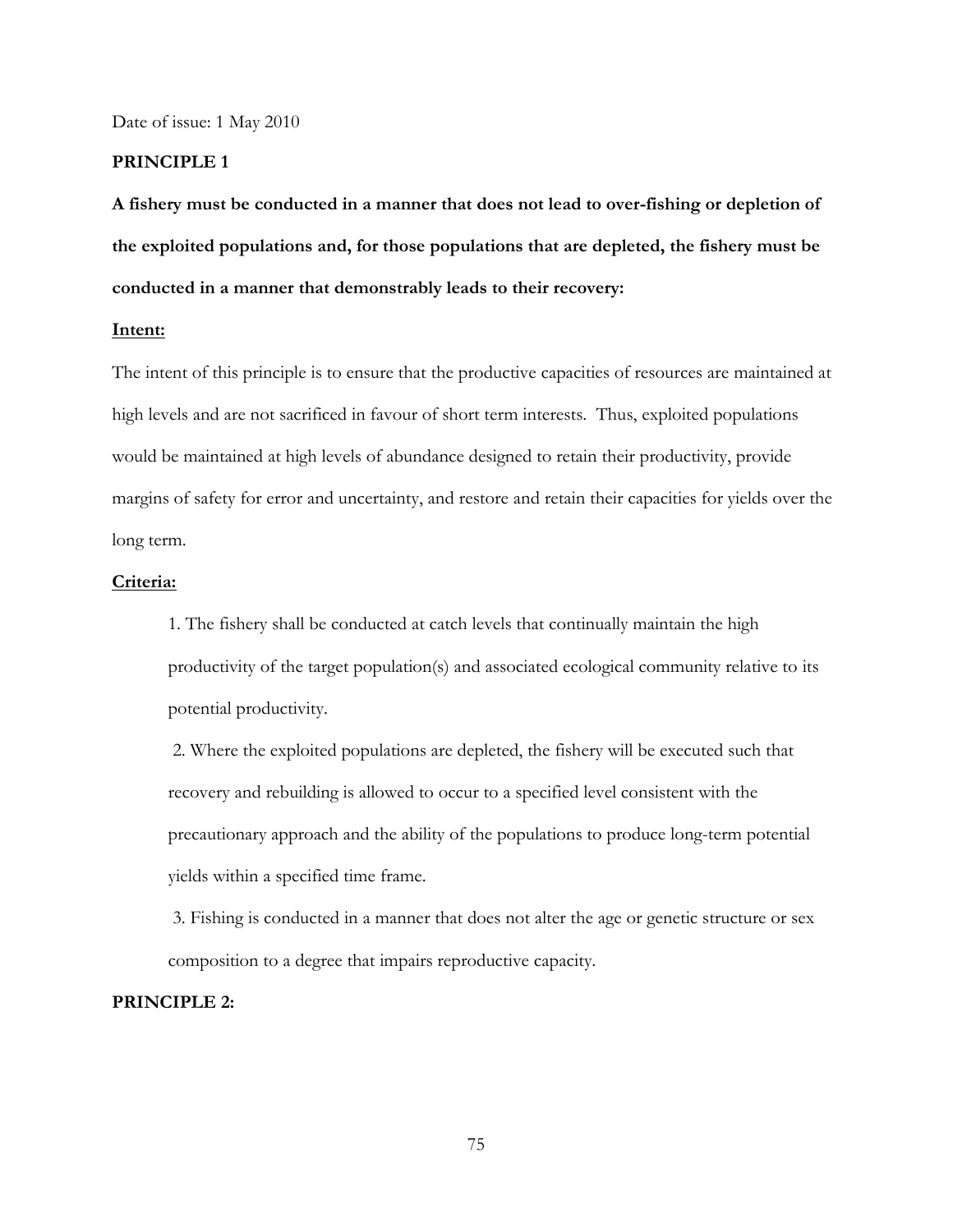Date of issue: 1 May 2010

**PRINCIPLE 1**

**A fishery must be conducted in a manner that does not lead to over-fishing or depletion of the exploited populations and, for those populations that are depleted, the fishery must be conducted in a manner that demonstrably leads to their recovery:**

**Intent:**

The intent of this principle is to ensure that the productive capacities of resources are maintained at high levels and are not sacrificed in favour of short term interests. Thus, exploited populations would be maintained at high levels of abundance designed to retain their productivity, provide margins of safety for error and uncertainty, and restore and retain their capacities for yields over the long term.

**Criteria:**

1. The fishery shall be conducted at catch levels that continually maintain the high productivity of the target population(s) and associated ecological community relative to its potential productivity.

2. Where the exploited populations are depleted, the fishery will be executed such that recovery and rebuilding is allowed to occur to a specified level consistent with the precautionary approach and the ability of the populations to produce long-term potential yields within a specified time frame.

3. Fishing is conducted in a manner that does not alter the age or genetic structure or sex composition to a degree that impairs reproductive capacity.

**PRINCIPLE 2:**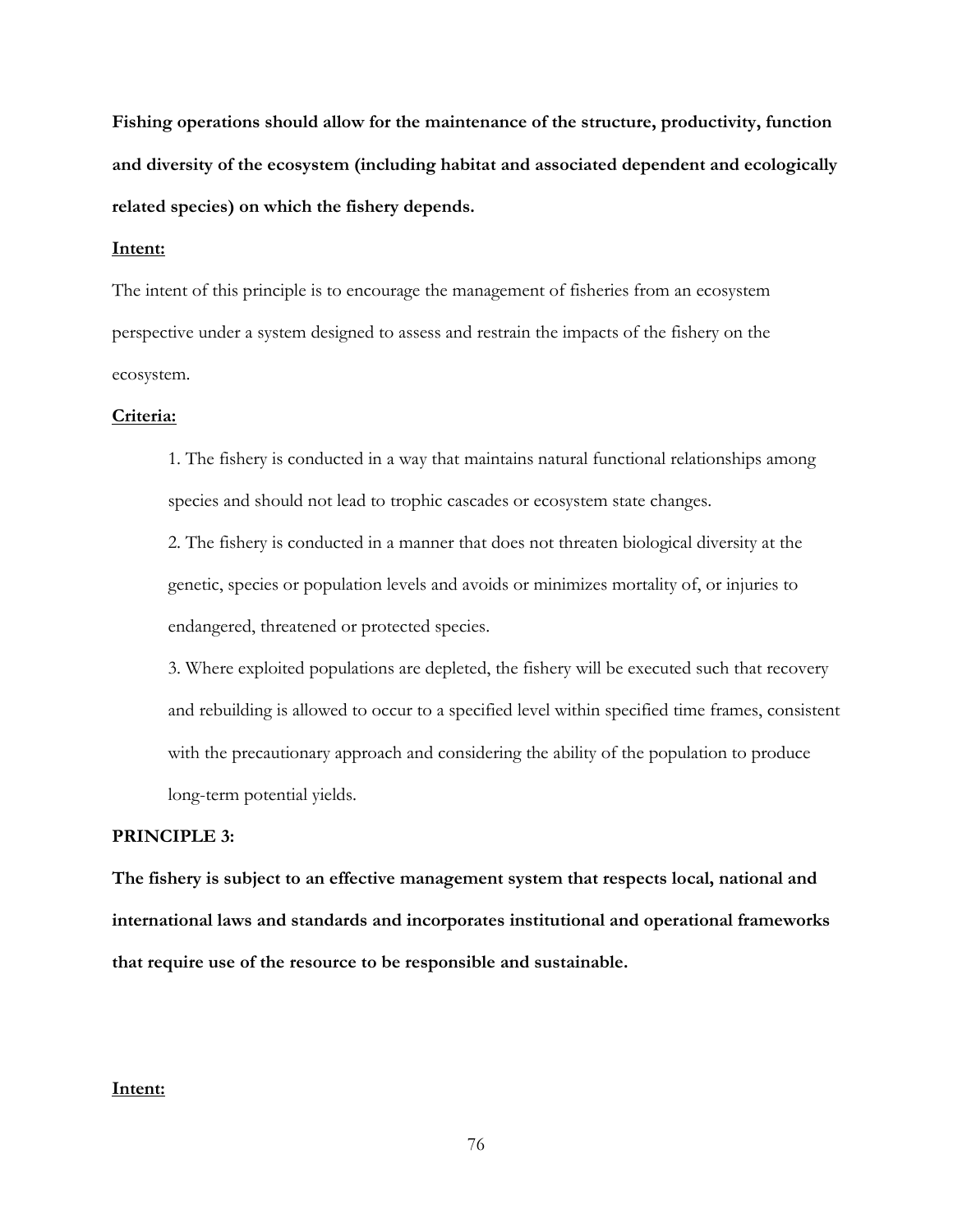**Fishing operations should allow for the maintenance of the structure, productivity, function and diversity of the ecosystem (including habitat and associated dependent and ecologically related species) on which the fishery depends.**

**Intent:**

The intent of this principle is to encourage the management of fisheries from an ecosystem perspective under a system designed to assess and restrain the impacts of the fishery on the ecosystem.

**Criteria:**

1. The fishery is conducted in a way that maintains natural functional relationships among species and should not lead to trophic cascades or ecosystem state changes.
2. The fishery is conducted in a manner that does not threaten biological diversity at the genetic, species or population levels and avoids or minimizes mortality of, or injuries to endangered, threatened or protected species.
3. Where exploited populations are depleted, the fishery will be executed such that recovery and rebuilding is allowed to occur to a specified level within specified time frames, consistent with the precautionary approach and considering the ability of the population to produce long-term potential yields.

**PRINCIPLE 3:**

**The fishery is subject to an effective management system that respects local, national and international laws and standards and incorporates institutional and operational frameworks that require use of the resource to be responsible and sustainable.**

**Intent:**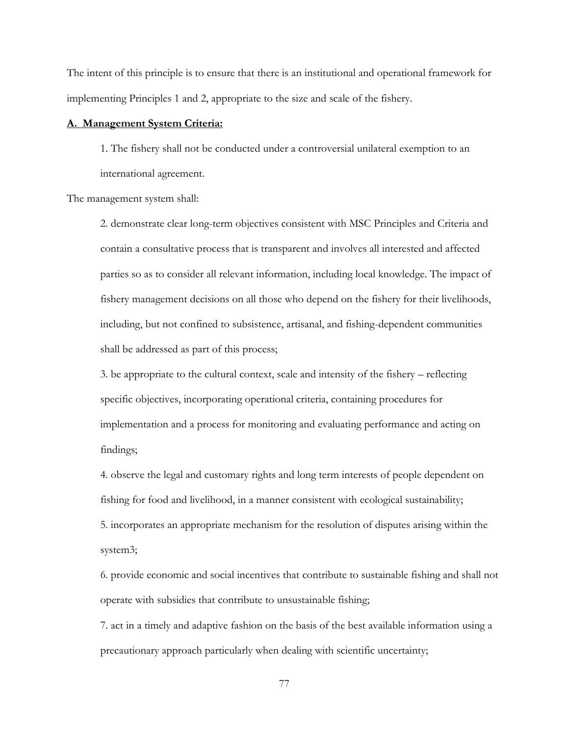The intent of this principle is to ensure that there is an institutional and operational framework for implementing Principles 1 and 2, appropriate to the size and scale of the fishery.

**A. Management System Criteria:**

1. The fishery shall not be conducted under a controversial unilateral exemption to an international agreement.

The management system shall:

2. demonstrate clear long-term objectives consistent with MSC Principles and Criteria and contain a consultative process that is transparent and involves all interested and affected parties so as to consider all relevant information, including local knowledge. The impact of fishery management decisions on all those who depend on the fishery for their livelihoods, including, but not confined to subsistence, artisanal, and fishing-dependent communities shall be addressed as part of this process;
3. be appropriate to the cultural context, scale and intensity of the fishery – reflecting specific objectives, incorporating operational criteria, containing procedures for implementation and a process for monitoring and evaluating performance and acting on findings;
4. observe the legal and customary rights and long term interests of people dependent on fishing for food and livelihood, in a manner consistent with ecological sustainability;
5. incorporates an appropriate mechanism for the resolution of disputes arising within the system[3];
6. provide economic and social incentives that contribute to sustainable fishing and shall not operate with subsidies that contribute to unsustainable fishing;
7. act in a timely and adaptive fashion on the basis of the best available information using a precautionary approach particularly when dealing with scientific uncertainty;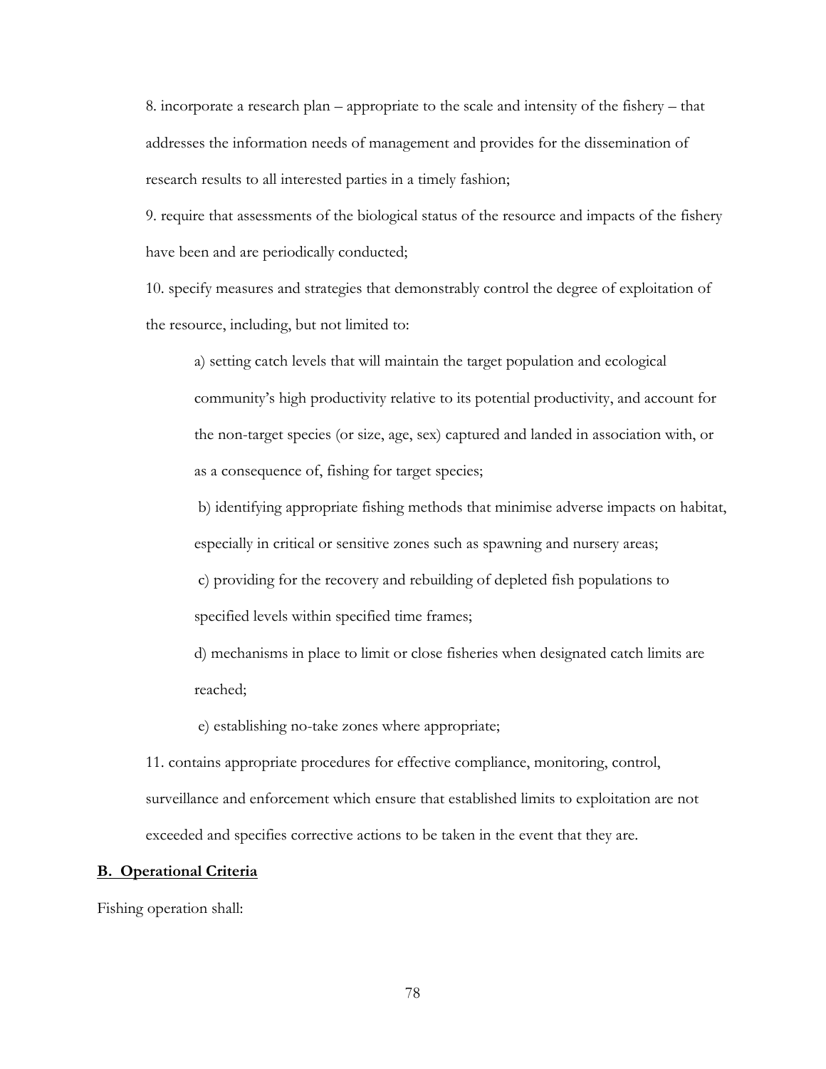8. incorporate a research plan – appropriate to the scale and intensity of the fishery – that addresses the information needs of management and provides for the dissemination of research results to all interested parties in a timely fashion;

9. require that assessments of the biological status of the resource and impacts of the fishery have been and are periodically conducted;

10. specify measures and strategies that demonstrably control the degree of exploitation of the resource, including, but not limited to:

a) setting catch levels that will maintain the target population and ecological community's high productivity relative to its potential productivity, and account for the non-target species (or size, age, sex) captured and landed in association with, or as a consequence of, fishing for target species;

b) identifying appropriate fishing methods that minimise adverse impacts on habitat, especially in critical or sensitive zones such as spawning and nursery areas;

c) providing for the recovery and rebuilding of depleted fish populations to specified levels within specified time frames;

d) mechanisms in place to limit or close fisheries when designated catch limits are reached;

e) establishing no-take zones where appropriate;

11. contains appropriate procedures for effective compliance, monitoring, control, surveillance and enforcement which ensure that established limits to exploitation are not exceeded and specifies corrective actions to be taken in the event that they are.

**B. Operational Criteria**

Fishing operation shall: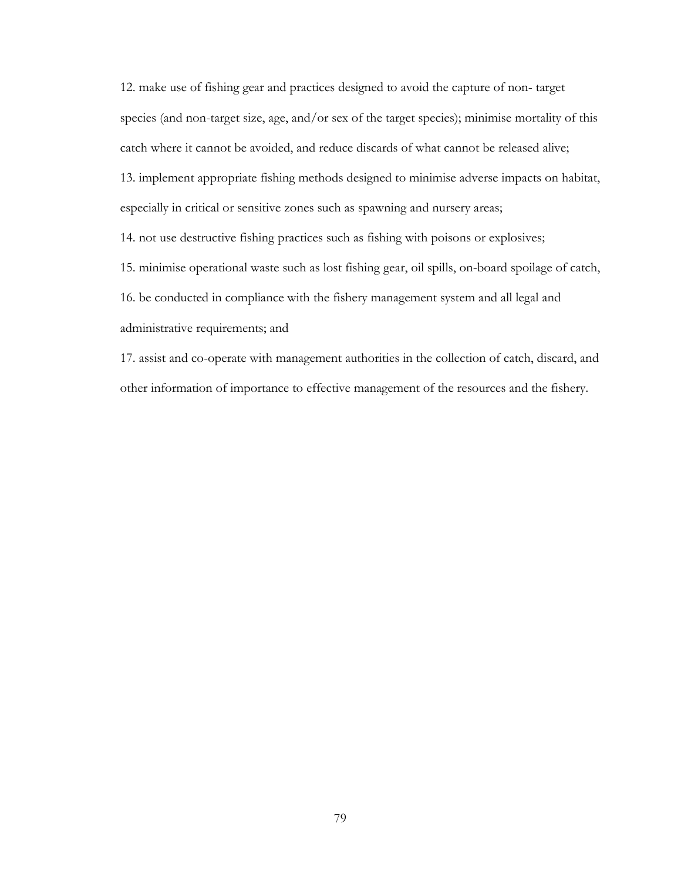12. make use of fishing gear and practices designed to avoid the capture of non- target species (and non-target size, age, and/or sex of the target species); minimise mortality of this catch where it cannot be avoided, and reduce discards of what cannot be released alive;

13. implement appropriate fishing methods designed to minimise adverse impacts on habitat, especially in critical or sensitive zones such as spawning and nursery areas;

14. not use destructive fishing practices such as fishing with poisons or explosives;

15. minimise operational waste such as lost fishing gear, oil spills, on-board spoilage of catch,

16. be conducted in compliance with the fishery management system and all legal and administrative requirements; and

17. assist and co-operate with management authorities in the collection of catch, discard, and other information of importance to effective management of the resources and the fishery.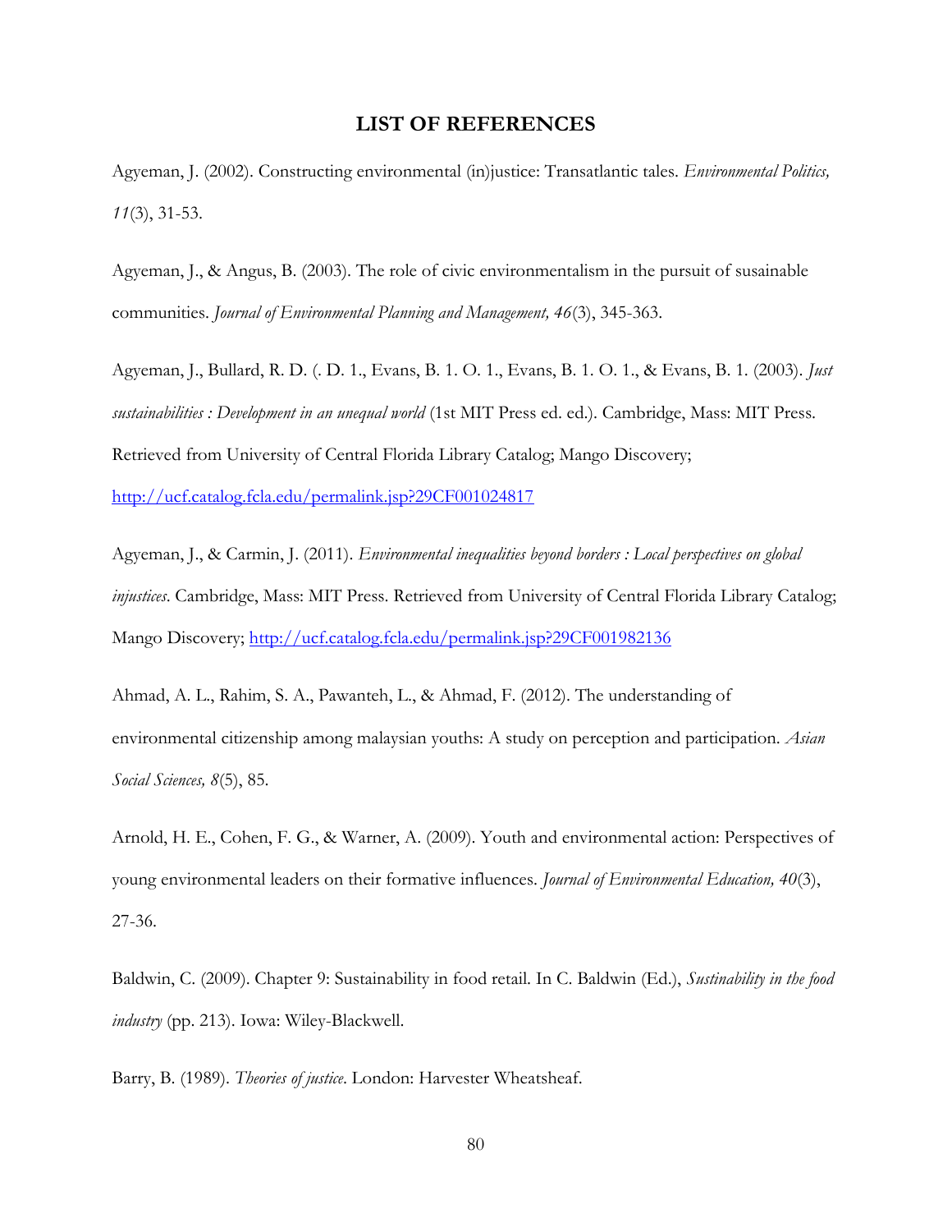# LIST OF REFERENCES

Agyeman, J. (2002). Constructing environmental (in)justice: Transatlantic tales. *Environmental Politics, 11*(3), 31-53.

Agyeman, J., & Angus, B. (2003). The role of civic environmentalism in the pursuit of susainable communities. *Journal of Environmental Planning and Management, 46*(3), 345-363.

Agyeman, J., Bullard, R. D. (. D. 1., Evans, B. 1. O. 1., Evans, B. 1. O. 1., & Evans, B. 1. (2003). *Just sustainabilities : Development in an unequal world* (1st MIT Press ed. ed.). Cambridge, Mass: MIT Press. Retrieved from University of Central Florida Library Catalog; Mango Discovery; http://ucf.catalog.fcla.edu/permalink.jsp?29CF001024817

Agyeman, J., & Carmin, J. (2011). *Environmental inequalities beyond borders : Local perspectives on global injustices*. Cambridge, Mass: MIT Press. Retrieved from University of Central Florida Library Catalog; Mango Discovery; http://ucf.catalog.fcla.edu/permalink.jsp?29CF001982136

Ahmad, A. L., Rahim, S. A., Pawanteh, L., & Ahmad, F. (2012). The understanding of environmental citizenship among malaysian youths: A study on perception and participation. *Asian Social Sciences, 8*(5), 85.

Arnold, H. E., Cohen, F. G., & Warner, A. (2009). Youth and environmental action: Perspectives of young environmental leaders on their formative influences. *Journal of Environmental Education, 40*(3), 27-36.

Baldwin, C. (2009). Chapter 9: Sustainability in food retail. In C. Baldwin (Ed.), *Sustinability in the food industry* (pp. 213). Iowa: Wiley-Blackwell.

Barry, B. (1989). *Theories of justice*. London: Harvester Wheatsheaf.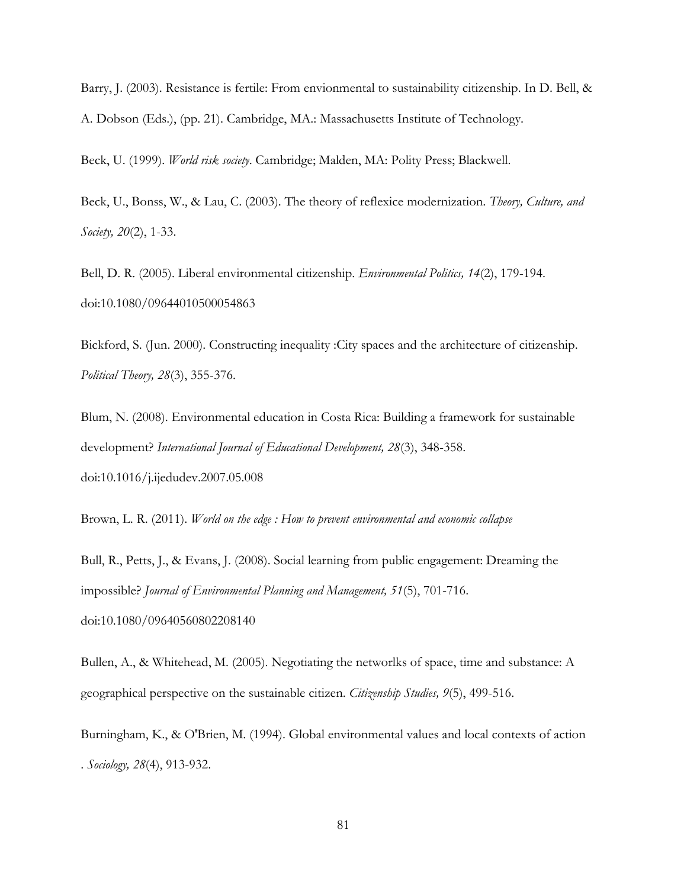Barry, J. (2003). Resistance is fertile: From envionmental to sustainability citizenship. In D. Bell, & A. Dobson (Eds.), (pp. 21). Cambridge, MA.: Massachusetts Institute of Technology.

Beck, U. (1999). *World risk society*. Cambridge; Malden, MA: Polity Press; Blackwell.

Beck, U., Bonss, W., & Lau, C. (2003). The theory of reflexice modernization. *Theory, Culture, and Society, 20*(2), 1-33.

Bell, D. R. (2005). Liberal environmental citizenship. *Environmental Politics, 14*(2), 179-194. doi:10.1080/09644010500054863

Bickford, S. (Jun. 2000). Constructing inequality :City spaces and the architecture of citizenship. *Political Theory, 28*(3), 355-376.

Blum, N. (2008). Environmental education in Costa Rica: Building a framework for sustainable development? *International Journal of Educational Development, 28*(3), 348-358. doi:10.1016/j.ijedudev.2007.05.008

Brown, L. R. (2011). *World on the edge : How to prevent environmental and economic collapse*

Bull, R., Petts, J., & Evans, J. (2008). Social learning from public engagement: Dreaming the impossible? *Journal of Environmental Planning and Management, 51*(5), 701-716. doi:10.1080/09640560802208140

Bullen, A., & Whitehead, M. (2005). Negotiating the networlks of space, time and substance: A geographical perspective on the sustainable citizen. *Citizenship Studies, 9*(5), 499-516.

Burningham, K., & O'Brien, M. (1994). Global environmental values and local contexts of action . *Sociology, 28*(4), 913-932.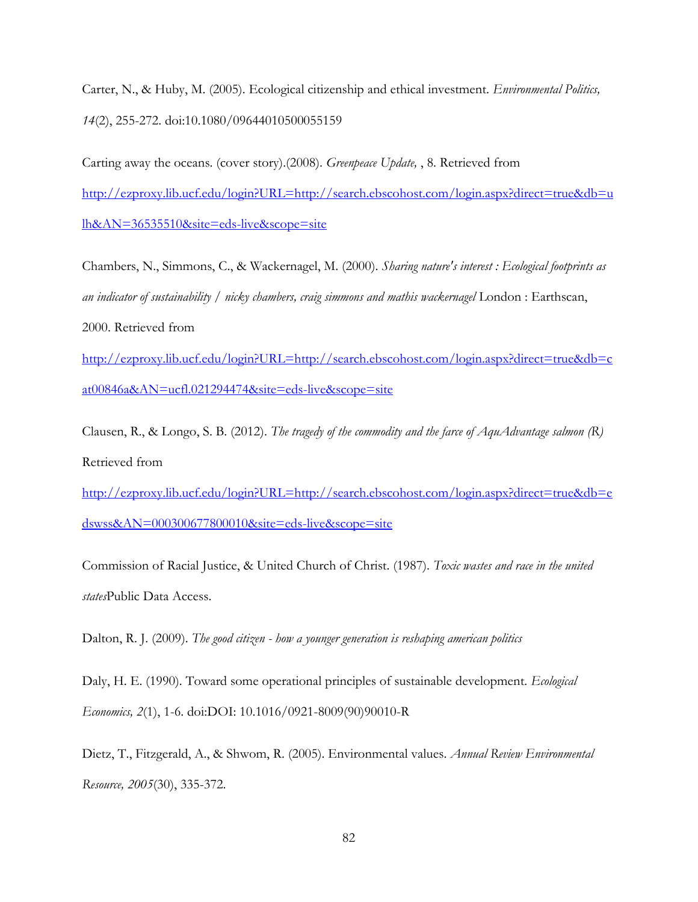Carter, N., & Huby, M. (2005). Ecological citizenship and ethical investment. *Environmental Politics, 14*(2), 255-272. doi:10.1080/09644010500055159

Carting away the oceans. (cover story).(2008). *Greenpeace Update,* , 8. Retrieved from http://ezproxy.lib.ucf.edu/login?URL=http://search.ebscohost.com/login.aspx?direct=true&db=ulh&AN=36535510&site=eds-live&scope=site

Chambers, N., Simmons, C., & Wackernagel, M. (2000). *Sharing nature's interest : Ecological footprints as an indicator of sustainability / nicky chambers, craig simmons and mathis wackernagel* London : Earthscan, 2000. Retrieved from http://ezproxy.lib.ucf.edu/login?URL=http://search.ebscohost.com/login.aspx?direct=true&db=cat00846a&AN=ucfl.021294474&site=eds-live&scope=site

Clausen, R., & Longo, S. B. (2012). *The tragedy of the commodity and the farce of AquAdvantage salmon (R)* Retrieved from http://ezproxy.lib.ucf.edu/login?URL=http://search.ebscohost.com/login.aspx?direct=true&db=edswss&AN=000300677800010&site=eds-live&scope=site

Commission of Racial Justice, & United Church of Christ. (1987). *Toxic wastes and race in the united states*Public Data Access.

Dalton, R. J. (2009). *The good citizen - how a younger generation is reshaping american politics*

Daly, H. E. (1990). Toward some operational principles of sustainable development. *Ecological Economics, 2*(1), 1-6. doi:DOI: 10.1016/0921-8009(90)90010-R

Dietz, T., Fitzgerald, A., & Shwom, R. (2005). Environmental values. *Annual Review Environmental Resource, 2005*(30), 335-372.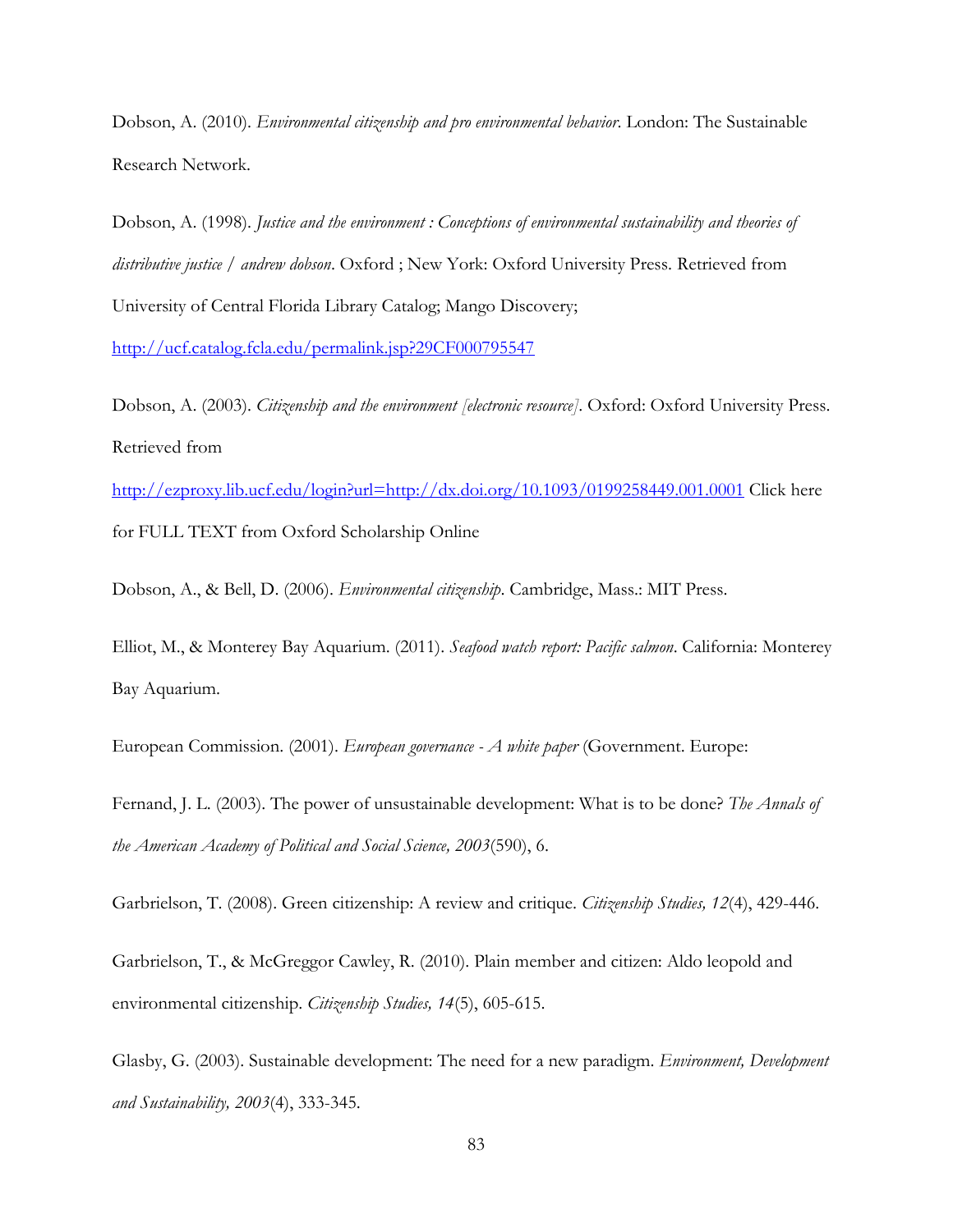Dobson, A. (2010). *Environmental citizenship and pro environmental behavior*. London: The Sustainable Research Network.

Dobson, A. (1998). *Justice and the environment : Conceptions of environmental sustainability and theories of distributive justice / andrew dobson*. Oxford ; New York: Oxford University Press. Retrieved from University of Central Florida Library Catalog; Mango Discovery; http://ucf.catalog.fcla.edu/permalink.jsp?29CF000795547

Dobson, A. (2003). *Citizenship and the environment [electronic resource]*. Oxford: Oxford University Press. Retrieved from http://ezproxy.lib.ucf.edu/login?url=http://dx.doi.org/10.1093/0199258449.001.0001 Click here for FULL TEXT from Oxford Scholarship Online

Dobson, A., & Bell, D. (2006). *Environmental citizenship*. Cambridge, Mass.: MIT Press.

Elliot, M., & Monterey Bay Aquarium. (2011). *Seafood watch report: Pacific salmon*. California: Monterey Bay Aquarium.

European Commission. (2001). *European governance - A white paper* (Government. Europe:

Fernand, J. L. (2003). The power of unsustainable development: What is to be done? *The Annals of the American Academy of Political and Social Science, 2003*(590), 6.

Garbrielson, T. (2008). Green citizenship: A review and critique. *Citizenship Studies, 12*(4), 429-446.

Garbrielson, T., & McGreggor Cawley, R. (2010). Plain member and citizen: Aldo leopold and environmental citizenship. *Citizenship Studies, 14*(5), 605-615.

Glasby, G. (2003). Sustainable development: The need for a new paradigm. *Environment, Development and Sustainability, 2003*(4), 333-345.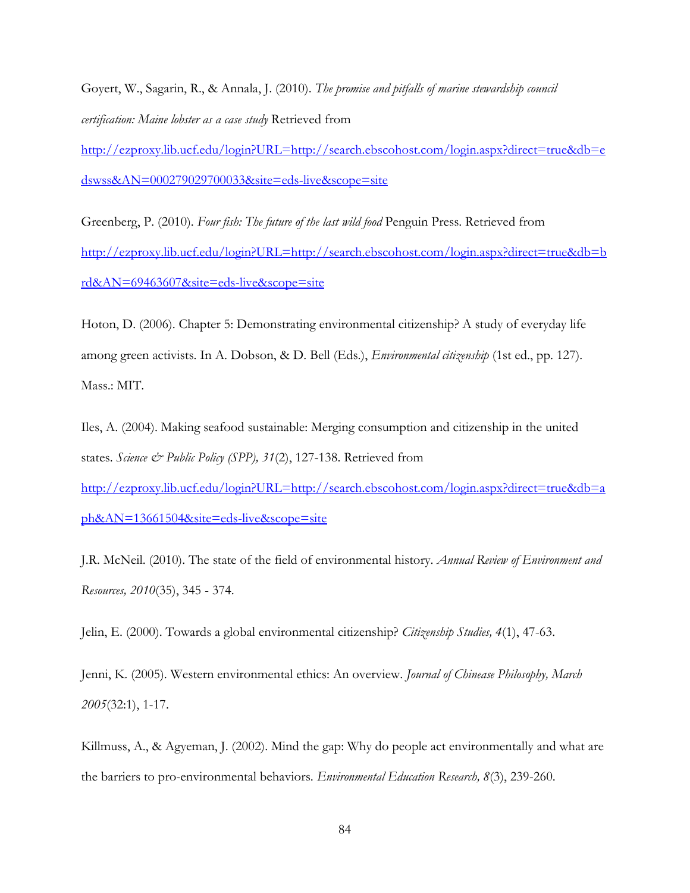Goyert, W., Sagarin, R., & Annala, J. (2010). *The promise and pitfalls of marine stewardship council certification: Maine lobster as a case study* Retrieved from http://ezproxy.lib.ucf.edu/login?URL=http://search.ebscohost.com/login.aspx?direct=true&db=edswss&AN=000279029700033&site=eds-live&scope=site

Greenberg, P. (2010). *Four fish: The future of the last wild food* Penguin Press. Retrieved from http://ezproxy.lib.ucf.edu/login?URL=http://search.ebscohost.com/login.aspx?direct=true&db=brd&AN=69463607&site=eds-live&scope=site

Hoton, D. (2006). Chapter 5: Demonstrating environmental citizenship? A study of everyday life among green activists. In A. Dobson, & D. Bell (Eds.), *Environmental citizenship* (1st ed., pp. 127). Mass.: MIT.

Iles, A. (2004). Making seafood sustainable: Merging consumption and citizenship in the united states. *Science & Public Policy (SPP), 31*(2), 127-138. Retrieved from http://ezproxy.lib.ucf.edu/login?URL=http://search.ebscohost.com/login.aspx?direct=true&db=aph&AN=13661504&site=eds-live&scope=site

J.R. McNeil. (2010). The state of the field of environmental history. *Annual Review of Environment and Resources, 2010*(35), 345 - 374.

Jelin, E. (2000). Towards a global environmental citizenship? *Citizenship Studies, 4*(1), 47-63.

Jenni, K. (2005). Western environmental ethics: An overview. *Journal of Chinease Philosophy, March 2005*(32:1), 1-17.

Killmuss, A., & Agyeman, J. (2002). Mind the gap: Why do people act environmentally and what are the barriers to pro-environmental behaviors. *Environmental Education Research, 8*(3), 239-260.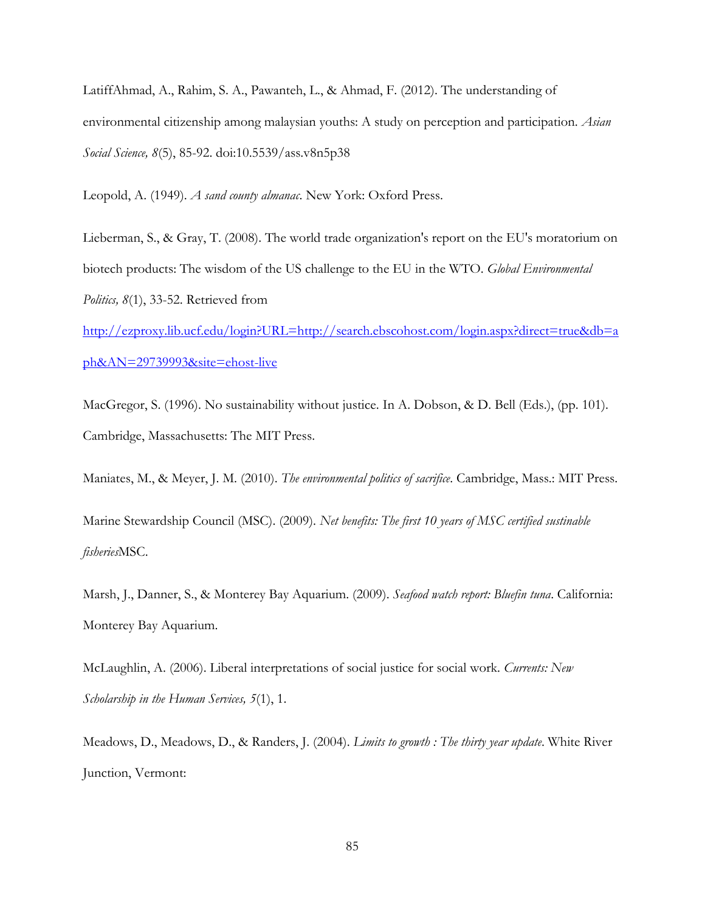LatiffAhmad, A., Rahim, S. A., Pawanteh, L., & Ahmad, F. (2012). The understanding of environmental citizenship among malaysian youths: A study on perception and participation. *Asian Social Science, 8*(5), 85-92. doi:10.5539/ass.v8n5p38

Leopold, A. (1949). *A sand county almanac*. New York: Oxford Press.

Lieberman, S., & Gray, T. (2008). The world trade organization's report on the EU's moratorium on biotech products: The wisdom of the US challenge to the EU in the WTO. *Global Environmental Politics, 8*(1), 33-52. Retrieved from [http://ezproxy.lib.ucf.edu/login?URL=http://search.ebscohost.com/login.aspx?direct=true&db=aph&AN=29739993&site=ehost-live](http://ezproxy.lib.ucf.edu/login?URL=http://search.ebscohost.com/login.aspx?direct=true&db=aph&AN=29739993&site=ehost-live)

MacGregor, S. (1996). No sustainability without justice. In A. Dobson, & D. Bell (Eds.), (pp. 101). Cambridge, Massachusetts: The MIT Press.

Maniates, M., & Meyer, J. M. (2010). *The environmental politics of sacrifice*. Cambridge, Mass.: MIT Press.

Marine Stewardship Council (MSC). (2009). *Net benefits: The first 10 years of MSC certified sustinable fisheries*MSC.

Marsh, J., Danner, S., & Monterey Bay Aquarium. (2009). *Seafood watch report: Bluefin tuna*. California: Monterey Bay Aquarium.

McLaughlin, A. (2006). Liberal interpretations of social justice for social work. *Currents: New Scholarship in the Human Services, 5*(1), 1.

Meadows, D., Meadows, D., & Randers, J. (2004). *Limits to growth : The thirty year update*. White River Junction, Vermont: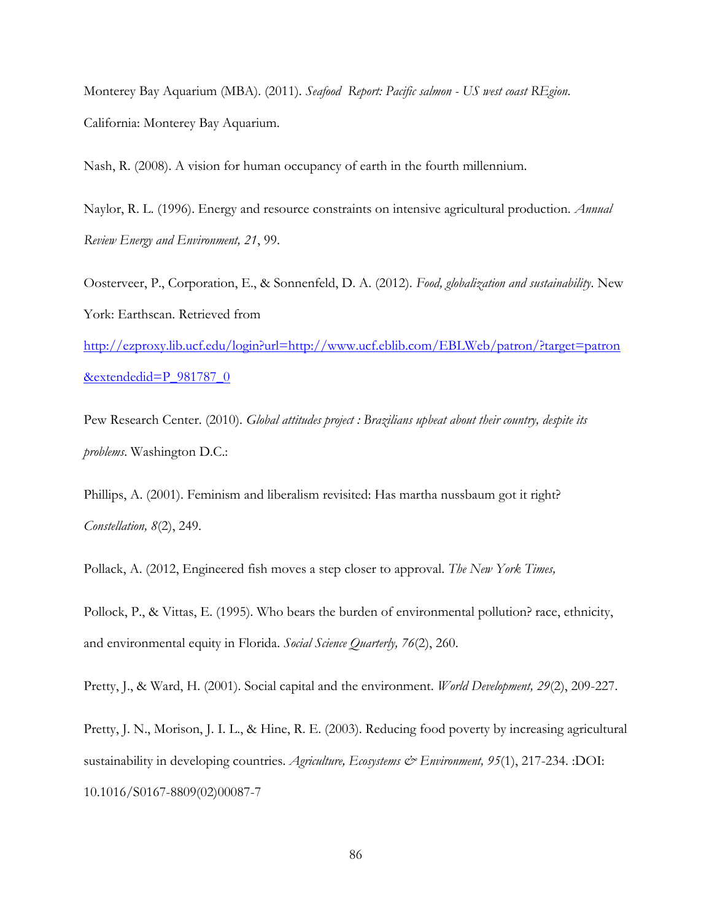Monterey Bay Aquarium (MBA). (2011). *Seafood Report: Pacific salmon - US west coast REgion*. California: Monterey Bay Aquarium.

Nash, R. (2008). A vision for human occupancy of earth in the fourth millennium.

Naylor, R. L. (1996). Energy and resource constraints on intensive agricultural production. *Annual Review Energy and Environment, 21*, 99.

Oosterveer, P., Corporation, E., & Sonnenfeld, D. A. (2012). *Food, globalization and sustainability*. New York: Earthscan. Retrieved from http://ezproxy.lib.ucf.edu/login?url=http://www.ucf.eblib.com/EBLWeb/patron/?target=patron&extendedid=P_981787_0

Pew Research Center. (2010). *Global attitudes project : Brazilians upbeat about their country, despite its problems*. Washington D.C.:

Phillips, A. (2001). Feminism and liberalism revisited: Has martha nussbaum got it right? *Constellation, 8*(2), 249.

Pollack, A. (2012, Engineered fish moves a step closer to approval. *The New York Times,*

Pollock, P., & Vittas, E. (1995). Who bears the burden of environmental pollution? race, ethnicity, and environmental equity in Florida. *Social Science Quarterly, 76*(2), 260.

Pretty, J., & Ward, H. (2001). Social capital and the environment. *World Development, 29*(2), 209-227.

Pretty, J. N., Morison, J. I. L., & Hine, R. E. (2003). Reducing food poverty by increasing agricultural sustainability in developing countries. *Agriculture, Ecosystems & Environment, 95*(1), 217-234. :DOI: 10.1016/S0167-8809(02)00087-7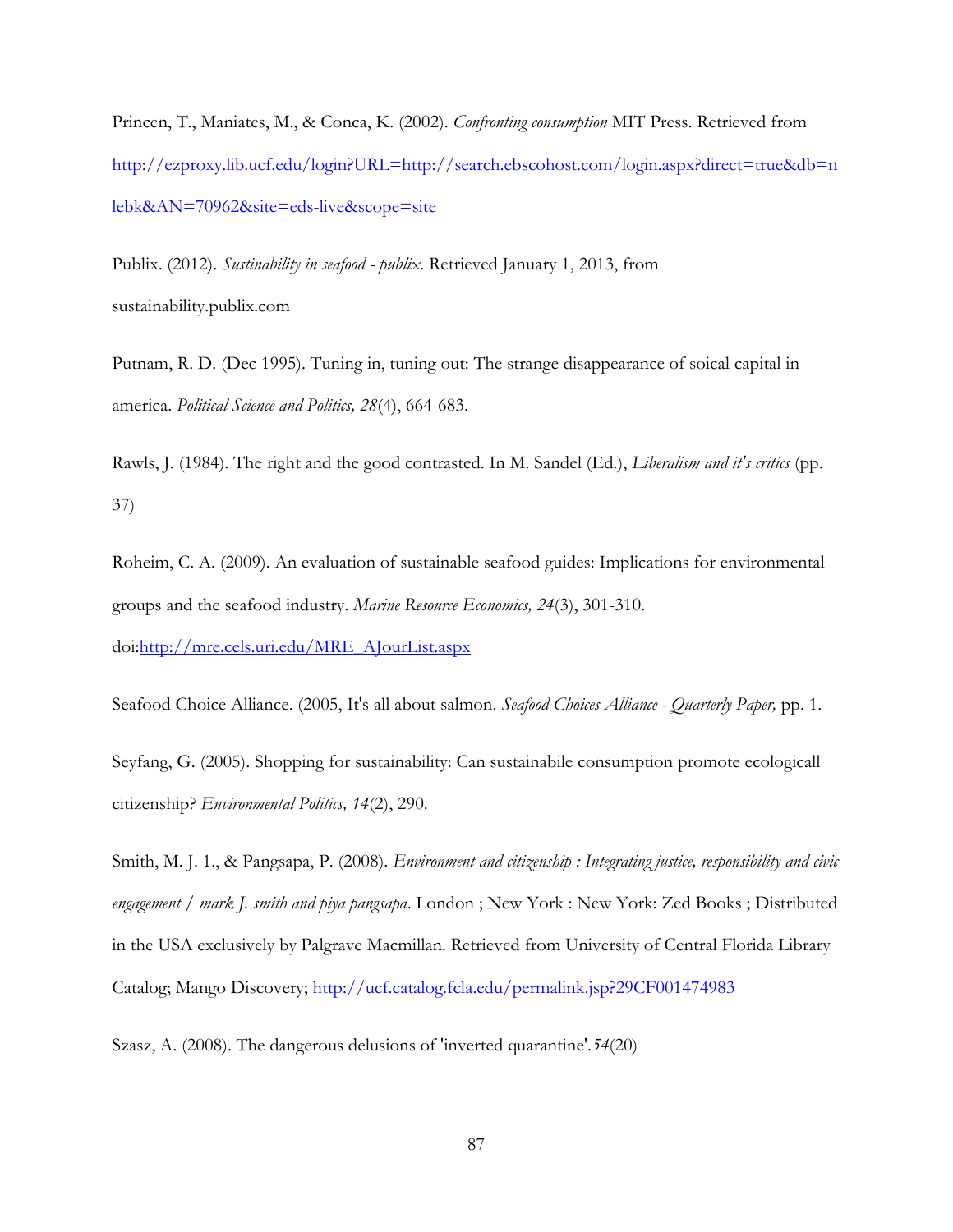Princen, T., Maniates, M., & Conca, K. (2002). *Confronting consumption* MIT Press. Retrieved from http://ezproxy.lib.ucf.edu/login?URL=http://search.ebscohost.com/login.aspx?direct=true&db=nlebk&AN=70962&site=eds-live&scope=site

Publix. (2012). *Sustinability in seafood - publix.* Retrieved January 1, 2013, from sustainability.publix.com

Putnam, R. D. (Dec 1995). Tuning in, tuning out: The strange disappearance of soical capital in america. *Political Science and Politics, 28*(4), 664-683.

Rawls, J. (1984). The right and the good contrasted. In M. Sandel (Ed.), *Liberalism and it's critics* (pp. 37)

Roheim, C. A. (2009). An evaluation of sustainable seafood guides: Implications for environmental groups and the seafood industry. *Marine Resource Economics, 24*(3), 301-310. doi:http://mre.cels.uri.edu/MRE_AJourList.aspx

Seafood Choice Alliance. (2005, It's all about salmon. *Seafood Choices Alliance - Quarterly Paper,* pp. 1.

Seyfang, G. (2005). Shopping for sustainability: Can sustainabile consumption promote ecologicall citizenship? *Environmental Politics, 14*(2), 290.

Smith, M. J. 1., & Pangsapa, P. (2008). *Environment and citizenship : Integrating justice, responsibility and civic engagement / mark J. smith and piya pangsapa*. London ; New York : New York: Zed Books ; Distributed in the USA exclusively by Palgrave Macmillan. Retrieved from University of Central Florida Library Catalog; Mango Discovery; http://ucf.catalog.fcla.edu/permalink.jsp?29CF001474983

Szasz, A. (2008). The dangerous delusions of 'inverted quarantine'.*54*(20)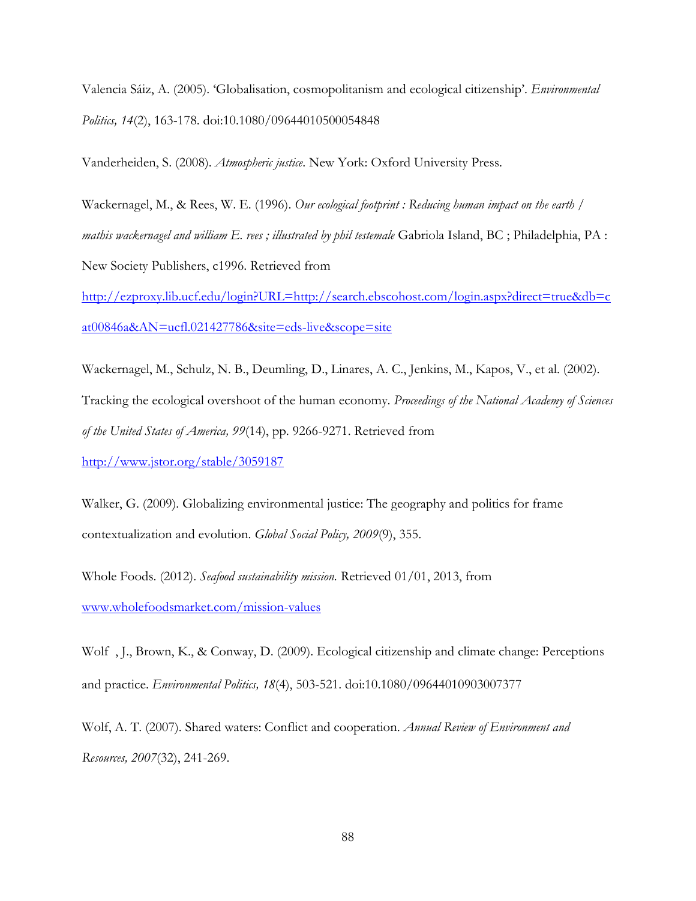Valencia Sáiz, A. (2005). 'Globalisation, cosmopolitanism and ecological citizenship'. *Environmental Politics, 14*(2), 163-178. doi:10.1080/09644010500054848

Vanderheiden, S. (2008). *Atmospheric justice*. New York: Oxford University Press.

Wackernagel, M., & Rees, W. E. (1996). *Our ecological footprint : Reducing human impact on the earth / mathis wackernagel and william E. rees ; illustrated by phil testemale* Gabriola Island, BC ; Philadelphia, PA : New Society Publishers, c1996. Retrieved from http://ezproxy.lib.ucf.edu/login?URL=http://search.ebscohost.com/login.aspx?direct=true&db=cat00846a&AN=ucfl.021427786&site=eds-live&scope=site

Wackernagel, M., Schulz, N. B., Deumling, D., Linares, A. C., Jenkins, M., Kapos, V., et al. (2002). Tracking the ecological overshoot of the human economy. *Proceedings of the National Academy of Sciences of the United States of America, 99*(14), pp. 9266-9271. Retrieved from http://www.jstor.org/stable/3059187

Walker, G. (2009). Globalizing environmental justice: The geography and politics for frame contextualization and evolution. *Global Social Policy, 2009*(9), 355.

Whole Foods. (2012). *Seafood sustainability mission.* Retrieved 01/01, 2013, from www.wholefoodsmarket.com/mission-values

Wolf , J., Brown, K., & Conway, D. (2009). Ecological citizenship and climate change: Perceptions and practice. *Environmental Politics, 18*(4), 503-521. doi:10.1080/09644010903007377

Wolf, A. T. (2007). Shared waters: Conflict and cooperation. *Annual Review of Environment and Resources, 2007*(32), 241-269.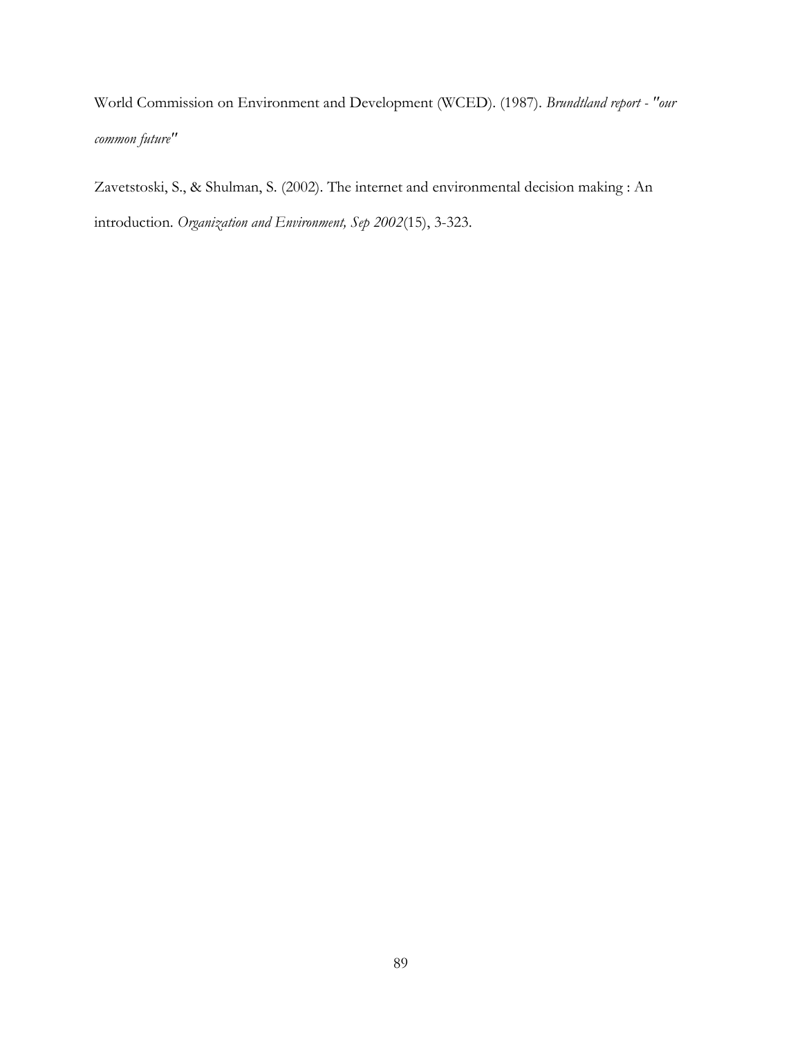World Commission on Environment and Development (WCED). (1987). *Brundtland report - "our common future"*

Zavetstoski, S., & Shulman, S. (2002). The internet and environmental decision making : An introduction. *Organization and Environment, Sep 2002*(15), 3-323.